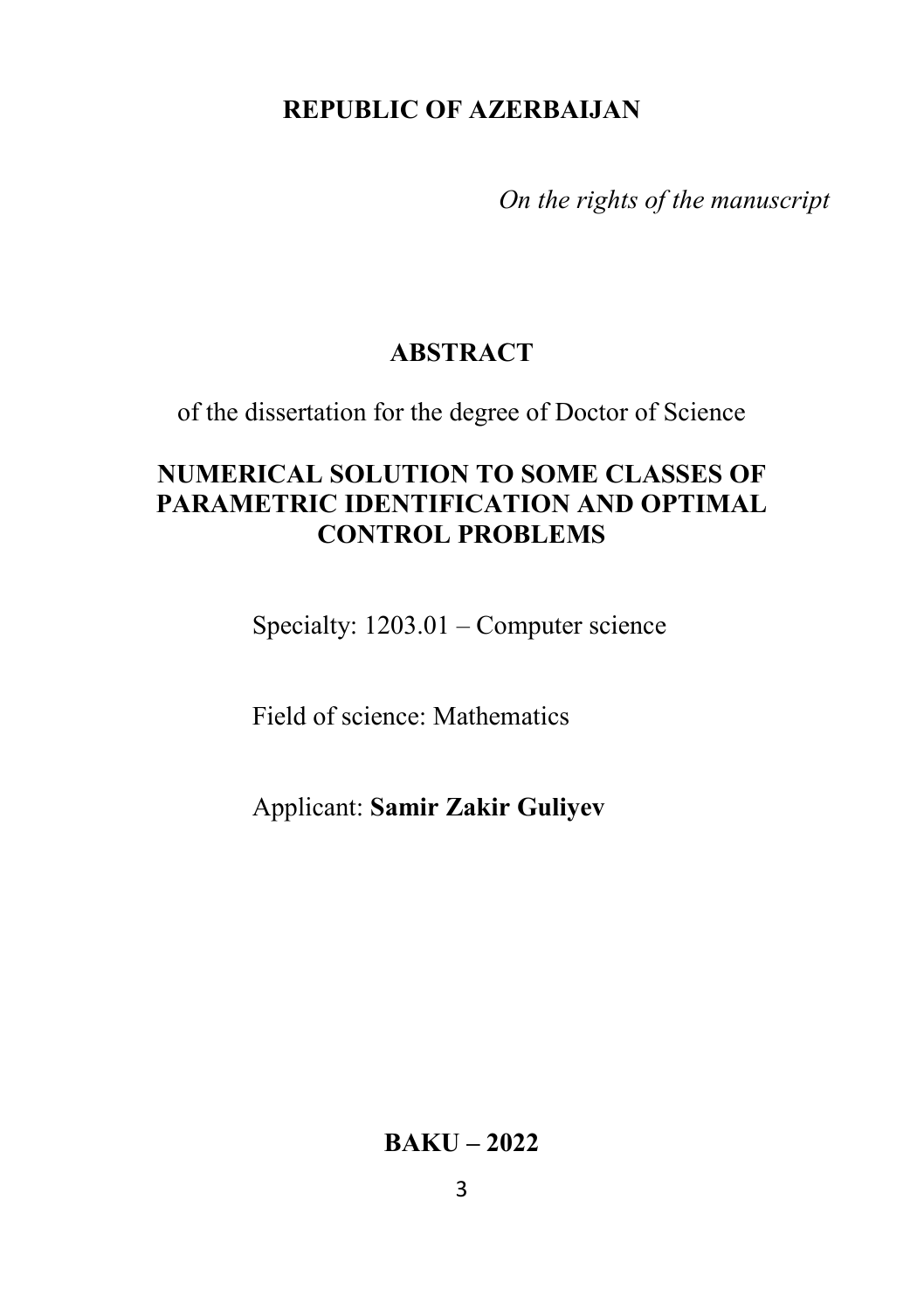**REPUBLIC OF AZERBAIJAN**

*On the rights of the manuscript*

# ABSTRACT

of the dissertation for the degree of Doctor of Science

## NUMERICAL SOLUTION TO SOME CLASSES OF PARAMETRIC IDENTIFICATION AND OPTIMAL CONTROL PROBLEMS

Specialty: 1203.01 – Computer science

Field of science: Mathematics

Applicant: **Samir Zakir Guliyev**

**BAKU – 2022**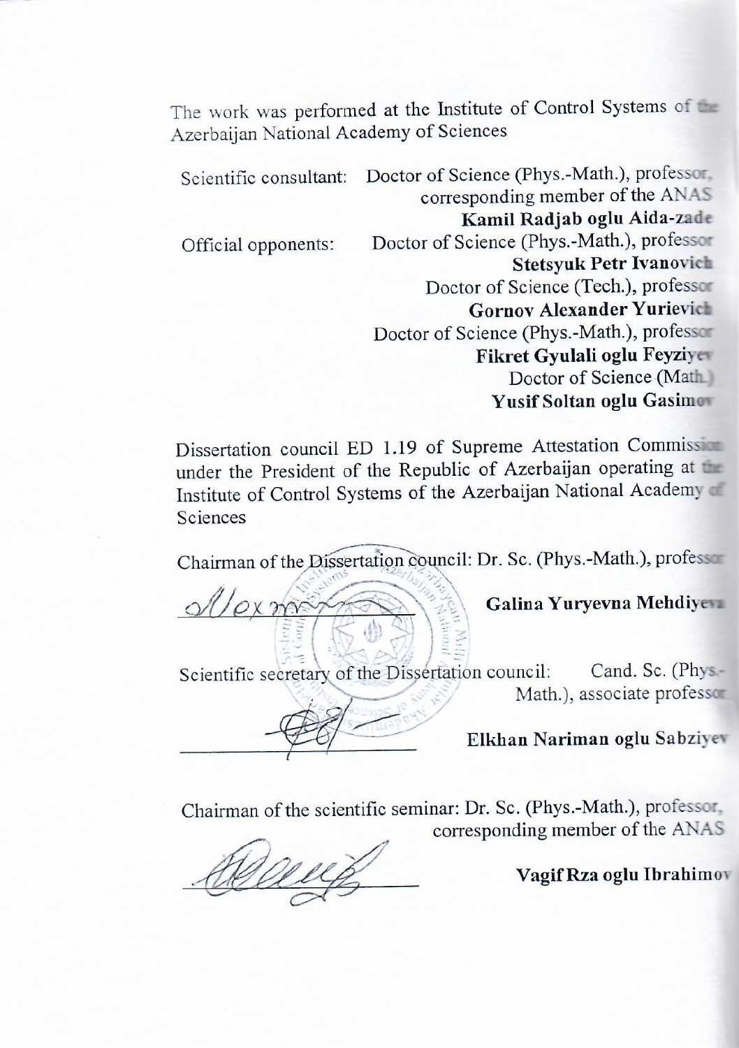The work was performed at the Institute of Control Systems of the Azerbaijan National Academy of Sciences

Scientific consultant: Doctor of Science (Phys.-Math.), professor, corresponding member of the ANAS
**Kamil Radjab oglu Aida-zade**

Official opponents: Doctor of Science (Phys.-Math.), professor
**Stetsyuk Petr Ivanovich**
Doctor of Science (Tech.), professor
**Gornov Alexander Yurievich**
Doctor of Science (Phys.-Math.), professor
**Fikret Gyulali oglu Feyziyev**
Doctor of Science (Math.)
**Yusif Soltan oglu Gasimov**

Dissertation council ED 1.19 of Supreme Attestation Commission under the President of the Republic of Azerbaijan operating at the Institute of Control Systems of the Azerbaijan National Academy of Sciences

Chairman of the Dissertation council: Dr. Sc. (Phys.-Math.), professor

**Galina Yuryevna Mehdiyeva**

Scientific secretary of the Dissertation council: Cand. Sc. (Phys.-Math.), associate professor

**Elkhan Nariman oglu Sabziyev**

Chairman of the scientific seminar: Dr. Sc. (Phys.-Math.), professor, corresponding member of the ANAS

**Vagif Rza oglu Ibrahimov**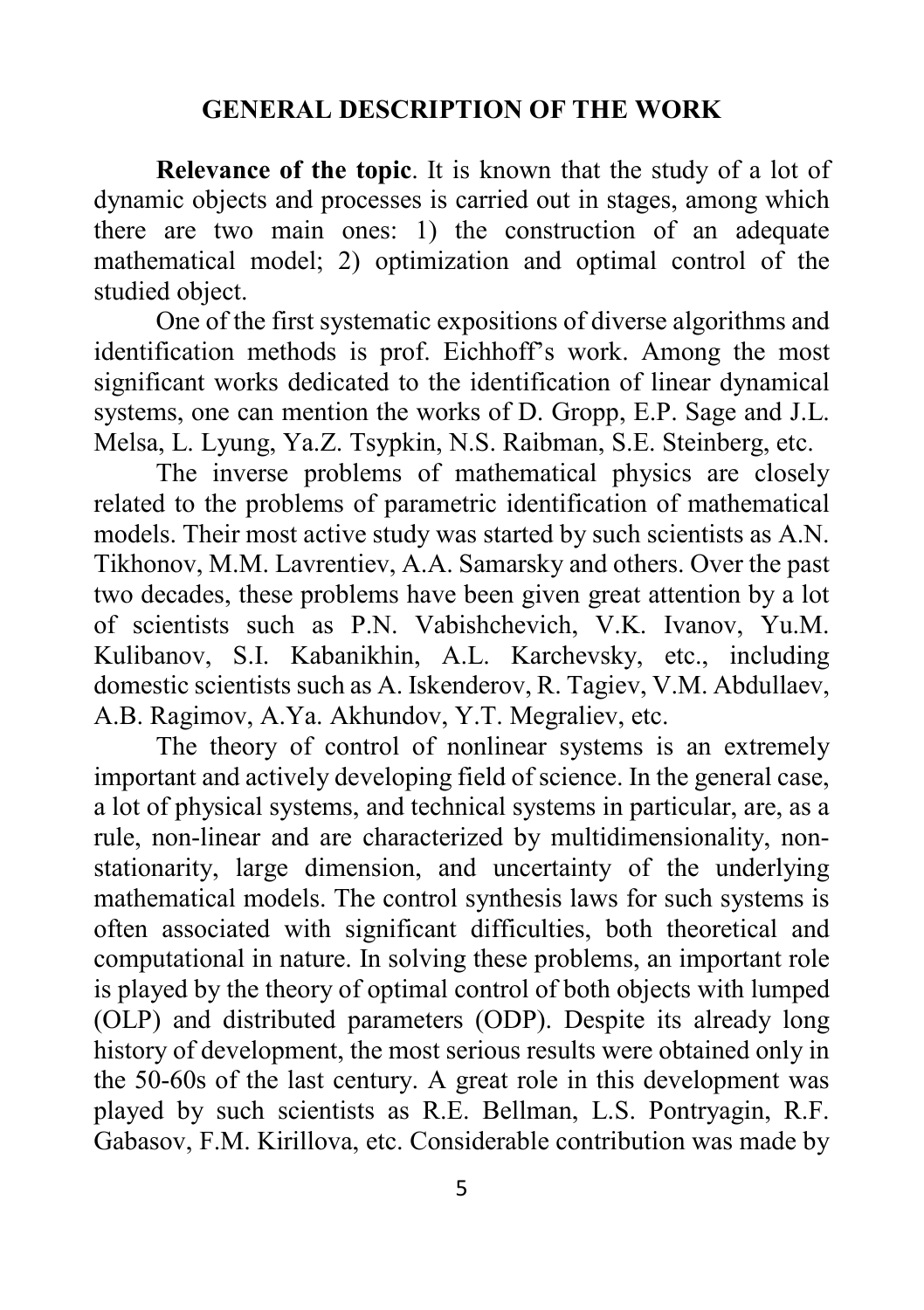## GENERAL DESCRIPTION OF THE WORK

**Relevance of the topic**. It is known that the study of a lot of dynamic objects and processes is carried out in stages, among which there are two main ones: 1) the construction of an adequate mathematical model; 2) optimization and optimal control of the studied object.

One of the first systematic expositions of diverse algorithms and identification methods is prof. Eichhoff's work. Among the most significant works dedicated to the identification of linear dynamical systems, one can mention the works of D. Gropp, E.P. Sage and J.L. Melsa, L. Lyung, Ya.Z. Tsypkin, N.S. Raibman, S.E. Steinberg, etc.

The inverse problems of mathematical physics are closely related to the problems of parametric identification of mathematical models. Their most active study was started by such scientists as A.N. Tikhonov, M.M. Lavrentiev, A.A. Samarsky and others. Over the past two decades, these problems have been given great attention by a lot of scientists such as P.N. Vabishchevich, V.K. Ivanov, Yu.M. Kulibanov, S.I. Kabanikhin, A.L. Karchevsky, etc., including domestic scientists such as A. Iskenderov, R. Tagiev, V.M. Abdullaev, A.B. Ragimov, A.Ya. Akhundov, Y.T. Megraliev, etc.

The theory of control of nonlinear systems is an extremely important and actively developing field of science. In the general case, a lot of physical systems, and technical systems in particular, are, as a rule, non-linear and are characterized by multidimensionality, non-stationarity, large dimension, and uncertainty of the underlying mathematical models. The control synthesis laws for such systems is often associated with significant difficulties, both theoretical and computational in nature. In solving these problems, an important role is played by the theory of optimal control of both objects with lumped (OLP) and distributed parameters (ODP). Despite its already long history of development, the most serious results were obtained only in the 50-60s of the last century. A great role in this development was played by such scientists as R.E. Bellman, L.S. Pontryagin, R.F. Gabasov, F.M. Kirillova, etc. Considerable contribution was made by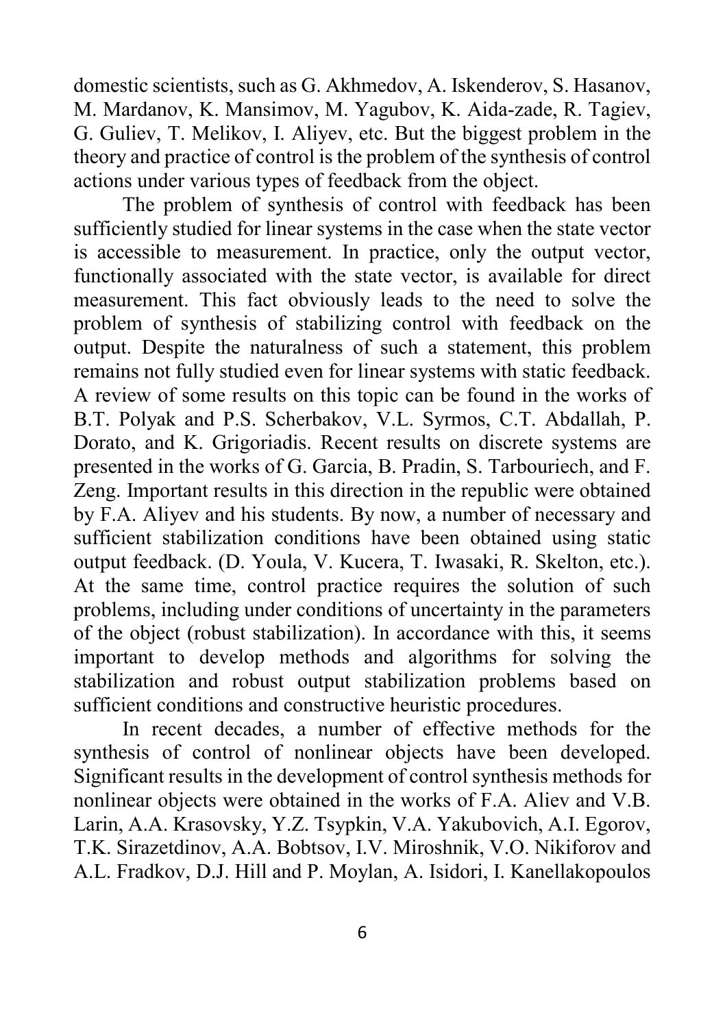domestic scientists, such as G. Akhmedov, A. Iskenderov, S. Hasanov, M. Mardanov, K. Mansimov, M. Yagubov, K. Aida-zade, R. Tagiev, G. Guliev, T. Melikov, I. Aliyev, etc. But the biggest problem in the theory and practice of control is the problem of the synthesis of control actions under various types of feedback from the object.

The problem of synthesis of control with feedback has been sufficiently studied for linear systems in the case when the state vector is accessible to measurement. In practice, only the output vector, functionally associated with the state vector, is available for direct measurement. This fact obviously leads to the need to solve the problem of synthesis of stabilizing control with feedback on the output. Despite the naturalness of such a statement, this problem remains not fully studied even for linear systems with static feedback. A review of some results on this topic can be found in the works of B.T. Polyak and P.S. Scherbakov, V.L. Syrmos, C.T. Abdallah, P. Dorato, and K. Grigoriadis. Recent results on discrete systems are presented in the works of G. Garcia, B. Pradin, S. Tarbouriech, and F. Zeng. Important results in this direction in the republic were obtained by F.A. Aliyev and his students. By now, a number of necessary and sufficient stabilization conditions have been obtained using static output feedback. (D. Youla, V. Kucera, T. Iwasaki, R. Skelton, etc.). At the same time, control practice requires the solution of such problems, including under conditions of uncertainty in the parameters of the object (robust stabilization). In accordance with this, it seems important to develop methods and algorithms for solving the stabilization and robust output stabilization problems based on sufficient conditions and constructive heuristic procedures.

In recent decades, a number of effective methods for the synthesis of control of nonlinear objects have been developed. Significant results in the development of control synthesis methods for nonlinear objects were obtained in the works of F.A. Aliev and V.B. Larin, A.A. Krasovsky, Y.Z. Tsypkin, V.A. Yakubovich, A.I. Egorov, T.K. Sirazetdinov, A.A. Bobtsov, I.V. Miroshnik, V.O. Nikiforov and A.L. Fradkov, D.J. Hill and P. Moylan, A. Isidori, I. Kanellakopoulos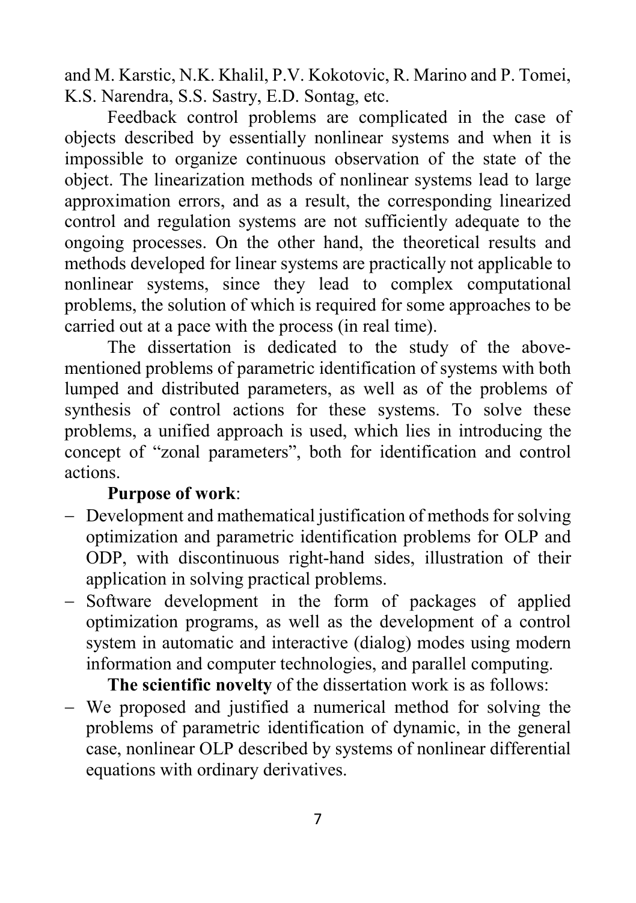and M. Karstic, N.K. Khalil, P.V. Kokotovic, R. Marino and P. Tomei, K.S. Narendra, S.S. Sastry, E.D. Sontag, etc.

Feedback control problems are complicated in the case of objects described by essentially nonlinear systems and when it is impossible to organize continuous observation of the state of the object. The linearization methods of nonlinear systems lead to large approximation errors, and as a result, the corresponding linearized control and regulation systems are not sufficiently adequate to the ongoing processes. On the other hand, the theoretical results and methods developed for linear systems are practically not applicable to nonlinear systems, since they lead to complex computational problems, the solution of which is required for some approaches to be carried out at a pace with the process (in real time).

The dissertation is dedicated to the study of the above-mentioned problems of parametric identification of systems with both lumped and distributed parameters, as well as of the problems of synthesis of control actions for these systems. To solve these problems, a unified approach is used, which lies in introducing the concept of "zonal parameters", both for identification and control actions.

**Purpose of work**:

- Development and mathematical justification of methods for solving optimization and parametric identification problems for OLP and ODP, with discontinuous right-hand sides, illustration of their application in solving practical problems.
- Software development in the form of packages of applied optimization programs, as well as the development of a control system in automatic and interactive (dialog) modes using modern information and computer technologies, and parallel computing.

**The scientific novelty** of the dissertation work is as follows:

- We proposed and justified a numerical method for solving the problems of parametric identification of dynamic, in the general case, nonlinear OLP described by systems of nonlinear differential equations with ordinary derivatives.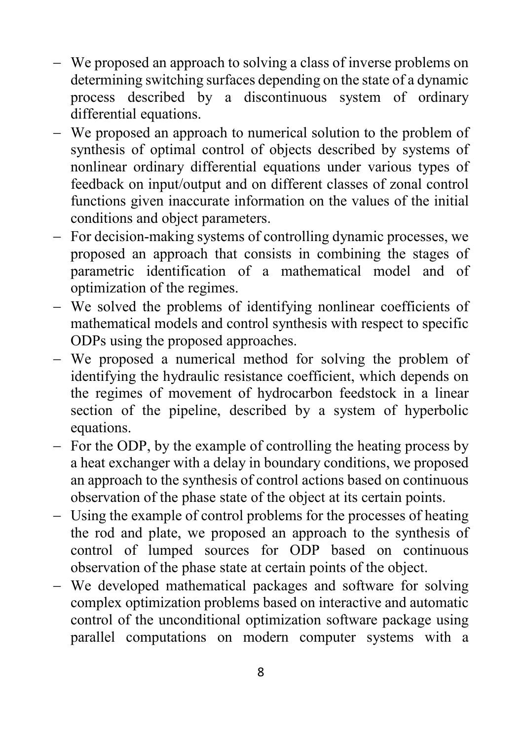- We proposed an approach to solving a class of inverse problems on determining switching surfaces depending on the state of a dynamic process described by a discontinuous system of ordinary differential equations.
- We proposed an approach to numerical solution to the problem of synthesis of optimal control of objects described by systems of nonlinear ordinary differential equations under various types of feedback on input/output and on different classes of zonal control functions given inaccurate information on the values of the initial conditions and object parameters.
- For decision-making systems of controlling dynamic processes, we proposed an approach that consists in combining the stages of parametric identification of a mathematical model and of optimization of the regimes.
- We solved the problems of identifying nonlinear coefficients of mathematical models and control synthesis with respect to specific ODPs using the proposed approaches.
- We proposed a numerical method for solving the problem of identifying the hydraulic resistance coefficient, which depends on the regimes of movement of hydrocarbon feedstock in a linear section of the pipeline, described by a system of hyperbolic equations.
- For the ODP, by the example of controlling the heating process by a heat exchanger with a delay in boundary conditions, we proposed an approach to the synthesis of control actions based on continuous observation of the phase state of the object at its certain points.
- Using the example of control problems for the processes of heating the rod and plate, we proposed an approach to the synthesis of control of lumped sources for ODP based on continuous observation of the phase state at certain points of the object.
- We developed mathematical packages and software for solving complex optimization problems based on interactive and automatic control of the unconditional optimization software package using parallel computations on modern computer systems with a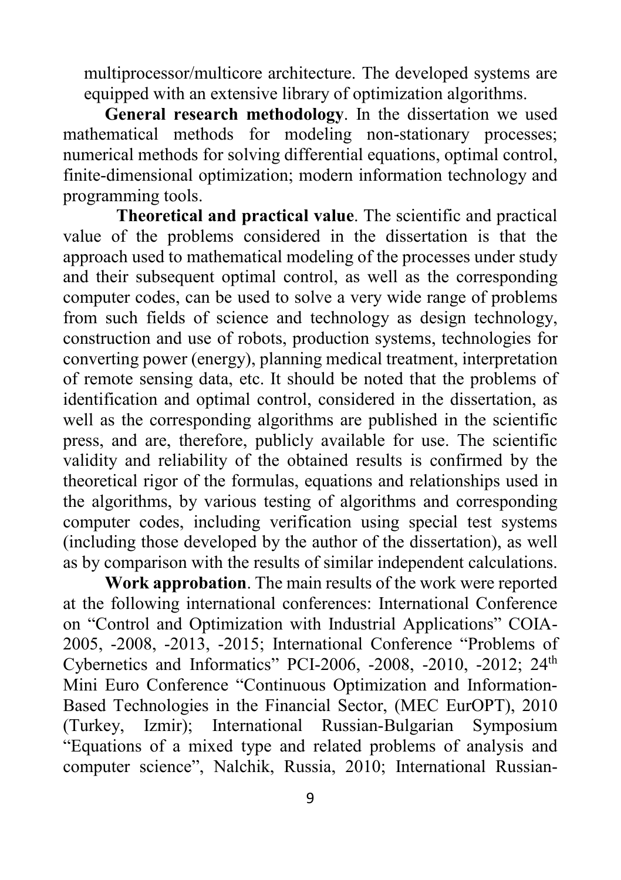multiprocessor/multicore architecture. The developed systems are equipped with an extensive library of optimization algorithms.

**General research methodology**. In the dissertation we used mathematical methods for modeling non-stationary processes; numerical methods for solving differential equations, optimal control, finite-dimensional optimization; modern information technology and programming tools.

**Theoretical and practical value**. The scientific and practical value of the problems considered in the dissertation is that the approach used to mathematical modeling of the processes under study and their subsequent optimal control, as well as the corresponding computer codes, can be used to solve a very wide range of problems from such fields of science and technology as design technology, construction and use of robots, production systems, technologies for converting power (energy), planning medical treatment, interpretation of remote sensing data, etc. It should be noted that the problems of identification and optimal control, considered in the dissertation, as well as the corresponding algorithms are published in the scientific press, and are, therefore, publicly available for use. The scientific validity and reliability of the obtained results is confirmed by the theoretical rigor of the formulas, equations and relationships used in the algorithms, by various testing of algorithms and corresponding computer codes, including verification using special test systems (including those developed by the author of the dissertation), as well as by comparison with the results of similar independent calculations.

**Work approbation**. The main results of the work were reported at the following international conferences: International Conference on "Control and Optimization with Industrial Applications" COIA-2005, -2008, -2013, -2015; International Conference "Problems of Cybernetics and Informatics" PCI-2006, -2008, -2010, -2012; 24th Mini Euro Conference "Continuous Optimization and Information-Based Technologies in the Financial Sector, (MEC EurOPT), 2010 (Turkey, Izmir); International Russian-Bulgarian Symposium "Equations of a mixed type and related problems of analysis and computer science", Nalchik, Russia, 2010; International Russian-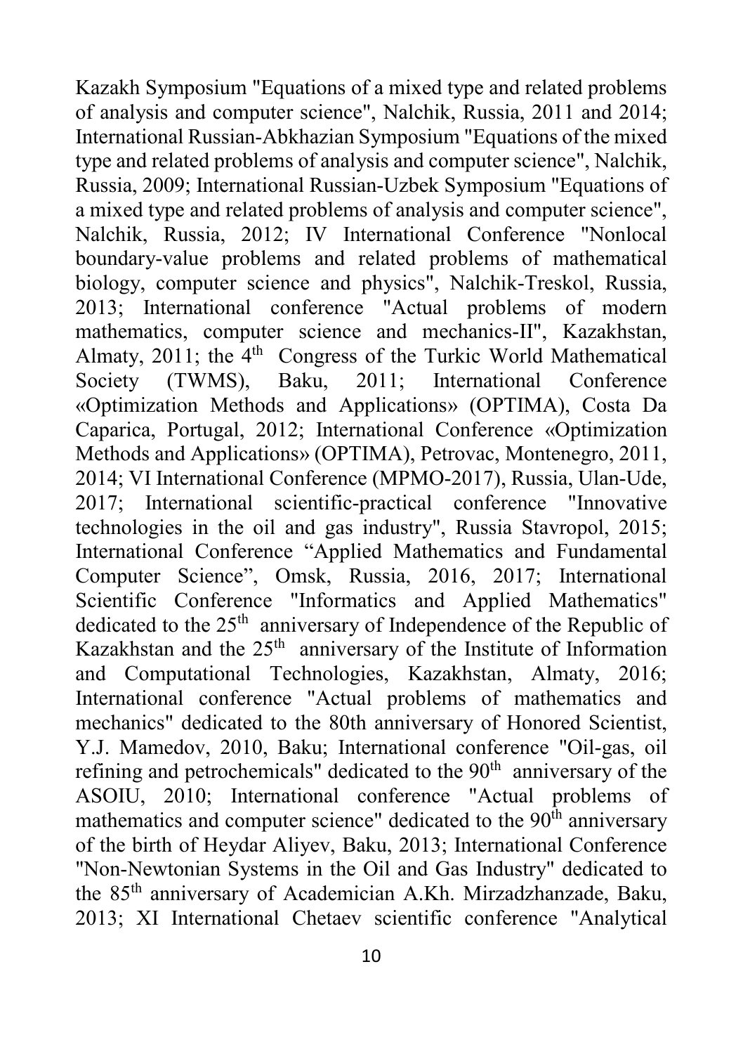Kazakh Symposium "Equations of a mixed type and related problems of analysis and computer science", Nalchik, Russia, 2011 and 2014; International Russian-Abkhazian Symposium "Equations of the mixed type and related problems of analysis and computer science", Nalchik, Russia, 2009; International Russian-Uzbek Symposium "Equations of a mixed type and related problems of analysis and computer science", Nalchik, Russia, 2012; IV International Conference "Nonlocal boundary-value problems and related problems of mathematical biology, computer science and physics", Nalchik-Treskol, Russia, 2013; International conference "Actual problems of modern mathematics, computer science and mechanics-II", Kazakhstan, Almaty, 2011; the 4th Congress of the Turkic World Mathematical Society (TWMS), Baku, 2011; International Conference «Optimization Methods and Applications» (OPTIMA), Costa Da Caparica, Portugal, 2012; International Conference «Optimization Methods and Applications» (OPTIMA), Petrovac, Montenegro, 2011, 2014; VI International Conference (MPMO-2017), Russia, Ulan-Ude, 2017; International scientific-practical conference "Innovative technologies in the oil and gas industry", Russia Stavropol, 2015; International Conference "Applied Mathematics and Fundamental Computer Science", Omsk, Russia, 2016, 2017; International Scientific Conference "Informatics and Applied Mathematics" dedicated to the 25th anniversary of Independence of the Republic of Kazakhstan and the 25th anniversary of the Institute of Information and Computational Technologies, Kazakhstan, Almaty, 2016; International conference "Actual problems of mathematics and mechanics" dedicated to the 80th anniversary of Honored Scientist, Y.J. Mamedov, 2010, Baku; International conference "Oil-gas, oil refining and petrochemicals" dedicated to the 90th anniversary of the ASOIU, 2010; International conference "Actual problems of mathematics and computer science" dedicated to the 90th anniversary of the birth of Heydar Aliyev, Baku, 2013; International Conference "Non-Newtonian Systems in the Oil and Gas Industry" dedicated to the 85th anniversary of Academician A.Kh. Mirzadzhanzade, Baku, 2013; XI International Chetaev scientific conference "Analytical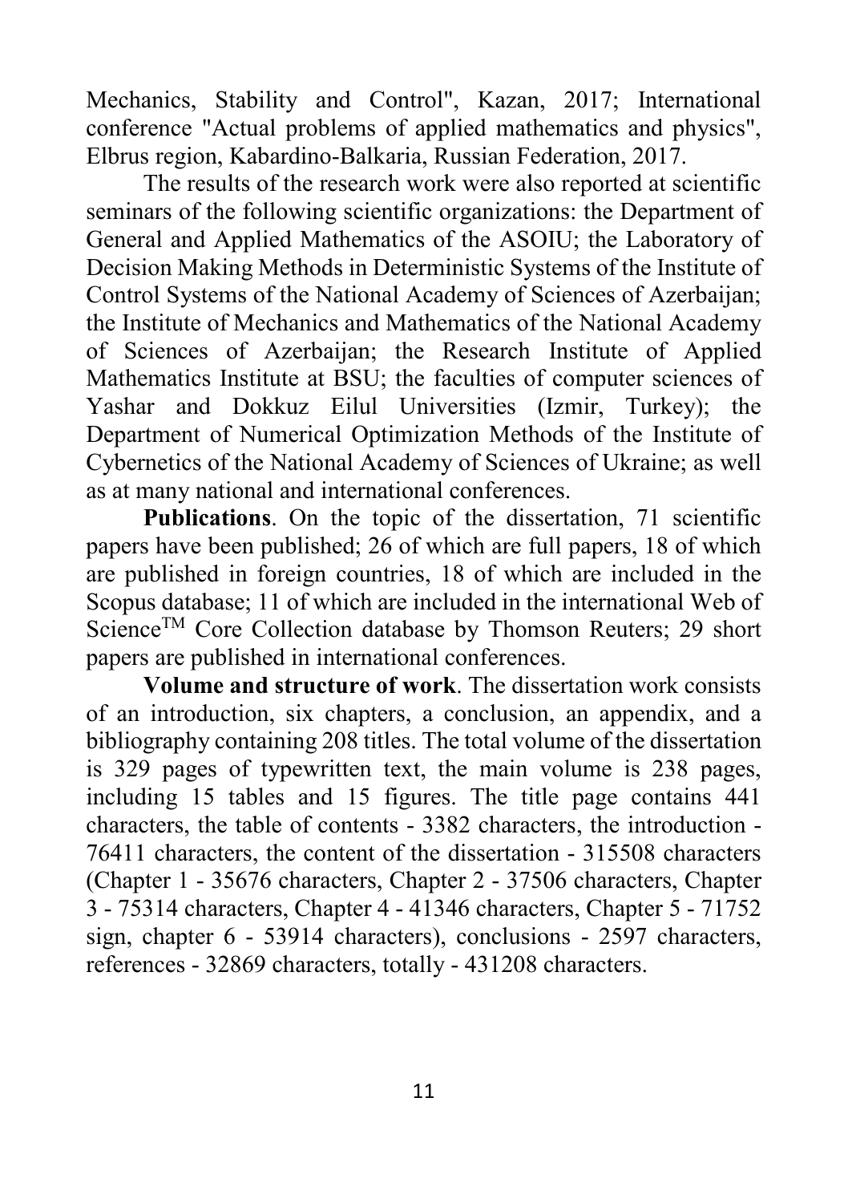Mechanics, Stability and Control", Kazan, 2017; International conference "Actual problems of applied mathematics and physics", Elbrus region, Kabardino-Balkaria, Russian Federation, 2017.

The results of the research work were also reported at scientific seminars of the following scientific organizations: the Department of General and Applied Mathematics of the ASOIU; the Laboratory of Decision Making Methods in Deterministic Systems of the Institute of Control Systems of the National Academy of Sciences of Azerbaijan; the Institute of Mechanics and Mathematics of the National Academy of Sciences of Azerbaijan; the Research Institute of Applied Mathematics Institute at BSU; the faculties of computer sciences of Yashar and Dokkuz Eilul Universities (Izmir, Turkey); the Department of Numerical Optimization Methods of the Institute of Cybernetics of the National Academy of Sciences of Ukraine; as well as at many national and international conferences.

**Publications**. On the topic of the dissertation, 71 scientific papers have been published; 26 of which are full papers, 18 of which are published in foreign countries, 18 of which are included in the Scopus database; 11 of which are included in the international Web of Science™ Core Collection database by Thomson Reuters; 29 short papers are published in international conferences.

**Volume and structure of work**. The dissertation work consists of an introduction, six chapters, a conclusion, an appendix, and a bibliography containing 208 titles. The total volume of the dissertation is 329 pages of typewritten text, the main volume is 238 pages, including 15 tables and 15 figures. The title page contains 441 characters, the table of contents - 3382 characters, the introduction - 76411 characters, the content of the dissertation - 315508 characters (Chapter 1 - 35676 characters, Chapter 2 - 37506 characters, Chapter 3 - 75314 characters, Chapter 4 - 41346 characters, Chapter 5 - 71752 sign, chapter 6 - 53914 characters), conclusions - 2597 characters, references - 32869 characters, totally - 431208 characters.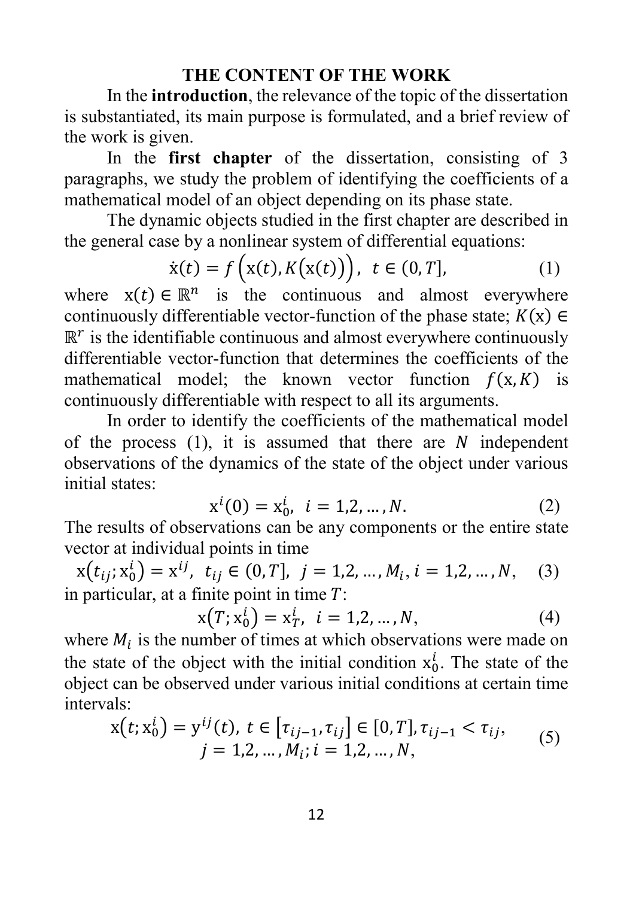## THE CONTENT OF THE WORK

In the **introduction**, the relevance of the topic of the dissertation is substantiated, its main purpose is formulated, and a brief review of the work is given.

In the **first chapter** of the dissertation, consisting of 3 paragraphs, we study the problem of identifying the coefficients of a mathematical model of an object depending on its phase state.

The dynamic objects studied in the first chapter are described in the general case by a nonlinear system of differential equations:

$$\dot{x}(t) = f\left(x(t), K\big(x(t)\big)\right), \;\; t \in (0, T], \tag{1}$$

where $x(t) \in \mathbb{R}^n$ is the continuous and almost everywhere continuously differentiable vector-function of the phase state; $K(x) \in \mathbb{R}^r$ is the identifiable continuous and almost everywhere continuously differentiable vector-function that determines the coefficients of the mathematical model; the known vector function $f(x, K)$ is continuously differentiable with respect to all its arguments.

In order to identify the coefficients of the mathematical model of the process (1), it is assumed that there are $N$ independent observations of the dynamics of the state of the object under various initial states:

$$x^i(0) = x_0^i, \;\; i = 1,2,\dots,N. \tag{2}$$

The results of observations can be any components or the entire state vector at individual points in time

$$x\big(t_{ij}; x_0^i\big) = x^{ij}, \;\; t_{ij} \in (0, T], \;\; j = 1,2,\dots,M_i, \, i = 1,2,\dots,N, \tag{3}$$

in particular, at a finite point in time $T$:

$$x\big(T; x_0^i\big) = x_T^i, \;\; i = 1,2,\dots,N, \tag{4}$$

where $M_i$ is the number of times at which observations were made on the state of the object with the initial condition $x_0^i$. The state of the object can be observed under various initial conditions at certain time intervals:

$$\begin{gathered} x\big(t; x_0^i\big) = y^{ij}(t), \; t \in \left[\tau_{ij-1}, \tau_{ij}\right] \in [0, T], \tau_{ij-1} < \tau_{ij}, \\ j = 1,2,\dots,M_i; i = 1,2,\dots,N, \end{gathered} \tag{5}$$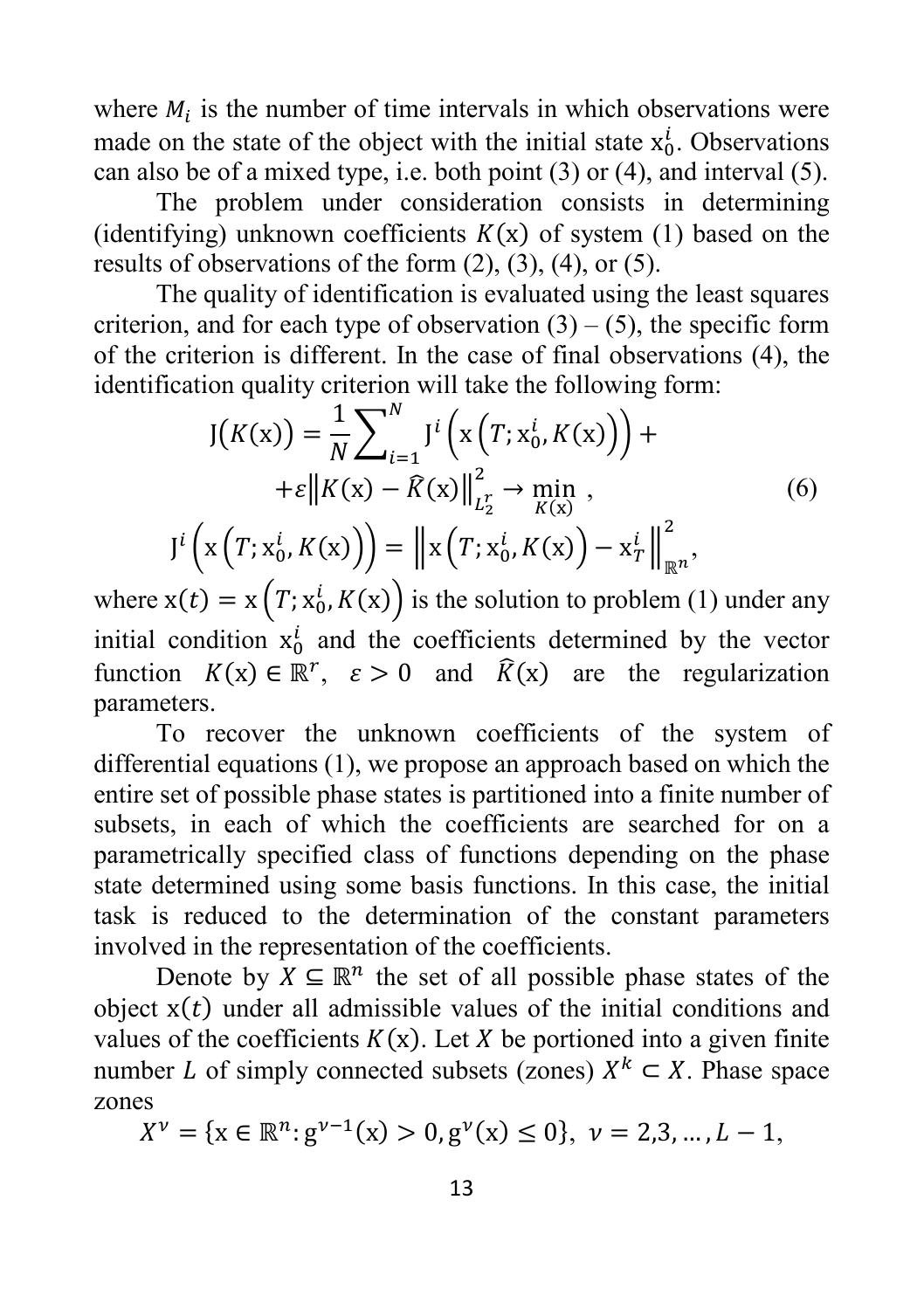where $M_i$ is the number of time intervals in which observations were made on the state of the object with the initial state $\mathrm{x}_0^i$. Observations can also be of a mixed type, i.e. both point (3) or (4), and interval (5).

The problem under consideration consists in determining (identifying) unknown coefficients $K(\mathrm{x})$ of system (1) based on the results of observations of the form (2), (3), (4), or (5).

The quality of identification is evaluated using the least squares criterion, and for each type of observation (3) – (5), the specific form of the criterion is different. In the case of final observations (4), the identification quality criterion will take the following form:

$$
\begin{gathered}
\mathrm{J}\big(K(\mathrm{x})\big) = \frac{1}{N}\sum_{i=1}^{N} \mathrm{J}^i\left(\mathrm{x}\left(T;\mathrm{x}_0^i, K(\mathrm{x})\right)\right) + \\
+\varepsilon\left\|K(\mathrm{x}) - \widehat{K}(\mathrm{x})\right\|_{L_2^r}^2 \to \min_{K(\mathrm{x})}, \qquad (6) \\
\mathrm{J}^i\left(\mathrm{x}\left(T;\mathrm{x}_0^i, K(\mathrm{x})\right)\right) = \left\|\mathrm{x}\left(T;\mathrm{x}_0^i, K(\mathrm{x})\right) - \mathrm{x}_T^i\right\|_{\mathbb{R}^n}^2,
\end{gathered}
$$

where $\mathrm{x}(t) = \mathrm{x}\left(T;\mathrm{x}_0^i, K(\mathrm{x})\right)$ is the solution to problem (1) under any initial condition $\mathrm{x}_0^i$ and the coefficients determined by the vector function $K(\mathrm{x}) \in \mathbb{R}^r$, $\varepsilon > 0$ and $\widehat{K}(\mathrm{x})$ are the regularization parameters.

To recover the unknown coefficients of the system of differential equations (1), we propose an approach based on which the entire set of possible phase states is partitioned into a finite number of subsets, in each of which the coefficients are searched for on a parametrically specified class of functions depending on the phase state determined using some basis functions. In this case, the initial task is reduced to the determination of the constant parameters involved in the representation of the coefficients.

Denote by $X \subseteq \mathbb{R}^n$ the set of all possible phase states of the object $\mathrm{x}(t)$ under all admissible values of the initial conditions and values of the coefficients $K(\mathrm{x})$. Let $X$ be portioned into a given finite number $L$ of simply connected subsets (zones) $X^k \subset X$. Phase space zones

$$
X^\nu = \{\mathrm{x} \in \mathbb{R}^n : \mathrm{g}^{\nu-1}(\mathrm{x}) > 0, \mathrm{g}^\nu(\mathrm{x}) \le 0\},\ \nu = 2,3,\dots,L-1,
$$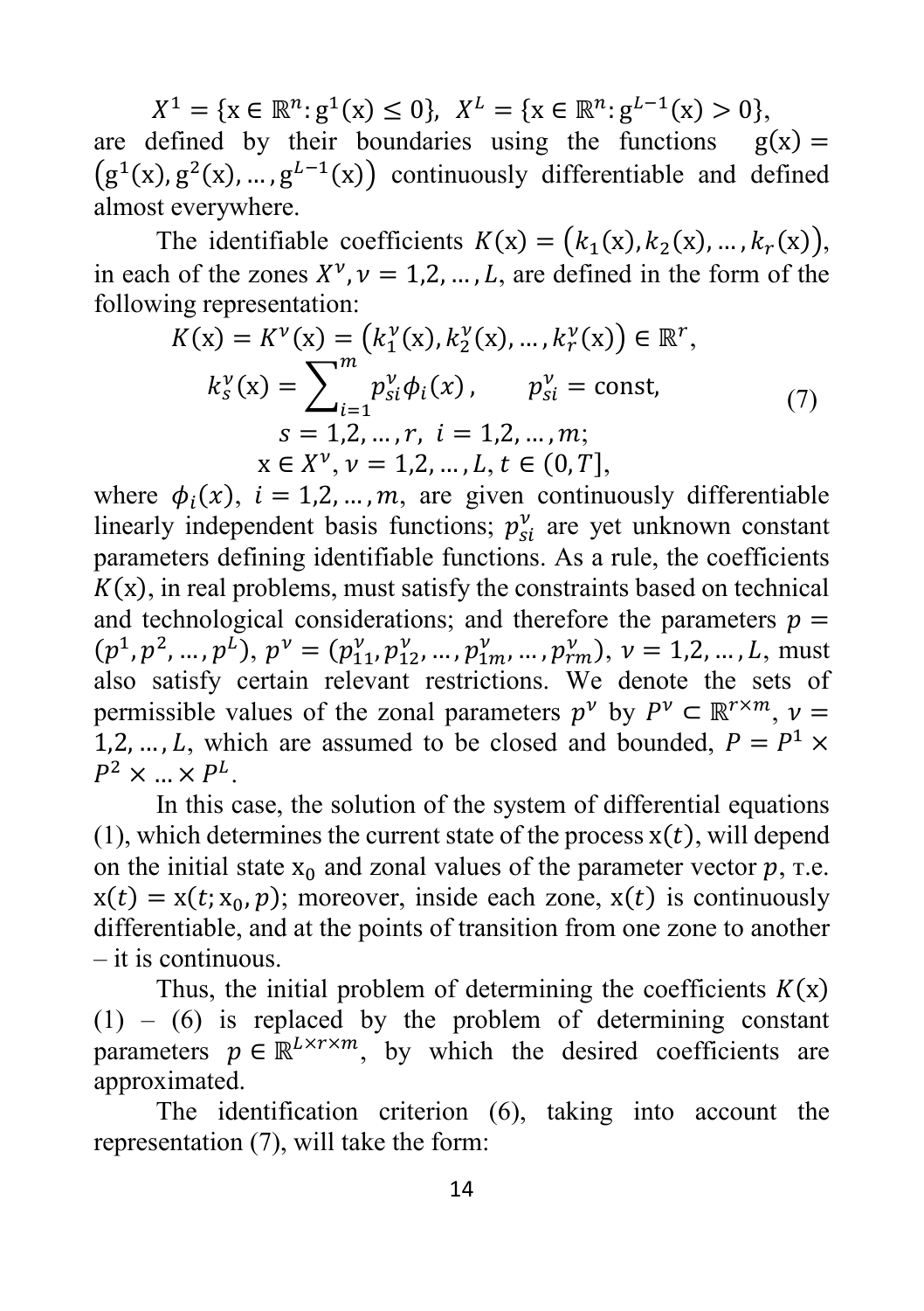$$X^1 = \{\mathrm{x} \in \mathbb{R}^n : \mathrm{g}^1(\mathrm{x}) \le 0\}, \;\; X^L = \{\mathrm{x} \in \mathbb{R}^n : \mathrm{g}^{L-1}(\mathrm{x}) > 0\},$$

are defined by their boundaries using the functions $\mathrm{g}(\mathrm{x}) = \left(\mathrm{g}^1(\mathrm{x}), \mathrm{g}^2(\mathrm{x}), \dots, \mathrm{g}^{L-1}(\mathrm{x})\right)$ continuously differentiable and defined almost everywhere.

The identifiable coefficients $K(\mathrm{x}) = \left(k_1(\mathrm{x}), k_2(\mathrm{x}), \dots, k_r(\mathrm{x})\right)$, in each of the zones $X^\nu, \nu = 1,2,\dots,L$, are defined in the form of the following representation:

$$\begin{gathered} K(\mathrm{x}) = K^\nu(\mathrm{x}) = \left(k_1^\nu(\mathrm{x}), k_2^\nu(\mathrm{x}), \dots, k_r^\nu(\mathrm{x})\right) \in \mathbb{R}^r, \\ k_s^\nu(\mathrm{x}) = \sum_{i=1}^{m} p_{si}^\nu \phi_i(x), \qquad p_{si}^\nu = \mathrm{const}, \\ s = 1,2,\dots,r, \;\; i = 1,2,\dots,m; \\ \mathrm{x} \in X^\nu, \nu = 1,2,\dots,L, t \in (0,T], \end{gathered} \tag{7}$$

where $\phi_i(x)$, $i = 1,2,\dots,m$, are given continuously differentiable linearly independent basis functions; $p_{si}^\nu$ are yet unknown constant parameters defining identifiable functions. As a rule, the coefficients $K(\mathrm{x})$, in real problems, must satisfy the constraints based on technical and technological considerations; and therefore the parameters $p = (p^1, p^2, \dots, p^L)$, $p^\nu = (p_{11}^\nu, p_{12}^\nu, \dots, p_{1m}^\nu, \dots, p_{rm}^\nu)$, $\nu = 1,2,\dots,L$, must also satisfy certain relevant restrictions. We denote the sets of permissible values of the zonal parameters $p^\nu$ by $P^\nu \subset \mathbb{R}^{r\times m}$, $\nu = 1,2,\dots,L$, which are assumed to be closed and bounded, $P = P^1 \times P^2 \times \dots \times P^L$.

In this case, the solution of the system of differential equations (1), which determines the current state of the process $\mathrm{x}(t)$, will depend on the initial state $\mathrm{x}_0$ and zonal values of the parameter vector $p$, т.е. $\mathrm{x}(t) = \mathrm{x}(t; \mathrm{x}_0, p)$; moreover, inside each zone, $\mathrm{x}(t)$ is continuously differentiable, and at the points of transition from one zone to another – it is continuous.

Thus, the initial problem of determining the coefficients $K(\mathrm{x})$ (1) – (6) is replaced by the problem of determining constant parameters $p \in \mathbb{R}^{L\times r\times m}$, by which the desired coefficients are approximated.

The identification criterion (6), taking into account the representation (7), will take the form: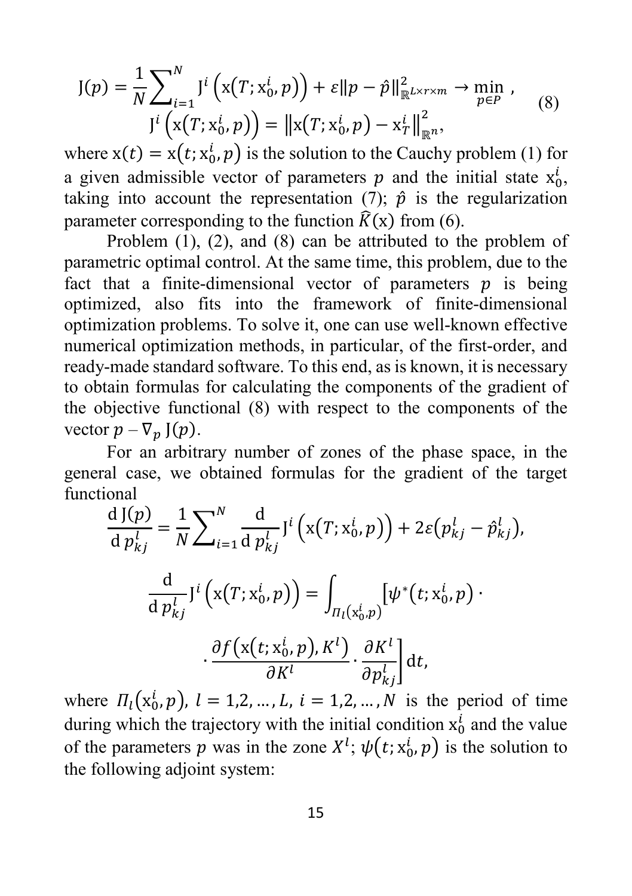$$\mathrm{J}(p) = \frac{1}{N}\sum_{i=1}^{N} \mathrm{J}^i\left(\mathrm{x}\left(T; \mathrm{x}_0^i, p\right)\right) + \varepsilon \|p - \hat{p}\|_{\mathbb{R}^{L\times r\times m}}^2 \to \min_{p\in P}, \qquad (8)$$
$$\mathrm{J}^i\left(\mathrm{x}\left(T; \mathrm{x}_0^i, p\right)\right) = \left\|\mathrm{x}\left(T; \mathrm{x}_0^i, p\right) - \mathrm{x}_T^i\right\|_{\mathbb{R}^n}^2,$$

where $\mathrm{x}(t) = \mathrm{x}\left(t; \mathrm{x}_0^i, p\right)$ is the solution to the Cauchy problem (1) for a given admissible vector of parameters $p$ and the initial state $\mathrm{x}_0^i$, taking into account the representation (7); $\hat{p}$ is the regularization parameter corresponding to the function $\widehat{K}(\mathrm{x})$ from (6).

Problem (1), (2), and (8) can be attributed to the problem of parametric optimal control. At the same time, this problem, due to the fact that a finite-dimensional vector of parameters $p$ is being optimized, also fits into the framework of finite-dimensional optimization problems. To solve it, one can use well-known effective numerical optimization methods, in particular, of the first-order, and ready-made standard software. To this end, as is known, it is necessary to obtain formulas for calculating the components of the gradient of the objective functional (8) with respect to the components of the vector $p - \nabla_p \mathrm{J}(p)$.

For an arbitrary number of zones of the phase space, in the general case, we obtained formulas for the gradient of the target functional

$$\frac{\mathrm{d}\,\mathrm{J}(p)}{\mathrm{d}\,p_{kj}^l} = \frac{1}{N}\sum_{i=1}^{N} \frac{\mathrm{d}}{\mathrm{d}\,p_{kj}^l}\mathrm{J}^i\left(\mathrm{x}\left(T; \mathrm{x}_0^i, p\right)\right) + 2\varepsilon\left(p_{kj}^l - \hat{p}_{kj}^l\right),$$

$$\frac{\mathrm{d}}{\mathrm{d}\,p_{kj}^l}\mathrm{J}^i\left(\mathrm{x}\left(T; \mathrm{x}_0^i, p\right)\right) = \int_{\Pi_l\left(\mathrm{x}_0^i, p\right)} \left[\psi^*\left(t; \mathrm{x}_0^i, p\right) \cdot \frac{\partial f\left(\mathrm{x}\left(t; \mathrm{x}_0^i, p\right), K^l\right)}{\partial K^l} \cdot \frac{\partial K^l}{\partial p_{kj}^l}\right] \mathrm{d}t,$$

where $\Pi_l\left(\mathrm{x}_0^i, p\right)$, $l = 1,2,\dots,L$, $i = 1,2,\dots,N$ is the period of time during which the trajectory with the initial condition $\mathrm{x}_0^i$ and the value of the parameters $p$ was in the zone $X^l$; $\psi\left(t; \mathrm{x}_0^i, p\right)$ is the solution to the following adjoint system: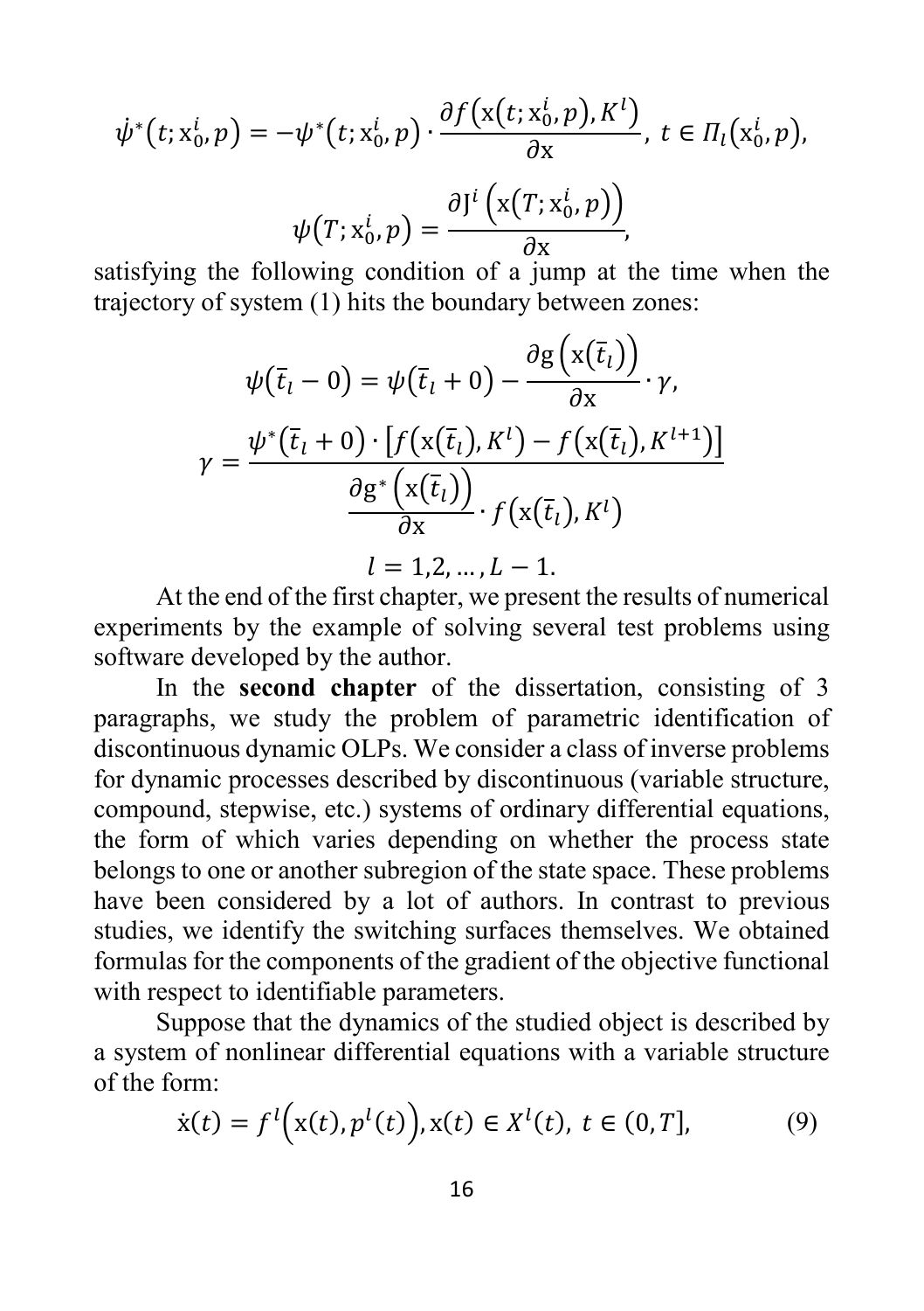$$\dot{\psi}^*(t; \mathrm{x}_0^i, p) = -\psi^*(t; \mathrm{x}_0^i, p) \cdot \frac{\partial f\left(\mathrm{x}(t; \mathrm{x}_0^i, p), K^l\right)}{\partial \mathrm{x}}, \; t \in \Pi_l(\mathrm{x}_0^i, p),$$

$$\psi(T; \mathrm{x}_0^i, p) = \frac{\partial \mathrm{J}^i\left(\mathrm{x}(T; \mathrm{x}_0^i, p)\right)}{\partial \mathrm{x}},$$

satisfying the following condition of a jump at the time when the trajectory of system (1) hits the boundary between zones:

$$\psi(\bar{t}_l - 0) = \psi(\bar{t}_l + 0) - \frac{\partial \mathrm{g}\left(\mathrm{x}(\bar{t}_l)\right)}{\partial \mathrm{x}} \cdot \gamma,$$

$$\gamma = \frac{\psi^*(\bar{t}_l + 0) \cdot \left[f\left(\mathrm{x}(\bar{t}_l), K^l\right) - f\left(\mathrm{x}(\bar{t}_l), K^{l+1}\right)\right]}{\frac{\partial \mathrm{g}^*\left(\mathrm{x}(\bar{t}_l)\right)}{\partial \mathrm{x}} \cdot f\left(\mathrm{x}(\bar{t}_l), K^l\right)}$$

$$l = 1, 2, \ldots, L - 1.$$

At the end of the first chapter, we present the results of numerical experiments by the example of solving several test problems using software developed by the author.

In the **second chapter** of the dissertation, consisting of 3 paragraphs, we study the problem of parametric identification of discontinuous dynamic OLPs. We consider a class of inverse problems for dynamic processes described by discontinuous (variable structure, compound, stepwise, etc.) systems of ordinary differential equations, the form of which varies depending on whether the process state belongs to one or another subregion of the state space. These problems have been considered by a lot of authors. In contrast to previous studies, we identify the switching surfaces themselves. We obtained formulas for the components of the gradient of the objective functional with respect to identifiable parameters.

Suppose that the dynamics of the studied object is described by a system of nonlinear differential equations with a variable structure of the form:

$$\dot{\mathrm{x}}(t) = f^l\left(\mathrm{x}(t), p^l(t)\right), \mathrm{x}(t) \in X^l(t), \; t \in (0, T], \tag{9}$$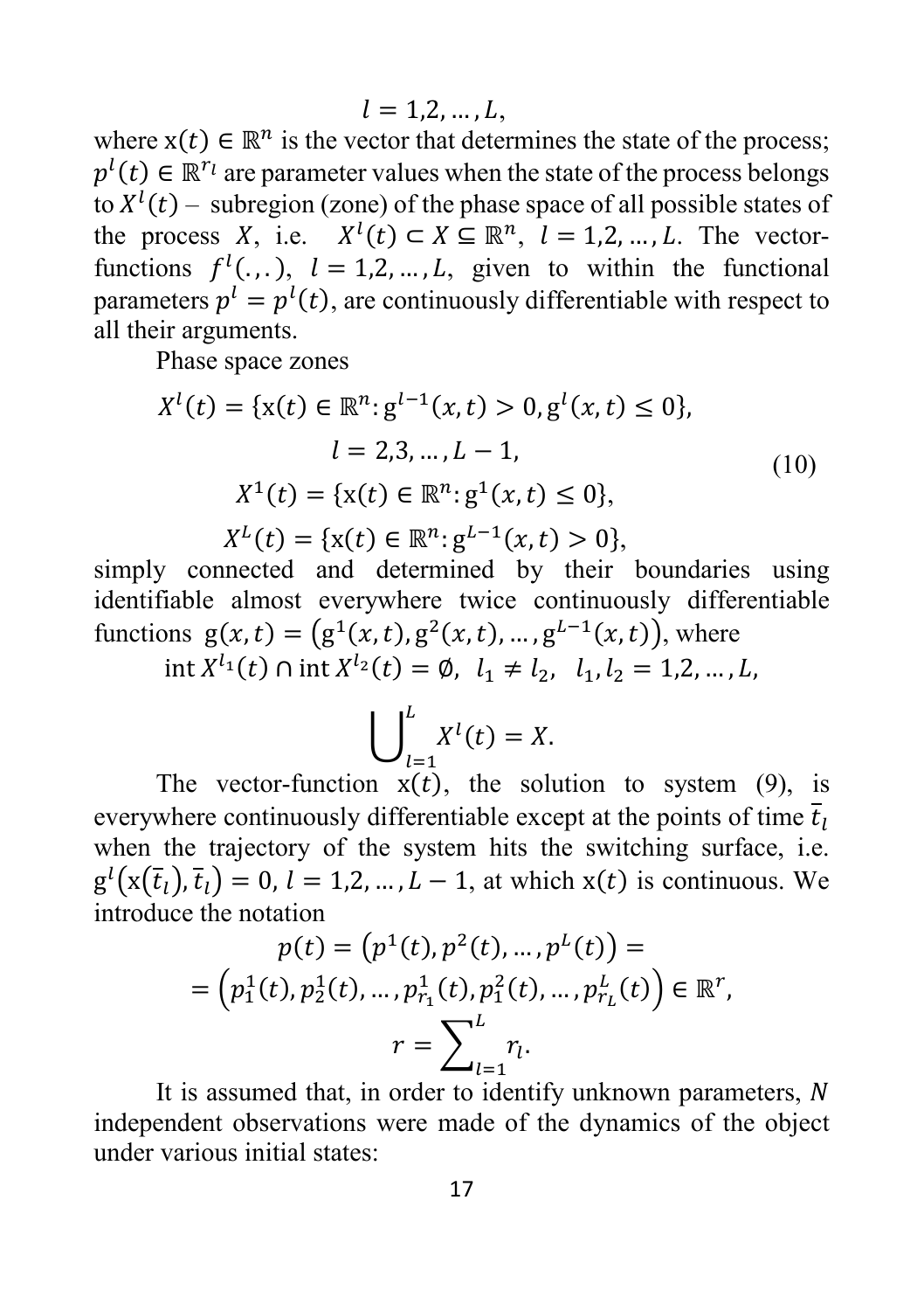$$l = 1,2, \dots, L,$$

where $\mathrm{x}(t) \in \mathbb{R}^n$ is the vector that determines the state of the process; $p^l(t) \in \mathbb{R}^{r_l}$ are parameter values when the state of the process belongs to $X^l(t)$ – subregion (zone) of the phase space of all possible states of the process $X$, i.e. $X^l(t) \subset X \subseteq \mathbb{R}^n$, $l = 1,2, \dots, L$. The vector-functions $f^l(.,.)$, $l = 1,2, \dots, L$, given to within the functional parameters $p^l = p^l(t)$, are continuously differentiable with respect to all their arguments.

Phase space zones

$$
\begin{gathered}
X^l(t) = \{\mathrm{x}(t) \in \mathbb{R}^n : \mathrm{g}^{l-1}(x,t) > 0, \mathrm{g}^l(x,t) \le 0\}, \\
l = 2,3, \dots, L-1, \\
X^1(t) = \{\mathrm{x}(t) \in \mathbb{R}^n : \mathrm{g}^1(x,t) \le 0\}, \\
X^L(t) = \{\mathrm{x}(t) \in \mathbb{R}^n : \mathrm{g}^{L-1}(x,t) > 0\},
\end{gathered}
\tag{10}
$$

simply connected and determined by their boundaries using identifiable almost everywhere twice continuously differentiable functions $\mathrm{g}(x,t) = \left(\mathrm{g}^1(x,t), \mathrm{g}^2(x,t), \dots, \mathrm{g}^{L-1}(x,t)\right)$, where

$$\operatorname{int} X^{l_1}(t) \cap \operatorname{int} X^{l_2}(t) = \emptyset, \;\; l_1 \ne l_2, \;\; l_1, l_2 = 1,2, \dots, L,$$

$$\bigcup_{l=1}^{L} X^l(t) = X.$$

The vector-function $\mathrm{x}(t)$, the solution to system (9), is everywhere continuously differentiable except at the points of time $\bar{t}_l$ when the trajectory of the system hits the switching surface, i.e. $\mathrm{g}^l\left(\mathrm{x}(\bar{t}_l), \bar{t}_l\right) = 0$, $l = 1,2, \dots, L-1$, at which $\mathrm{x}(t)$ is continuous. We introduce the notation

$$
\begin{gathered}
p(t) = \left(p^1(t), p^2(t), \dots, p^L(t)\right) = \\
= \left(p_1^1(t), p_2^1(t), \dots, p_{r_1}^1(t), p_1^2(t), \dots, p_{r_L}^L(t)\right) \in \mathbb{R}^r, \\
r = \sum_{l=1}^{L} r_l.
\end{gathered}
$$

It is assumed that, in order to identify unknown parameters, $N$ independent observations were made of the dynamics of the object under various initial states: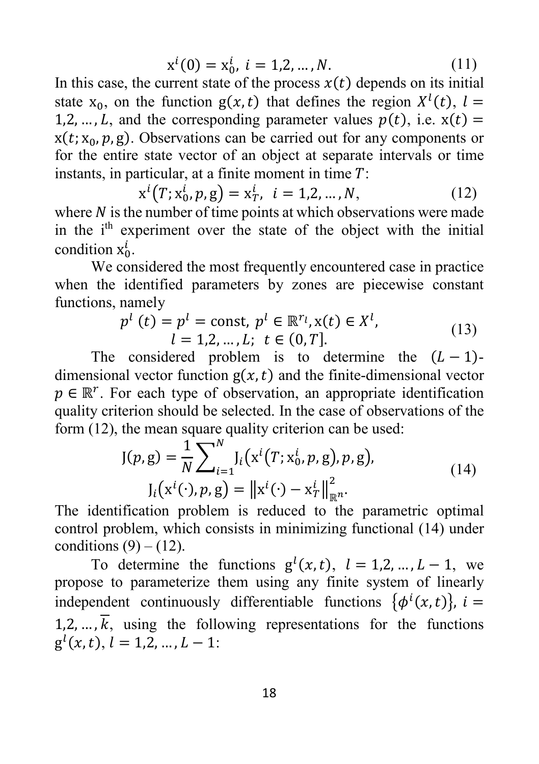$$\mathrm{x}^i(0) = \mathrm{x}_0^i,\ i = 1,2,\dots,N. \tag{11}$$

In this case, the current state of the process $x(t)$ depends on its initial state $\mathrm{x}_0$, on the function $\mathrm{g}(x,t)$ that defines the region $X^l(t)$, $l = 1,2,\dots,L$, and the corresponding parameter values $p(t)$, i.e. $\mathrm{x}(t) = \mathrm{x}(t;\mathrm{x}_0,p,\mathrm{g})$. Observations can be carried out for any components or for the entire state vector of an object at separate intervals or time instants, in particular, at a finite moment in time $T$:

$$\mathrm{x}^i\left(T;\mathrm{x}_0^i,p,\mathrm{g}\right) = \mathrm{x}_T^i,\ \ i = 1,2,\dots,N, \tag{12}$$

where $N$ is the number of time points at which observations were made in the $i^{th}$ experiment over the state of the object with the initial condition $\mathrm{x}_0^i$.

We considered the most frequently encountered case in practice when the identified parameters by zones are piecewise constant functions, namely

$$\begin{gathered} p^l\ (t) = p^l = \text{const},\ p^l \in \mathbb{R}^{r_l}, \mathrm{x}(t) \in X^l, \\ l = 1,2,\dots,L;\ \ t \in (0,T]. \end{gathered} \tag{13}$$

The considered problem is to determine the $(L-1)$-dimensional vector function $\mathrm{g}(x,t)$ and the finite-dimensional vector $p \in \mathbb{R}^r$. For each type of observation, an appropriate identification quality criterion should be selected. In the case of observations of the form (12), the mean square quality criterion can be used:

$$\begin{gathered} \mathrm{J}(p,\mathrm{g}) = \frac{1}{N}\sum_{i=1}^{N} \mathrm{J}_i\left(\mathrm{x}^i\left(T;\mathrm{x}_0^i,p,\mathrm{g}\right),p,\mathrm{g}\right), \\ \mathrm{J}_i\left(\mathrm{x}^i(\cdot),p,\mathrm{g}\right) = \left\|\mathrm{x}^i(\cdot) - \mathrm{x}_T^i\right\|_{\mathbb{R}^n}^2. \end{gathered} \tag{14}$$

The identification problem is reduced to the parametric optimal control problem, which consists in minimizing functional (14) under conditions (9) – (12).

To determine the functions $\mathrm{g}^l(x,t),\ l = 1,2,\dots,L-1,$ we propose to parameterize them using any finite system of linearly independent continuously differentiable functions $\left\{\phi^i(x,t)\right\}$, $i = 1,2,\dots,\overline{k}$, using the following representations for the functions $\mathrm{g}^l(x,t)$, $l = 1,2,\dots,L-1$: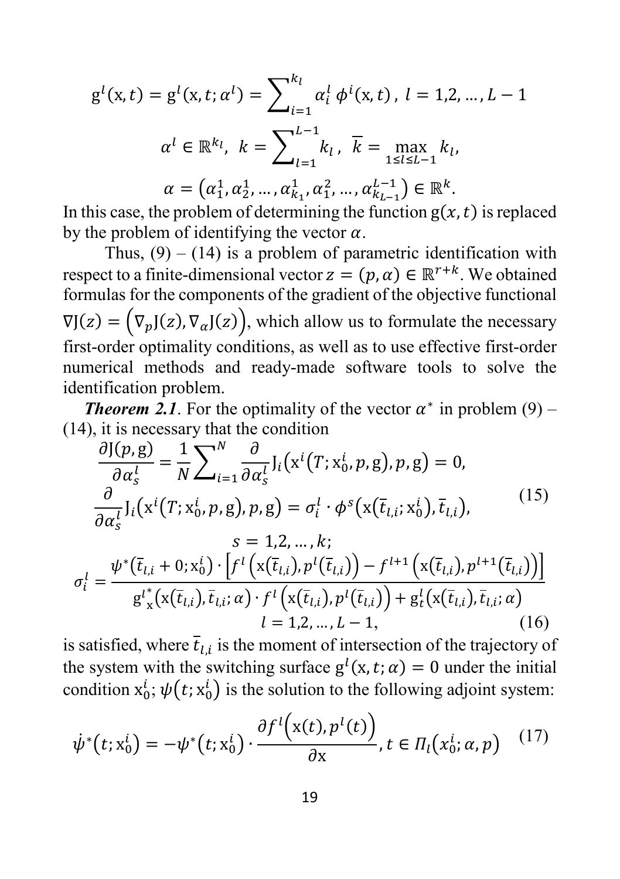$$g^l(x, t) = g^l(x, t; \alpha^l) = \sum_{i=1}^{k_l} \alpha_i^l \, \phi^i(x, t), \; l = 1,2, \dots, L-1$$

$$\alpha^l \in \mathbb{R}^{k_l}, \; k = \sum_{l=1}^{L-1} k_l, \; \overline{k} = \max_{1 \le l \le L-1} k_l,$$

$$\alpha = \left(\alpha_1^1, \alpha_2^1, \dots, \alpha_{k_1}^1, \alpha_1^2, \dots, \alpha_{k_{L-1}}^{L-1}\right) \in \mathbb{R}^k.$$

In this case, the problem of determining the function $g(x, t)$ is replaced by the problem of identifying the vector $\alpha$.

Thus, (9) – (14) is a problem of parametric identification with respect to a finite-dimensional vector $z = (p, \alpha) \in \mathbb{R}^{r+k}$. We obtained formulas for the components of the gradient of the objective functional $\nabla J(z) = \left(\nabla_p J(z), \nabla_\alpha J(z)\right)$, which allow us to formulate the necessary first-order optimality conditions, as well as to use effective first-order numerical methods and ready-made software tools to solve the identification problem.

***Theorem 2.1***. For the optimality of the vector $\alpha^*$ in problem (9) – (14), it is necessary that the condition

$$\frac{\partial J(p, g)}{\partial \alpha_s^l} = \frac{1}{N} \sum_{i=1}^{N} \frac{\partial}{\partial \alpha_s^l} J_i\left(x^i\left(T; x_0^i, p, g\right), p, g\right) = 0,$$

$$\frac{\partial}{\partial \alpha_s^l} J_i\left(x^i\left(T; x_0^i, p, g\right), p, g\right) = \sigma_i^l \cdot \phi^s\left(x\left(\overline{t}_{l,i}; x_0^i\right), \overline{t}_{l,i}\right), \tag{15}$$

$$s = 1,2, \dots, k;$$

$$\sigma_i^l = \frac{\psi^*\left(\overline{t}_{l,i} + 0; x_0^i\right) \cdot \left[f^l\left(x\left(\overline{t}_{l,i}\right), p^l\left(\overline{t}_{l,i}\right)\right) - f^{l+1}\left(x\left(\overline{t}_{l,i}\right), p^{l+1}\left(\overline{t}_{l,i}\right)\right)\right]}{{g^l}_x^*\left(x\left(\overline{t}_{l,i}\right), \overline{t}_{l,i}; \alpha\right) \cdot f^l\left(x\left(\overline{t}_{l,i}\right), p^l\left(\overline{t}_{l,i}\right)\right) + g_t^l\left(x\left(\overline{t}_{l,i}\right), \overline{t}_{l,i}; \alpha\right)}$$

$$l = 1,2, \dots, L-1, \tag{16}$$

is satisfied, where $\overline{t}_{l,i}$ is the moment of intersection of the trajectory of the system with the switching surface $g^l(x, t; \alpha) = 0$ under the initial condition $x_0^i$; $\psi\left(t; x_0^i\right)$ is the solution to the following adjoint system:

$$\dot{\psi}^*\left(t; x_0^i\right) = -\psi^*\left(t; x_0^i\right) \cdot \frac{\partial f^l\left(x(t), p^l(t)\right)}{\partial x}, t \in \Pi_l\left(x_0^i; \alpha, p\right) \tag{17}$$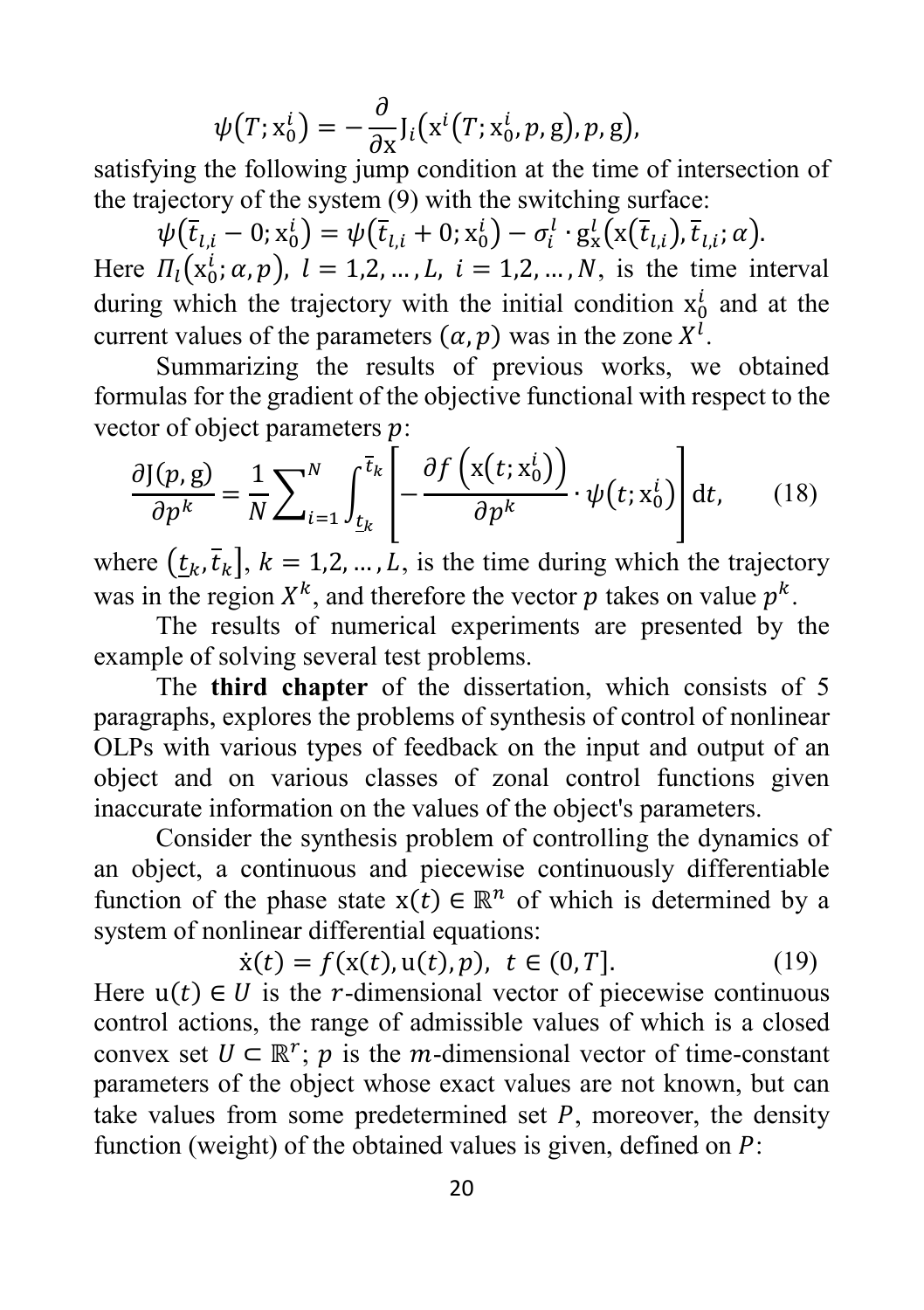$$\psi\left(T; \mathrm{x}_0^i\right) = -\frac{\partial}{\partial \mathrm{x}} \mathrm{J}_i\left(\mathrm{x}^i\left(T; \mathrm{x}_0^i, p, \mathrm{g}\right), p, \mathrm{g}\right),$$

satisfying the following jump condition at the time of intersection of the trajectory of the system (9) with the switching surface:

$$\psi\left(\bar{t}_{l,i} - 0; \mathrm{x}_0^i\right) = \psi\left(\bar{t}_{l,i} + 0; \mathrm{x}_0^i\right) - \sigma_i^l \cdot \mathrm{g}_\mathrm{x}^l\left(\mathrm{x}\left(\bar{t}_{l,i}\right), \bar{t}_{l,i}; \alpha\right).$$

Here $\Pi_l\left(\mathrm{x}_0^i; \alpha, p\right)$, $l = 1,2, \dots, L$, $i = 1,2, \dots, N$, is the time interval during which the trajectory with the initial condition $\mathrm{x}_0^i$ and at the current values of the parameters $(\alpha, p)$ was in the zone $X^l$.

Summarizing the results of previous works, we obtained formulas for the gradient of the objective functional with respect to the vector of object parameters $p$:

$$\frac{\partial \mathrm{J}(p, \mathrm{g})}{\partial p^k} = \frac{1}{N} \sum_{i=1}^{N} \int_{\underline{t}_k}^{\bar{t}_k} \left[ -\frac{\partial f\left(\mathrm{x}\left(t; \mathrm{x}_0^i\right)\right)}{\partial p^k} \cdot \psi\left(t; \mathrm{x}_0^i\right) \right] \mathrm{d}t, \qquad (18)$$

where $\left(\underline{t}_k, \bar{t}_k\right]$, $k = 1,2, \dots, L$, is the time during which the trajectory was in the region $X^k$, and therefore the vector $p$ takes on value $p^k$.

The results of numerical experiments are presented by the example of solving several test problems.

The **third chapter** of the dissertation, which consists of 5 paragraphs, explores the problems of synthesis of control of nonlinear OLPs with various types of feedback on the input and output of an object and on various classes of zonal control functions given inaccurate information on the values of the object's parameters.

Consider the synthesis problem of controlling the dynamics of an object, a continuous and piecewise continuously differentiable function of the phase state $\mathrm{x}(t) \in \mathbb{R}^n$ of which is determined by a system of nonlinear differential equations:

$$\dot{\mathrm{x}}(t) = f(\mathrm{x}(t), \mathrm{u}(t), p), \;\; t \in (0, T]. \qquad (19)$$

Here $\mathrm{u}(t) \in U$ is the $r$-dimensional vector of piecewise continuous control actions, the range of admissible values of which is a closed convex set $U \subset \mathbb{R}^r$; $p$ is the $m$-dimensional vector of time-constant parameters of the object whose exact values are not known, but can take values from some predetermined set $P$, moreover, the density function (weight) of the obtained values is given, defined on $P$: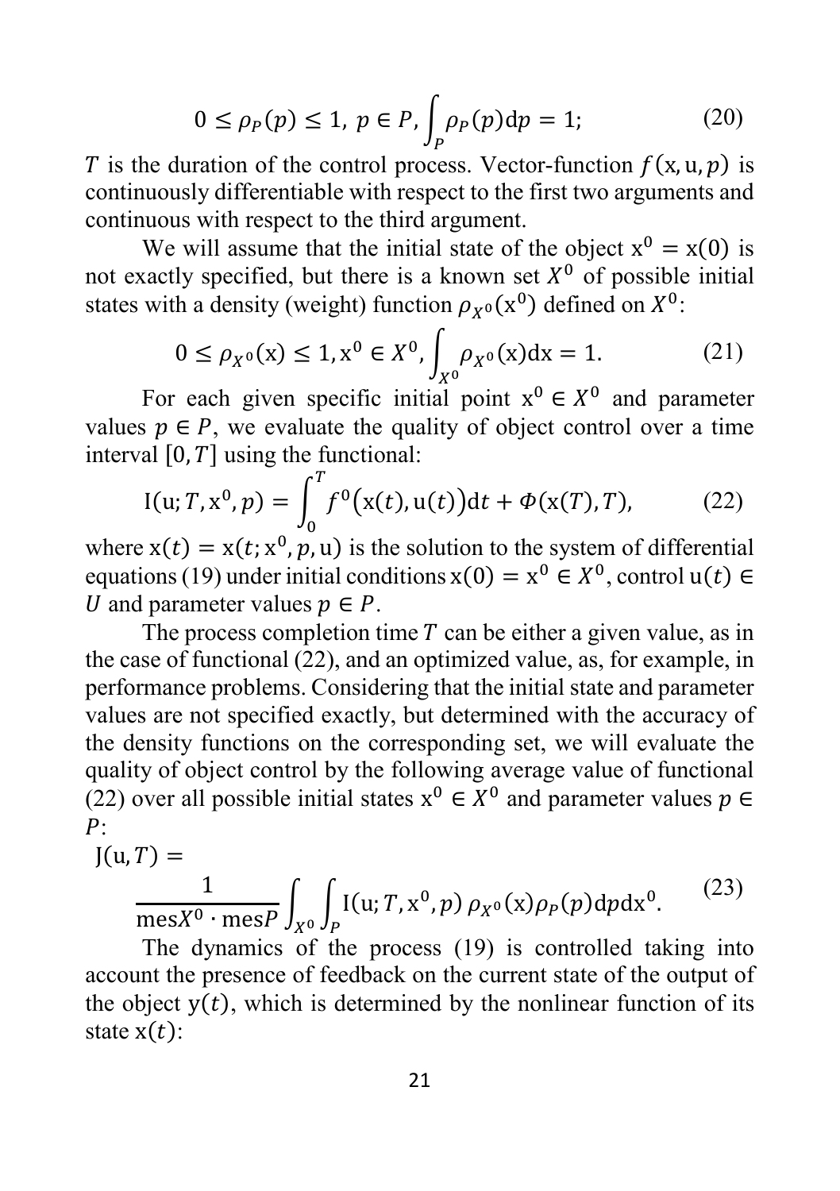$$0 \leq \rho_P(p) \leq 1,\ p \in P, \int_P \rho_P(p)\mathrm{d}p = 1; \tag{20}$$

$T$ is the duration of the control process. Vector-function $f(\mathrm{x}, \mathrm{u}, p)$ is continuously differentiable with respect to the first two arguments and continuous with respect to the third argument.

We will assume that the initial state of the object $\mathrm{x}^0 = \mathrm{x}(0)$ is not exactly specified, but there is a known set $X^0$ of possible initial states with a density (weight) function $\rho_{X^0}(\mathrm{x}^0)$ defined on $X^0$:

$$0 \leq \rho_{X^0}(\mathrm{x}) \leq 1, \mathrm{x}^0 \in X^0, \int_{X^0} \rho_{X^0}(\mathrm{x})\mathrm{d}\mathrm{x} = 1. \tag{21}$$

For each given specific initial point $\mathrm{x}^0 \in X^0$ and parameter values $p \in P$, we evaluate the quality of object control over a time interval $[0, T]$ using the functional:

$$\mathrm{I}(\mathrm{u}; T, \mathrm{x}^0, p) = \int_0^T f^0\big(\mathrm{x}(t), \mathrm{u}(t)\big)\mathrm{d}t + \Phi(\mathrm{x}(T), T), \tag{22}$$

where $\mathrm{x}(t) = \mathrm{x}(t; \mathrm{x}^0, p, \mathrm{u})$ is the solution to the system of differential equations (19) under initial conditions $\mathrm{x}(0) = \mathrm{x}^0 \in X^0$, control $\mathrm{u}(t) \in U$ and parameter values $p \in P$.

The process completion time $T$ can be either a given value, as in the case of functional (22), and an optimized value, as, for example, in performance problems. Considering that the initial state and parameter values are not specified exactly, but determined with the accuracy of the density functions on the corresponding set, we will evaluate the quality of object control by the following average value of functional (22) over all possible initial states $\mathrm{x}^0 \in X^0$ and parameter values $p \in P$:

$$\mathrm{J}(\mathrm{u}, T) = \frac{1}{\mathrm{mes}X^0 \cdot \mathrm{mes}P} \int_{X^0} \int_P \mathrm{I}(\mathrm{u}; T, \mathrm{x}^0, p)\, \rho_{X^0}(\mathrm{x})\rho_P(p)\mathrm{d}p\mathrm{d}\mathrm{x}^0. \tag{23}$$

The dynamics of the process (19) is controlled taking into account the presence of feedback on the current state of the output of the object $\mathrm{y}(t)$, which is determined by the nonlinear function of its state $\mathrm{x}(t)$: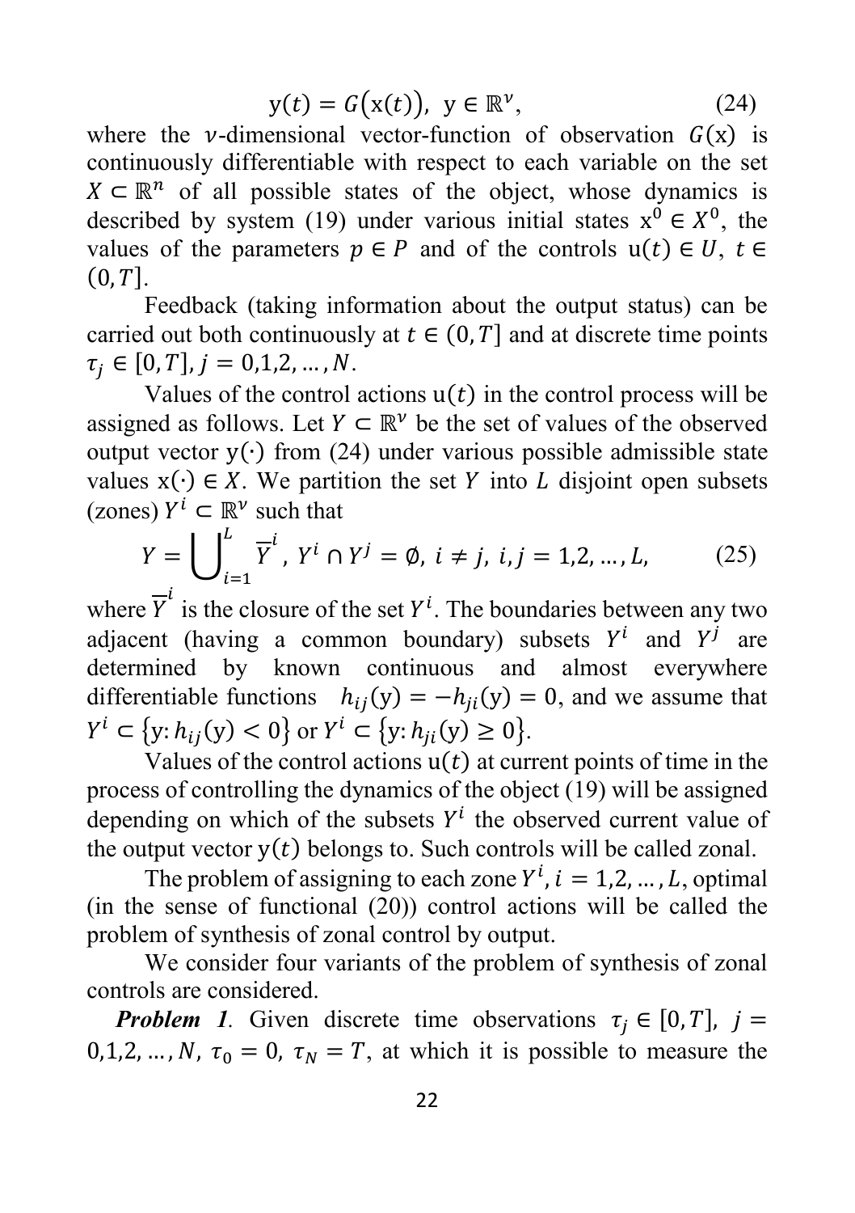$$\mathrm{y}(t) = G\big(\mathrm{x}(t)\big),\ \ \mathrm{y} \in \mathbb{R}^{\nu}, \tag{24}$$

where the $\nu$-dimensional vector-function of observation $G(\mathrm{x})$ is continuously differentiable with respect to each variable on the set $X \subset \mathbb{R}^n$ of all possible states of the object, whose dynamics is described by system (19) under various initial states $\mathrm{x}^0 \in X^0$, the values of the parameters $p \in P$ and of the controls $\mathrm{u}(t) \in U,\ t \in (0, T]$.

Feedback (taking information about the output status) can be carried out both continuously at $t \in (0, T]$ and at discrete time points $\tau_j \in [0, T],\ j = 0,1,2, \dots, N$.

Values of the control actions $\mathrm{u}(t)$ in the control process will be assigned as follows. Let $Y \subset \mathbb{R}^{\nu}$ be the set of values of the observed output vector $\mathrm{y}(\cdot)$ from (24) under various possible admissible state values $\mathrm{x}(\cdot) \in X$. We partition the set $Y$ into $L$ disjoint open subsets (zones) $Y^i \subset \mathbb{R}^{\nu}$ such that

$$Y = \bigcup_{i=1}^{L} \overline{Y}^{i},\ Y^i \cap Y^j = \emptyset,\ i \neq j,\ i, j = 1,2, \dots, L, \tag{25}$$

where $\overline{Y}^{i}$ is the closure of the set $Y^i$. The boundaries between any two adjacent (having a common boundary) subsets $Y^i$ and $Y^j$ are determined by known continuous and almost everywhere differentiable functions $h_{ij}(\mathrm{y}) = -h_{ji}(\mathrm{y}) = 0$, and we assume that $Y^i \subset \{\mathrm{y}: h_{ij}(\mathrm{y}) < 0\}$ or $Y^i \subset \{\mathrm{y}: h_{ji}(\mathrm{y}) \geq 0\}$.

Values of the control actions $\mathrm{u}(t)$ at current points of time in the process of controlling the dynamics of the object (19) will be assigned depending on which of the subsets $Y^i$ the observed current value of the output vector $\mathrm{y}(t)$ belongs to. Such controls will be called zonal.

The problem of assigning to each zone $Y^i, i = 1,2, \dots, L$, optimal (in the sense of functional (20)) control actions will be called the problem of synthesis of zonal control by output.

We consider four variants of the problem of synthesis of zonal controls are considered.

***Problem 1.*** Given discrete time observations $\tau_j \in [0, T],\ j = 0,1,2, \dots, N,\ \tau_0 = 0,\ \tau_N = T$, at which it is possible to measure the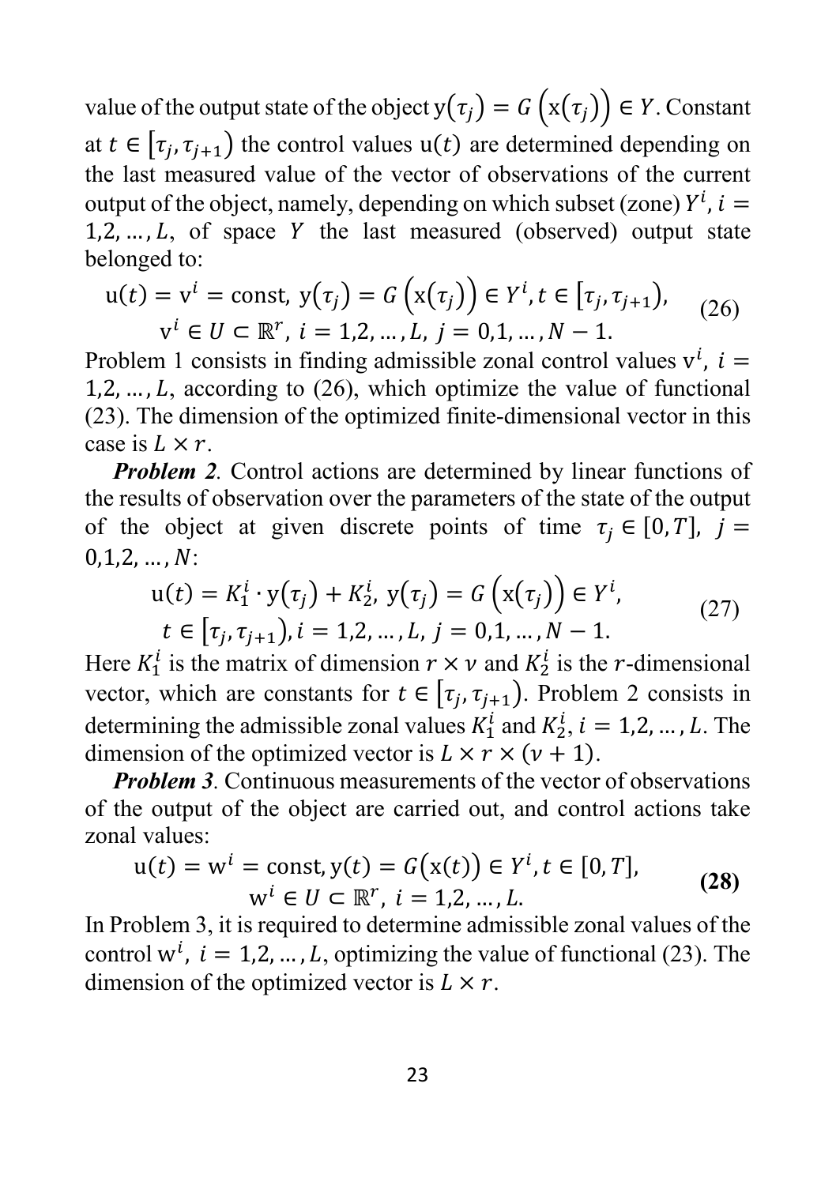value of the output state of the object $\mathrm{y}(\tau_j) = G\left(\mathrm{x}(\tau_j)\right) \in Y$. Constant at $t \in [\tau_j, \tau_{j+1})$ the control values $\mathrm{u}(t)$ are determined depending on the last measured value of the vector of observations of the current output of the object, namely, depending on which subset (zone) $Y^i$, $i = 1,2,\dots,L$, of space $Y$ the last measured (observed) output state belonged to:

$$
\begin{gathered}
\mathrm{u}(t) = \mathrm{v}^i = \text{const},\ \mathrm{y}(\tau_j) = G\left(\mathrm{x}(\tau_j)\right) \in Y^i, t \in [\tau_j, \tau_{j+1}), \\
\mathrm{v}^i \in U \subset \mathbb{R}^r,\ i = 1,2,\dots,L,\ j = 0,1,\dots,N-1.
\end{gathered} \tag{26}
$$

Problem 1 consists in finding admissible zonal control values $\mathrm{v}^i$, $i = 1,2,\dots,L$, according to (26), which optimize the value of functional (23). The dimension of the optimized finite-dimensional vector in this case is $L \times r$.

***Problem 2***. Control actions are determined by linear functions of the results of observation over the parameters of the state of the output of the object at given discrete points of time $\tau_j \in [0, T]$, $j = 0,1,2,\dots,N$:

$$
\begin{gathered}
\mathrm{u}(t) = K_1^i \cdot \mathrm{y}(\tau_j) + K_2^i,\ \mathrm{y}(\tau_j) = G\left(\mathrm{x}(\tau_j)\right) \in Y^i, \\
t \in [\tau_j, \tau_{j+1}), i = 1,2,\dots,L,\ j = 0,1,\dots,N-1.
\end{gathered} \tag{27}
$$

Here $K_1^i$ is the matrix of dimension $r \times \nu$ and $K_2^i$ is the $r$-dimensional vector, which are constants for $t \in [\tau_j, \tau_{j+1})$. Problem 2 consists in determining the admissible zonal values $K_1^i$ and $K_2^i$, $i = 1,2,\dots,L$. The dimension of the optimized vector is $L \times r \times (\nu + 1)$.

***Problem 3***. Continuous measurements of the vector of observations of the output of the object are carried out, and control actions take zonal values:

$$
\begin{gathered}
\mathrm{u}(t) = \mathrm{w}^i = \text{const}, \mathrm{y}(t) = G\left(\mathrm{x}(t)\right) \in Y^i, t \in [0, T], \\
\mathrm{w}^i \in U \subset \mathbb{R}^r,\ i = 1,2,\dots,L.
\end{gathered} \tag{28}
$$

In Problem 3, it is required to determine admissible zonal values of the control $\mathrm{w}^i$, $i = 1,2,\dots,L$, optimizing the value of functional (23). The dimension of the optimized vector is $L \times r$.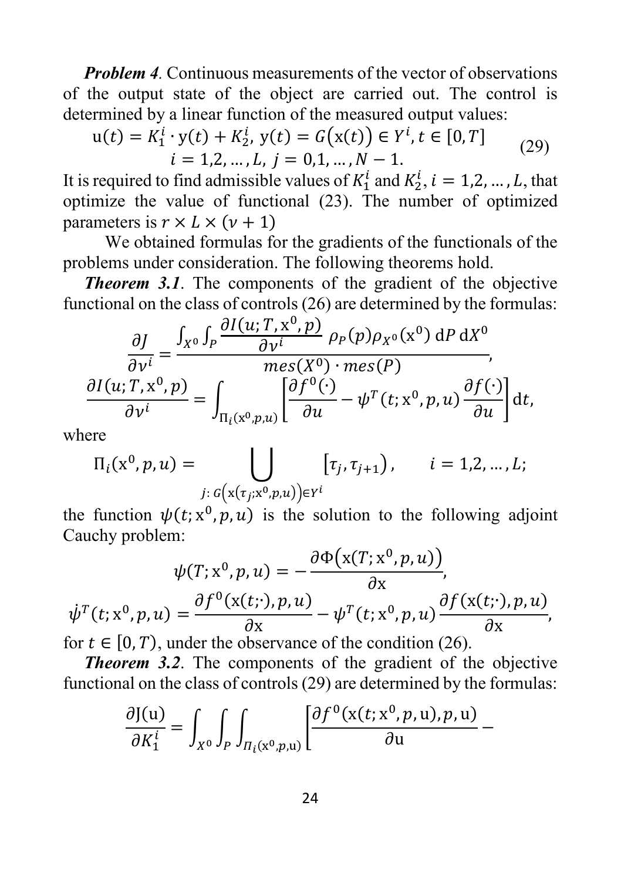***Problem 4***. Continuous measurements of the vector of observations of the output state of the object are carried out. The control is determined by a linear function of the measured output values:

$$\mathrm{u}(t) = K_1^i \cdot \mathrm{y}(t) + K_2^i,\ \mathrm{y}(t) = G\big(\mathrm{x}(t)\big) \in Y^i, t \in [0, T]$$
$$i = 1,2, \dots, L,\ j = 0,1, \dots, N-1. \tag{29}$$

It is required to find admissible values of $K_1^i$ and $K_2^i$, $i = 1,2, \dots, L$, that optimize the value of functional (23). The number of optimized parameters is $r \times L \times (\nu + 1)$

We obtained formulas for the gradients of the functionals of the problems under consideration. The following theorems hold.

***Theorem 3.1***. The components of the gradient of the objective functional on the class of controls (26) are determined by the formulas:

$$\frac{\partial J}{\partial v^i} = \frac{\int_{X^0} \int_P \frac{\partial I(u; T, \mathrm{x}^0, p)}{\partial v^i}\ \rho_P(p) \rho_{X^0}(\mathrm{x}^0)\ \mathrm{d}P\, \mathrm{d}X^0}{mes(X^0) \cdot mes(P)},$$

$$\frac{\partial I(u; T, \mathrm{x}^0, p)}{\partial v^i} = \int_{\Pi_i(\mathrm{x}^0, p, u)} \left[\frac{\partial f^0(\cdot)}{\partial u} - \psi^T(t; \mathrm{x}^0, p, u) \frac{\partial f(\cdot)}{\partial u}\right] \mathrm{d}t,$$

where

$$\Pi_i(\mathrm{x}^0, p, u) = \bigcup_{j:\ G\left(\mathrm{x}(\tau_j; \mathrm{x}^0, p, u)\right) \in Y^i} [\tau_j, \tau_{j+1}), \qquad i = 1,2, \dots, L;$$

the function $\psi(t; \mathrm{x}^0, p, u)$ is the solution to the following adjoint Cauchy problem:

$$\psi(T; \mathrm{x}^0, p, u) = -\frac{\partial \Phi\big(\mathrm{x}(T; \mathrm{x}^0, p, u)\big)}{\partial \mathrm{x}},$$

$$\dot{\psi}^T(t; \mathrm{x}^0, p, u) = \frac{\partial f^0(\mathrm{x}(t;\cdot), p, u)}{\partial \mathrm{x}} - \psi^T(t; \mathrm{x}^0, p, u) \frac{\partial f(\mathrm{x}(t;\cdot), p, u)}{\partial \mathrm{x}},$$

for $t \in [0, T)$, under the observance of the condition (26).

***Theorem 3.2***. The components of the gradient of the objective functional on the class of controls (29) are determined by the formulas:

$$\frac{\partial \mathrm{J}(\mathrm{u})}{\partial K_1^i} = \int_{X^0} \int_P \int_{\Pi_i(\mathrm{x}^0, p, \mathrm{u})} \left[\frac{\partial f^0(\mathrm{x}(t; \mathrm{x}^0, p, \mathrm{u}), p, \mathrm{u})}{\partial \mathrm{u}} - \right.$$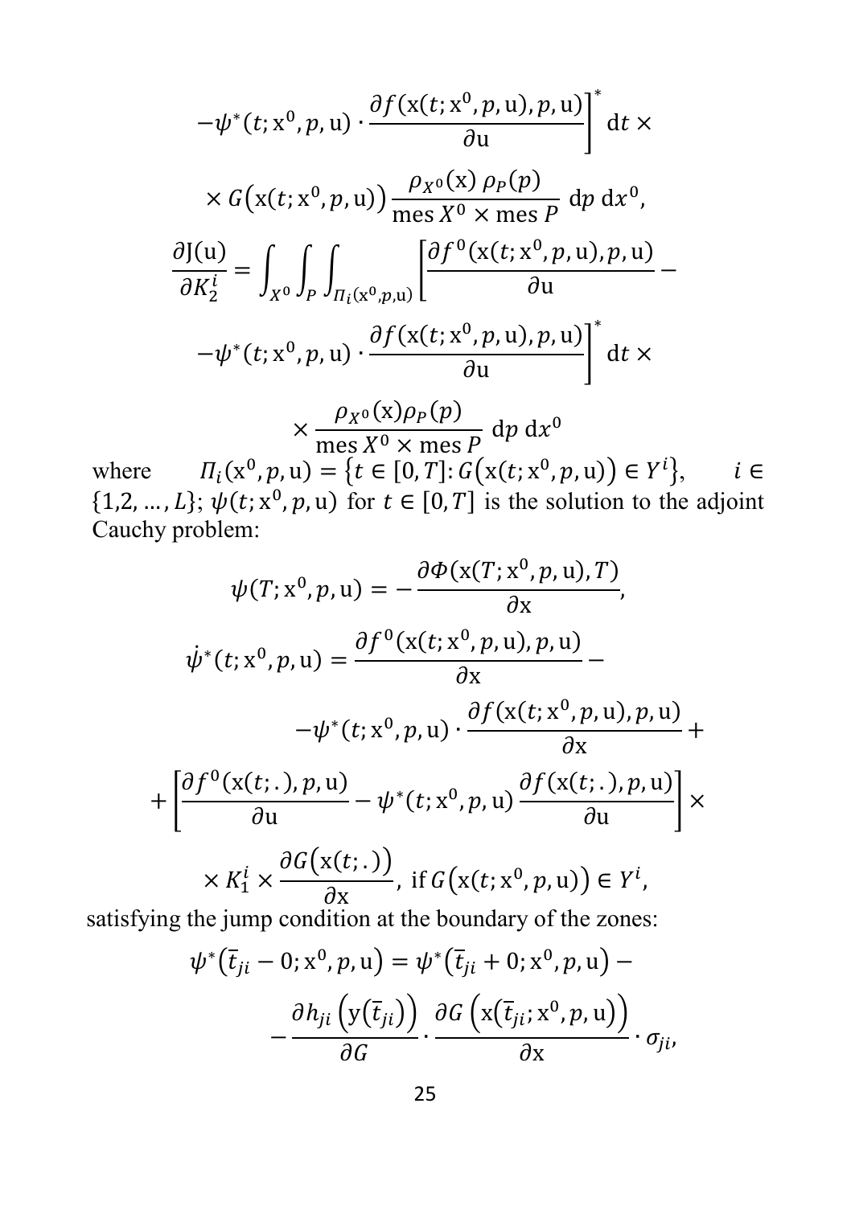$$-\psi^*(t;\mathrm{x}^0,p,\mathrm{u})\cdot\frac{\partial f(\mathrm{x}(t;\mathrm{x}^0,p,\mathrm{u}),p,\mathrm{u})}{\partial \mathrm{u}}\Bigg]^*\,\mathrm{d}t\times$$

$$\times\, G\big(\mathrm{x}(t;\mathrm{x}^0,p,\mathrm{u})\big)\frac{\rho_{X^0}(\mathrm{x})\,\rho_P(p)}{\mathrm{mes}\,X^0\times\mathrm{mes}\,P}\;\mathrm{d}p\;\mathrm{d}x^0,$$

$$\frac{\partial \mathrm{J}(\mathrm{u})}{\partial K_2^i}=\int_{X^0}\int_P\int_{\Pi_i(\mathrm{x}^0,p,\mathrm{u})}\Bigg[\frac{\partial f^0(\mathrm{x}(t;\mathrm{x}^0,p,\mathrm{u}),p,\mathrm{u})}{\partial \mathrm{u}}-$$

$$-\psi^*(t;\mathrm{x}^0,p,\mathrm{u})\cdot\frac{\partial f(\mathrm{x}(t;\mathrm{x}^0,p,\mathrm{u}),p,\mathrm{u})}{\partial \mathrm{u}}\Bigg]^*\,\mathrm{d}t\times$$

$$\times\frac{\rho_{X^0}(\mathrm{x})\rho_P(p)}{\mathrm{mes}\,X^0\times\mathrm{mes}\,P}\;\mathrm{d}p\;\mathrm{d}x^0$$

where $\Pi_i(\mathrm{x}^0,p,\mathrm{u})=\{t\in[0,T]\colon G\big(\mathrm{x}(t;\mathrm{x}^0,p,\mathrm{u})\big)\in Y^i\}$, $i\in\{1,2,\ldots,L\}$; $\psi(t;\mathrm{x}^0,p,\mathrm{u})$ for $t\in[0,T]$ is the solution to the adjoint Cauchy problem:

$$\psi(T;\mathrm{x}^0,p,\mathrm{u})=-\frac{\partial\Phi(\mathrm{x}(T;\mathrm{x}^0,p,\mathrm{u}),T)}{\partial \mathrm{x}},$$

$$\dot{\psi}^*(t;\mathrm{x}^0,p,\mathrm{u})=\frac{\partial f^0(\mathrm{x}(t;\mathrm{x}^0,p,\mathrm{u}),p,\mathrm{u})}{\partial \mathrm{x}}-$$

$$-\psi^*(t;\mathrm{x}^0,p,\mathrm{u})\cdot\frac{\partial f(\mathrm{x}(t;\mathrm{x}^0,p,\mathrm{u}),p,\mathrm{u})}{\partial \mathrm{x}}+$$

$$+\left[\frac{\partial f^0(\mathrm{x}(t;.),p,\mathrm{u})}{\partial \mathrm{u}}-\psi^*(t;\mathrm{x}^0,p,\mathrm{u})\frac{\partial f(\mathrm{x}(t;.),p,\mathrm{u})}{\partial \mathrm{u}}\right]\times$$

$$\times\, K_1^i\times\frac{\partial G\big(\mathrm{x}(t;.)\big)}{\partial \mathrm{x}},\ \text{if}\ G\big(\mathrm{x}(t;\mathrm{x}^0,p,\mathrm{u})\big)\in Y^i,$$

satisfying the jump condition at the boundary of the zones:

$$\psi^*\big(\bar{t}_{ji}-0;\mathrm{x}^0,p,\mathrm{u}\big)=\psi^*\big(\bar{t}_{ji}+0;\mathrm{x}^0,p,\mathrm{u}\big)-$$

$$-\frac{\partial h_{ji}\Big(\mathrm{y}\big(\bar{t}_{ji}\big)\Big)}{\partial G}\cdot\frac{\partial G\Big(\mathrm{x}\big(\bar{t}_{ji};\mathrm{x}^0,p,\mathrm{u}\big)\Big)}{\partial \mathrm{x}}\cdot\sigma_{ji},$$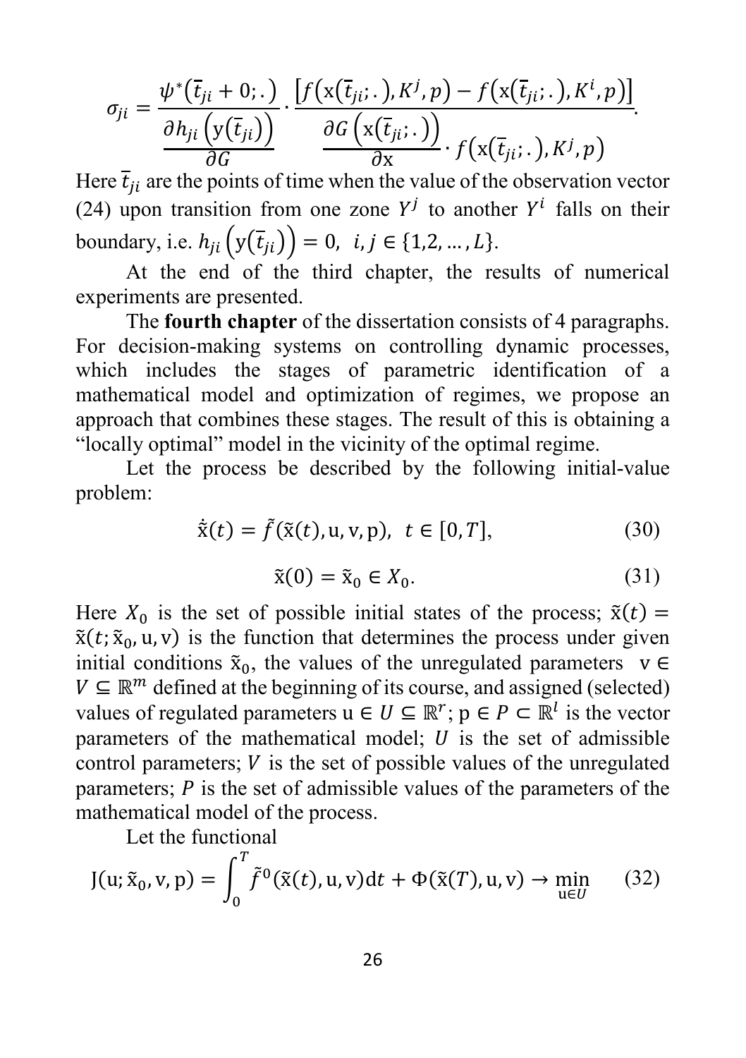$$\sigma_{ji} = \frac{\psi^*(\bar{t}_{ji} + 0;.)}{\dfrac{\partial h_{ji}\left(\mathrm{y}(\bar{t}_{ji})\right)}{\partial G}} \cdot \frac{\left[f\left(\mathrm{x}(\bar{t}_{ji};.), K^j, p\right) - f\left(\mathrm{x}(\bar{t}_{ji};.), K^i, p\right)\right]}{\dfrac{\partial G\left(\mathrm{x}(\bar{t}_{ji};.)\right)}{\partial \mathrm{x}} \cdot f\left(\mathrm{x}(\bar{t}_{ji};.), K^j, p\right)}.$$

Here $\bar{t}_{ji}$ are the points of time when the value of the observation vector (24) upon transition from one zone $Y^j$ to another $Y^i$ falls on their boundary, i.e. $h_{ji}\left(\mathrm{y}(\bar{t}_{ji})\right) = 0, \ \ i, j \in \{1,2,\dots,L\}$.

At the end of the third chapter, the results of numerical experiments are presented.

The **fourth chapter** of the dissertation consists of 4 paragraphs. For decision-making systems on controlling dynamic processes, which includes the stages of parametric identification of a mathematical model and optimization of regimes, we propose an approach that combines these stages. The result of this is obtaining a "locally optimal" model in the vicinity of the optimal regime.

Let the process be described by the following initial-value problem:

$$\dot{\tilde{\mathrm{x}}}(t) = \tilde{f}(\tilde{\mathrm{x}}(t), \mathrm{u}, \mathrm{v}, \mathrm{p}), \ \ t \in [0, T], \tag{30}$$

$$\tilde{\mathrm{x}}(0) = \tilde{\mathrm{x}}_0 \in X_0. \tag{31}$$

Here $X_0$ is the set of possible initial states of the process; $\tilde{\mathrm{x}}(t) = \tilde{\mathrm{x}}(t; \tilde{\mathrm{x}}_0, \mathrm{u}, \mathrm{v})$ is the function that determines the process under given initial conditions $\tilde{\mathrm{x}}_0$, the values of the unregulated parameters $\mathrm{v} \in V \subseteq \mathbb{R}^m$ defined at the beginning of its course, and assigned (selected) values of regulated parameters $\mathrm{u} \in U \subseteq \mathbb{R}^r$; $\mathrm{p} \in P \subset \mathbb{R}^l$ is the vector parameters of the mathematical model; $U$ is the set of admissible control parameters; $V$ is the set of possible values of the unregulated parameters; $P$ is the set of admissible values of the parameters of the mathematical model of the process.

Let the functional

$$\mathrm{J}(\mathrm{u}; \tilde{\mathrm{x}}_0, \mathrm{v}, \mathrm{p}) = \int_0^T \tilde{f}^0(\tilde{\mathrm{x}}(t), \mathrm{u}, \mathrm{v}) \mathrm{d}t + \Phi(\tilde{\mathrm{x}}(T), \mathrm{u}, \mathrm{v}) \to \min_{\mathrm{u} \in U} \tag{32}$$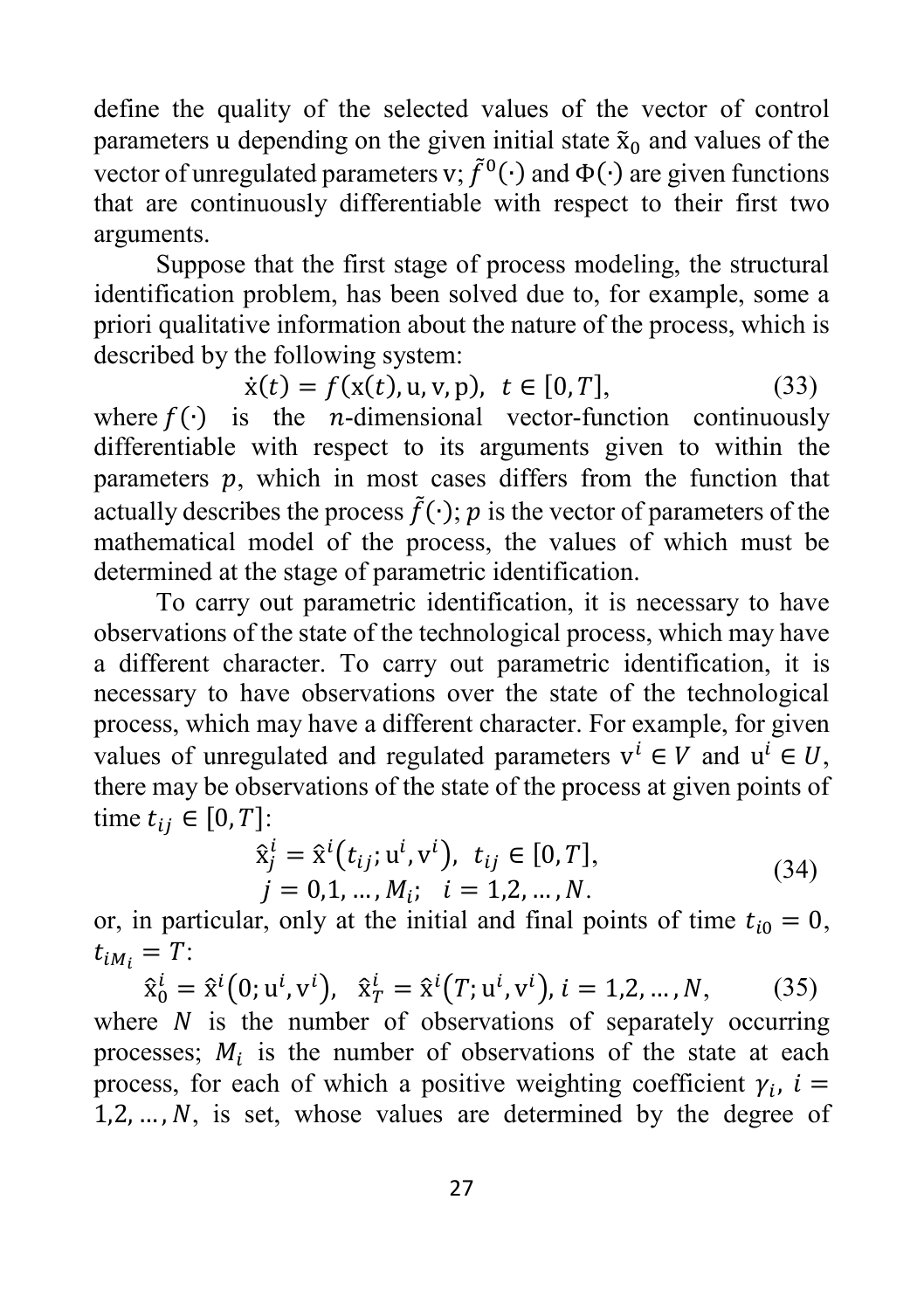define the quality of the selected values of the vector of control parameters u depending on the given initial state $\tilde{x}_0$ and values of the vector of unregulated parameters v; $\tilde{f}^0(\cdot)$ and $\Phi(\cdot)$ are given functions that are continuously differentiable with respect to their first two arguments.

Suppose that the first stage of process modeling, the structural identification problem, has been solved due to, for example, some a priori qualitative information about the nature of the process, which is described by the following system:

$$\dot{x}(t) = f(x(t), u, v, p), \quad t \in [0, T], \tag{33}$$

where $f(\cdot)$ is the $n$-dimensional vector-function continuously differentiable with respect to its arguments given to within the parameters $p$, which in most cases differs from the function that actually describes the process $\tilde{f}(\cdot)$; $p$ is the vector of parameters of the mathematical model of the process, the values of which must be determined at the stage of parametric identification.

To carry out parametric identification, it is necessary to have observations of the state of the technological process, which may have a different character. To carry out parametric identification, it is necessary to have observations over the state of the technological process, which may have a different character. For example, for given values of unregulated and regulated parameters $v^i \in V$ and $u^i \in U$, there may be observations of the state of the process at given points of time $t_{ij} \in [0, T]$:

$$\begin{gathered} \hat{x}_j^i = \hat{x}^i(t_{ij}; u^i, v^i), \quad t_{ij} \in [0, T], \\ j = 0, 1, \dots, M_i; \quad i = 1, 2, \dots, N. \end{gathered} \tag{34}$$

or, in particular, only at the initial and final points of time $t_{i0} = 0$, $t_{iM_i} = T$:

$$\hat{x}_0^i = \hat{x}^i(0; u^i, v^i), \quad \hat{x}_T^i = \hat{x}^i(T; u^i, v^i), \; i = 1, 2, \dots, N, \tag{35}$$

where $N$ is the number of observations of separately occurring processes; $M_i$ is the number of observations of the state at each process, for each of which a positive weighting coefficient $\gamma_i$, $i = 1, 2, \dots, N$, is set, whose values are determined by the degree of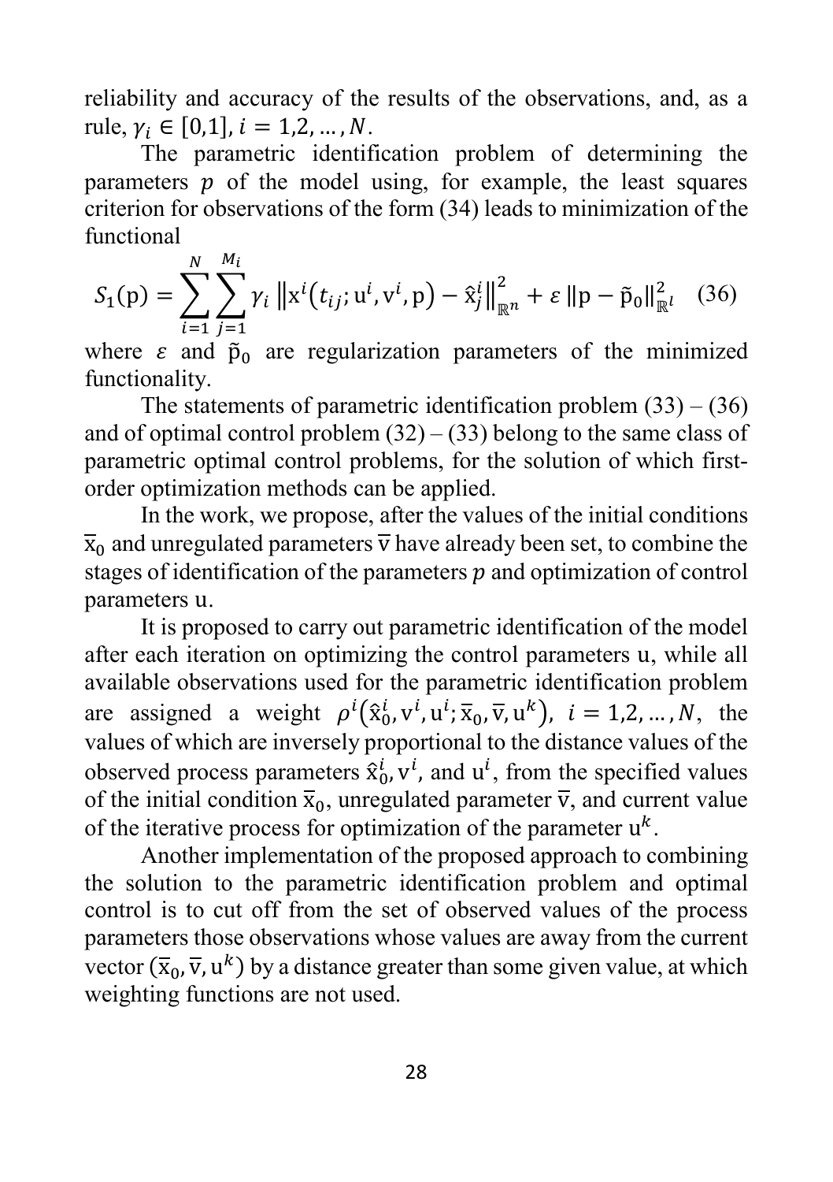reliability and accuracy of the results of the observations, and, as a rule, $\gamma_i \in [0,1]$, $i = 1,2,\dots,N$.

The parametric identification problem of determining the parameters $p$ of the model using, for example, the least squares criterion for observations of the form (34) leads to minimization of the functional

$$S_1(\mathrm{p}) = \sum_{i=1}^{N} \sum_{j=1}^{M_i} \gamma_i \left\| \mathrm{x}^i\left(t_{ij}; \mathrm{u}^i, \mathrm{v}^i, \mathrm{p}\right) - \hat{\mathrm{x}}_j^i \right\|_{\mathbb{R}^n}^2 + \varepsilon \left\| \mathrm{p} - \tilde{\mathrm{p}}_0 \right\|_{\mathbb{R}^l}^2 \quad (36)$$

where $\varepsilon$ and $\tilde{\mathrm{p}}_0$ are regularization parameters of the minimized functionality.

The statements of parametric identification problem (33) – (36) and of optimal control problem (32) – (33) belong to the same class of parametric optimal control problems, for the solution of which first-order optimization methods can be applied.

In the work, we propose, after the values of the initial conditions $\overline{\mathrm{x}}_0$ and unregulated parameters $\overline{\mathrm{v}}$ have already been set, to combine the stages of identification of the parameters $p$ and optimization of control parameters $\mathrm{u}$.

It is proposed to carry out parametric identification of the model after each iteration on optimizing the control parameters u, while all available observations used for the parametric identification problem are assigned a weight $\rho^i\left(\hat{\mathrm{x}}_0^i, \mathrm{v}^i, \mathrm{u}^i; \overline{\mathrm{x}}_0, \overline{\mathrm{v}}, \mathrm{u}^k\right)$, $i = 1,2,\dots,N$, the values of which are inversely proportional to the distance values of the observed process parameters $\hat{\mathrm{x}}_0^i, \mathrm{v}^i$, and $\mathrm{u}^i$, from the specified values of the initial condition $\overline{\mathrm{x}}_0$, unregulated parameter $\overline{\mathrm{v}}$, and current value of the iterative process for optimization of the parameter $\mathrm{u}^k$.

Another implementation of the proposed approach to combining the solution to the parametric identification problem and optimal control is to cut off from the set of observed values of the process parameters those observations whose values are away from the current vector $(\overline{\mathrm{x}}_0, \overline{\mathrm{v}}, \mathrm{u}^k)$ by a distance greater than some given value, at which weighting functions are not used.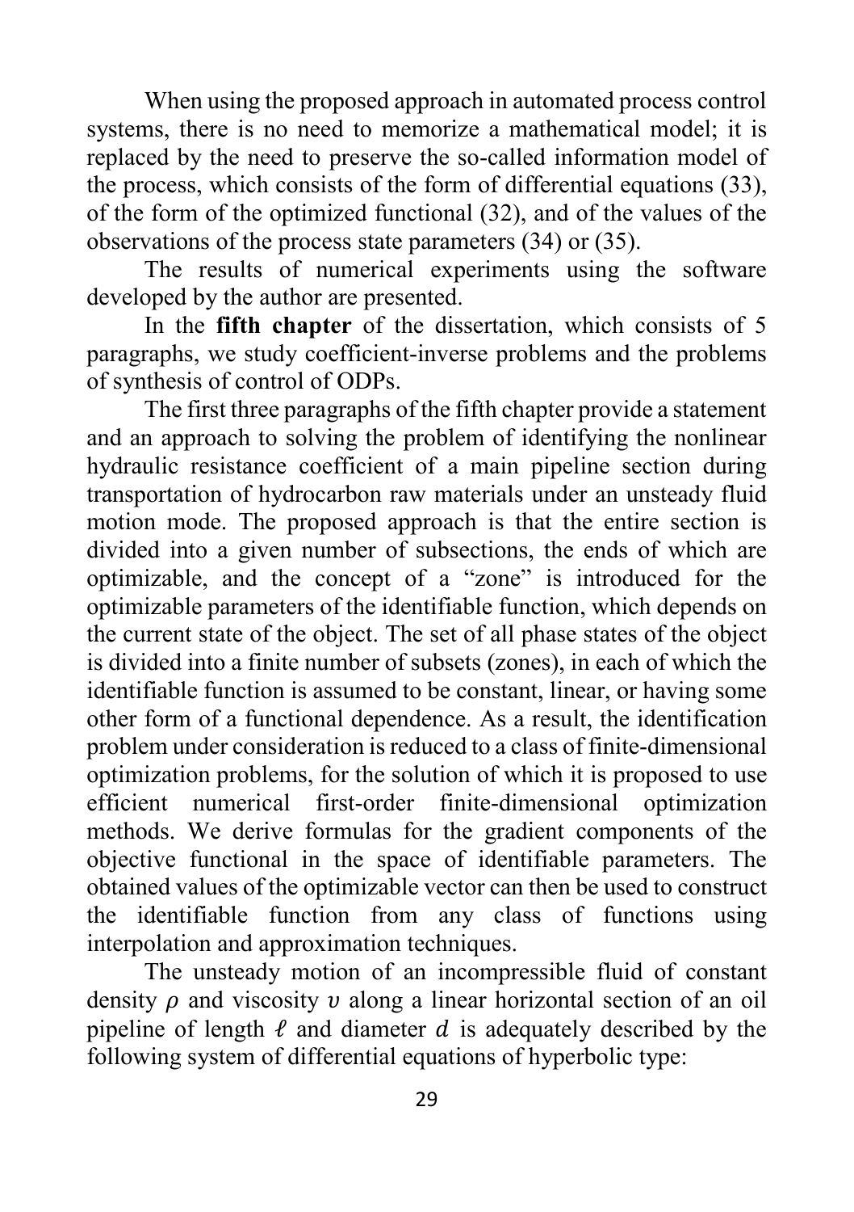When using the proposed approach in automated process control systems, there is no need to memorize a mathematical model; it is replaced by the need to preserve the so-called information model of the process, which consists of the form of differential equations (33), of the form of the optimized functional (32), and of the values of the observations of the process state parameters (34) or (35).

The results of numerical experiments using the software developed by the author are presented.

In the **fifth chapter** of the dissertation, which consists of 5 paragraphs, we study coefficient-inverse problems and the problems of synthesis of control of ODPs.

The first three paragraphs of the fifth chapter provide a statement and an approach to solving the problem of identifying the nonlinear hydraulic resistance coefficient of a main pipeline section during transportation of hydrocarbon raw materials under an unsteady fluid motion mode. The proposed approach is that the entire section is divided into a given number of subsections, the ends of which are optimizable, and the concept of a "zone" is introduced for the optimizable parameters of the identifiable function, which depends on the current state of the object. The set of all phase states of the object is divided into a finite number of subsets (zones), in each of which the identifiable function is assumed to be constant, linear, or having some other form of a functional dependence. As a result, the identification problem under consideration is reduced to a class of finite-dimensional optimization problems, for the solution of which it is proposed to use efficient numerical first-order finite-dimensional optimization methods. We derive formulas for the gradient components of the objective functional in the space of identifiable parameters. The obtained values of the optimizable vector can then be used to construct the identifiable function from any class of functions using interpolation and approximation techniques.

The unsteady motion of an incompressible fluid of constant density $\rho$ and viscosity $\upsilon$ along a linear horizontal section of an oil pipeline of length $\ell$ and diameter $d$ is adequately described by the following system of differential equations of hyperbolic type: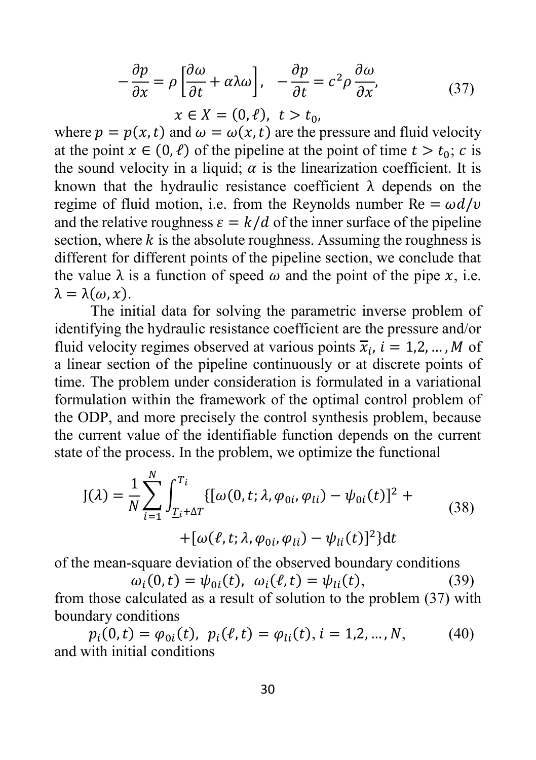$$-\frac{\partial p}{\partial x} = \rho\left[\frac{\partial \omega}{\partial t} + \alpha\lambda\omega\right], \quad -\frac{\partial p}{\partial t} = c^2\rho\frac{\partial \omega}{\partial x}, \tag{37}$$

$$x \in X = (0, \ell), \ t > t_0,$$

where $p = p(x,t)$ and $\omega = \omega(x,t)$ are the pressure and fluid velocity at the point $x \in (0,\ell)$ of the pipeline at the point of time $t > t_0$; $c$ is the sound velocity in a liquid; $\alpha$ is the linearization coefficient. It is known that the hydraulic resistance coefficient $\lambda$ depends on the regime of fluid motion, i.e. from the Reynolds number $\mathrm{Re} = \omega d/v$ and the relative roughness $\varepsilon = k/d$ of the inner surface of the pipeline section, where $k$ is the absolute roughness. Assuming the roughness is different for different points of the pipeline section, we conclude that the value $\lambda$ is a function of speed $\omega$ and the point of the pipe $x$, i.e. $\lambda = \lambda(\omega, x)$.

The initial data for solving the parametric inverse problem of identifying the hydraulic resistance coefficient are the pressure and/or fluid velocity regimes observed at various points $\overline{x}_i$, $i = 1,2,\dots,M$ of a linear section of the pipeline continuously or at discrete points of time. The problem under consideration is formulated in a variational formulation within the framework of the optimal control problem of the ODP, and more precisely the control synthesis problem, because the current value of the identifiable function depends on the current state of the process. In the problem, we optimize the functional

$$\mathrm{J}(\lambda) = \frac{1}{N}\sum_{i=1}^{N}\int_{\underline{T}_i+\Delta T}^{\overline{T}_i}\{[\omega(0,t;\lambda,\varphi_{0i},\varphi_{li}) - \psi_{0i}(t)]^2 + \\ +[\omega(\ell,t;\lambda,\varphi_{0i},\varphi_{li}) - \psi_{li}(t)]^2\}\mathrm{d}t \tag{38}$$

of the mean-square deviation of the observed boundary conditions

$$\omega_i(0,t) = \psi_{0i}(t), \ \ \omega_i(\ell,t) = \psi_{li}(t), \tag{39}$$

from those calculated as a result of solution to the problem (37) with boundary conditions

$$p_i(0,t) = \varphi_{0i}(t), \ \ p_i(\ell,t) = \varphi_{li}(t), i = 1,2,\dots,N, \tag{40}$$

and with initial conditions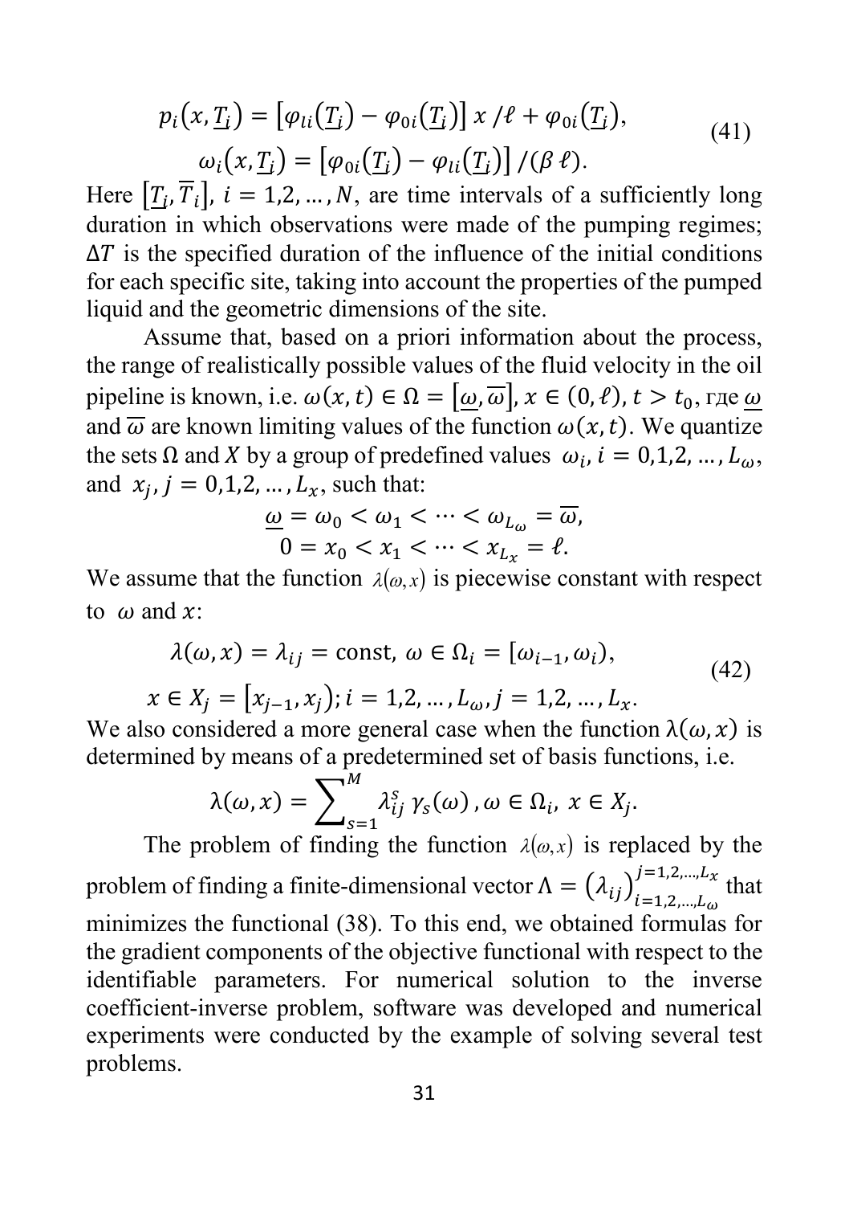$$
\begin{gathered}
p_i(x, \underline{T_i}) = \left[\varphi_{\ell i}(\underline{T_i}) - \varphi_{0i}(\underline{T_i})\right] x / \ell + \varphi_{0i}(\underline{T_i}), \\
\omega_i(x, \underline{T_i}) = \left[\varphi_{0i}(\underline{T_i}) - \varphi_{\ell i}(\underline{T_i})\right] / (\beta\, \ell).
\end{gathered} \tag{41}
$$

Here $[\underline{T_i}, \overline{T}_i]$, $i = 1,2,\ldots,N$, are time intervals of a sufficiently long duration in which observations were made of the pumping regimes; $\Delta T$ is the specified duration of the influence of the initial conditions for each specific site, taking into account the properties of the pumped liquid and the geometric dimensions of the site.

Assume that, based on a priori information about the process, the range of realistically possible values of the fluid velocity in the oil pipeline is known, i.e. $\omega(x,t) \in \Omega = [\underline{\omega}, \overline{\omega}]$, $x \in (0, \ell)$, $t > t_0$, где $\underline{\omega}$ and $\overline{\omega}$ are known limiting values of the function $\omega(x,t)$. We quantize the sets $\Omega$ and $X$ by a group of predefined values $\omega_i$, $i = 0,1,2,\ldots,L_\omega$, and $x_j$, $j = 0,1,2,\ldots,L_x$, such that:

$$
\begin{gathered}
\underline{\omega} = \omega_0 < \omega_1 < \cdots < \omega_{L_\omega} = \overline{\omega}, \\
0 = x_0 < x_1 < \cdots < x_{L_x} = \ell.
\end{gathered}
$$

We assume that the function $\lambda(\omega, x)$ is piecewise constant with respect to $\omega$ and $x$:

$$
\begin{gathered}
\lambda(\omega, x) = \lambda_{ij} = \text{const},\ \omega \in \Omega_i = [\omega_{i-1}, \omega_i), \\
x \in X_j = [x_{j-1}, x_j);\ i = 1,2,\ldots,L_\omega,\ j = 1,2,\ldots,L_x.
\end{gathered} \tag{42}
$$

We also considered a more general case when the function $\lambda(\omega, x)$ is determined by means of a predetermined set of basis functions, i.e.

$$
\lambda(\omega, x) = \sum_{s=1}^{M} \lambda_{ij}^{s}\, \gamma_s(\omega),\ \omega \in \Omega_i,\ x \in X_j.
$$

The problem of finding the function $\lambda(\omega, x)$ is replaced by the problem of finding a finite-dimensional vector $\Lambda = (\lambda_{ij})_{i=1,2,\ldots,L_\omega}^{j=1,2,\ldots,L_x}$ that minimizes the functional (38). To this end, we obtained formulas for the gradient components of the objective functional with respect to the identifiable parameters. For numerical solution to the inverse coefficient-inverse problem, software was developed and numerical experiments were conducted by the example of solving several test problems.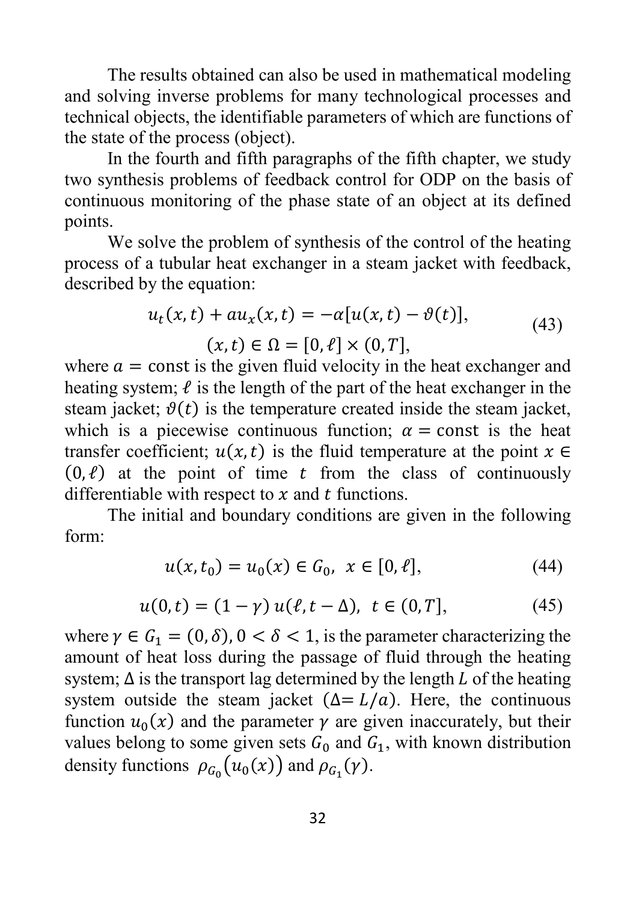The results obtained can also be used in mathematical modeling and solving inverse problems for many technological processes and technical objects, the identifiable parameters of which are functions of the state of the process (object).

In the fourth and fifth paragraphs of the fifth chapter, we study two synthesis problems of feedback control for ODP on the basis of continuous monitoring of the phase state of an object at its defined points.

We solve the problem of synthesis of the control of the heating process of a tubular heat exchanger in a steam jacket with feedback, described by the equation:

$$u_t(x,t) + au_x(x,t) = -\alpha[u(x,t) - \vartheta(t)], \quad (x,t) \in \Omega = [0,\ell] \times (0,T], \tag{43}$$

where $a = \text{const}$ is the given fluid velocity in the heat exchanger and heating system; $\ell$ is the length of the part of the heat exchanger in the steam jacket; $\vartheta(t)$ is the temperature created inside the steam jacket, which is a piecewise continuous function; $\alpha = \text{const}$ is the heat transfer coefficient; $u(x,t)$ is the fluid temperature at the point $x \in (0,\ell)$ at the point of time $t$ from the class of continuously differentiable with respect to $x$ and $t$ functions.

The initial and boundary conditions are given in the following form:

$$u(x,t_0) = u_0(x) \in G_0, \;\; x \in [0,\ell], \tag{44}$$

$$u(0,t) = (1-\gamma)\, u(\ell, t-\Delta), \;\; t \in (0,T], \tag{45}$$

where $\gamma \in G_1 = (0,\delta)$, $0 < \delta < 1$, is the parameter characterizing the amount of heat loss during the passage of fluid through the heating system; $\Delta$ is the transport lag determined by the length $L$ of the heating system outside the steam jacket ($\Delta = L/a$). Here, the continuous function $u_0(x)$ and the parameter $\gamma$ are given inaccurately, but their values belong to some given sets $G_0$ and $G_1$, with known distribution density functions $\rho_{G_0}(u_0(x))$ and $\rho_{G_1}(\gamma)$.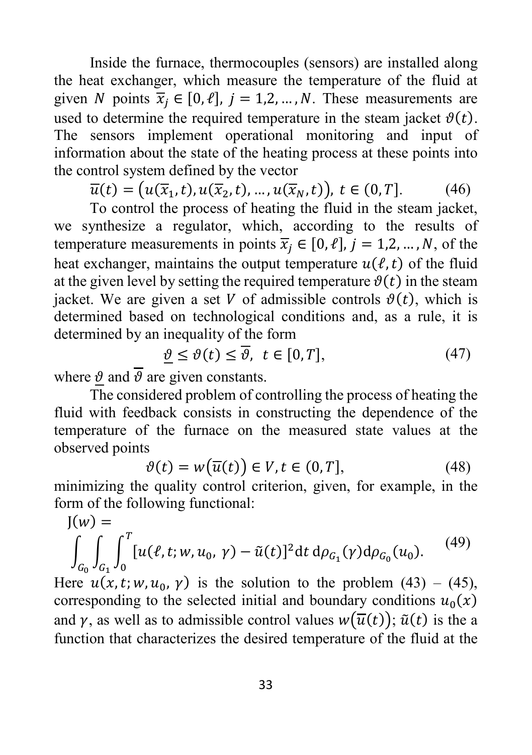Inside the furnace, thermocouples (sensors) are installed along the heat exchanger, which measure the temperature of the fluid at given $N$ points $\overline{x}_j \in [0, \ell]$, $j = 1, 2, \dots, N$. These measurements are used to determine the required temperature in the steam jacket $\vartheta(t)$. The sensors implement operational monitoring and input of information about the state of the heating process at these points into the control system defined by the vector

$$\overline{u}(t) = \left(u(\overline{x}_1, t), u(\overline{x}_2, t), \dots, u(\overline{x}_N, t)\right),\ t \in (0, T]. \tag{46}$$

To control the process of heating the fluid in the steam jacket, we synthesize a regulator, which, according to the results of temperature measurements in points $\overline{x}_j \in [0, \ell]$, $j = 1, 2, \dots, N$, of the heat exchanger, maintains the output temperature $u(\ell, t)$ of the fluid at the given level by setting the required temperature $\vartheta(t)$ in the steam jacket. We are given a set $V$ of admissible controls $\vartheta(t)$, which is determined based on technological conditions and, as a rule, it is determined by an inequality of the form

$$\underline{\vartheta} \leq \vartheta(t) \leq \overline{\vartheta},\ \ t \in [0, T], \tag{47}$$

where $\underline{\vartheta}$ and $\overline{\vartheta}$ are given constants.

The considered problem of controlling the process of heating the fluid with feedback consists in constructing the dependence of the temperature of the furnace on the measured state values at the observed points

$$\vartheta(t) = w\left(\overline{u}(t)\right) \in V, t \in (0, T], \tag{48}$$

minimizing the quality control criterion, given, for example, in the form of the following functional:

$$\mathrm{J}(w) = \int_{G_0} \int_{G_1} \int_0^T [u(\ell, t; w, u_0,\ \gamma) - \tilde{u}(t)]^2 \mathrm{d}t\ \mathrm{d}\rho_{G_1}(\gamma) \mathrm{d}\rho_{G_0}(u_0). \tag{49}$$

Here $u(x, t; w, u_0,\ \gamma)$ is the solution to the problem (43) – (45), corresponding to the selected initial and boundary conditions $u_0(x)$ and $\gamma$, as well as to admissible control values $w\left(\overline{u}(t)\right)$; $\tilde{u}(t)$ is the a function that characterizes the desired temperature of the fluid at the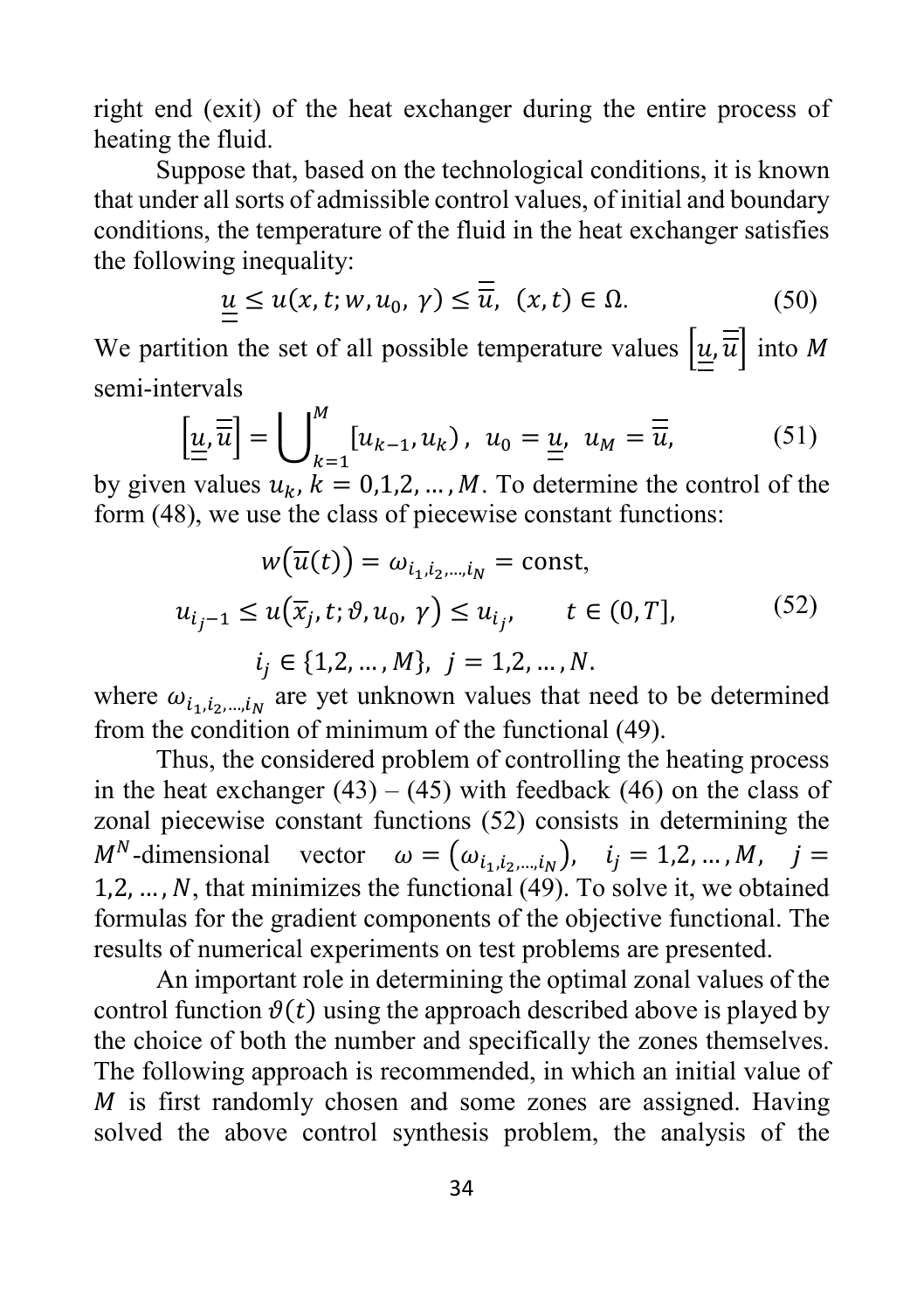right end (exit) of the heat exchanger during the entire process of heating the fluid.

Suppose that, based on the technological conditions, it is known that under all sorts of admissible control values, of initial and boundary conditions, the temperature of the fluid in the heat exchanger satisfies the following inequality:

$$\underline{\underline{u}} \le u(x,t;w,u_0,\ \gamma) \le \overline{\overline{u}},\ \ (x,t) \in \Omega. \tag{50}$$

We partition the set of all possible temperature values $\left[\underline{\underline{u}}, \overline{\overline{u}}\right]$ into $M$ semi-intervals

$$\left[\underline{\underline{u}}, \overline{\overline{u}}\right] = \bigcup_{k=1}^{M} [u_{k-1}, u_k)\,,\ \ u_0 = \underline{\underline{u}},\ \ u_M = \overline{\overline{u}}, \tag{51}$$

by given values $u_k$, $k = 0,1,2,\dots,M$. To determine the control of the form (48), we use the class of piecewise constant functions:

$$\begin{gathered} w\big(\overline{u}(t)\big) = \omega_{i_1,i_2,\dots,i_N} = \text{const}, \\ u_{i_j-1} \le u\big(\overline{x}_j, t; \vartheta, u_0,\ \gamma\big) \le u_{i_j}, \qquad t \in (0,T], \\ i_j \in \{1,2,\dots,M\},\ \ j = 1,2,\dots,N. \end{gathered} \tag{52}$$

where $\omega_{i_1,i_2,\dots,i_N}$ are yet unknown values that need to be determined from the condition of minimum of the functional (49).

Thus, the considered problem of controlling the heating process in the heat exchanger (43) – (45) with feedback (46) on the class of zonal piecewise constant functions (52) consists in determining the $M^N$-dimensional vector $\omega = \left(\omega_{i_1,i_2,\dots,i_N}\right)$, $i_j = 1,2,\dots,M$, $j = 1,2,\dots,N$, that minimizes the functional (49). To solve it, we obtained formulas for the gradient components of the objective functional. The results of numerical experiments on test problems are presented.

An important role in determining the optimal zonal values of the control function $\vartheta(t)$ using the approach described above is played by the choice of both the number and specifically the zones themselves. The following approach is recommended, in which an initial value of $M$ is first randomly chosen and some zones are assigned. Having solved the above control synthesis problem, the analysis of the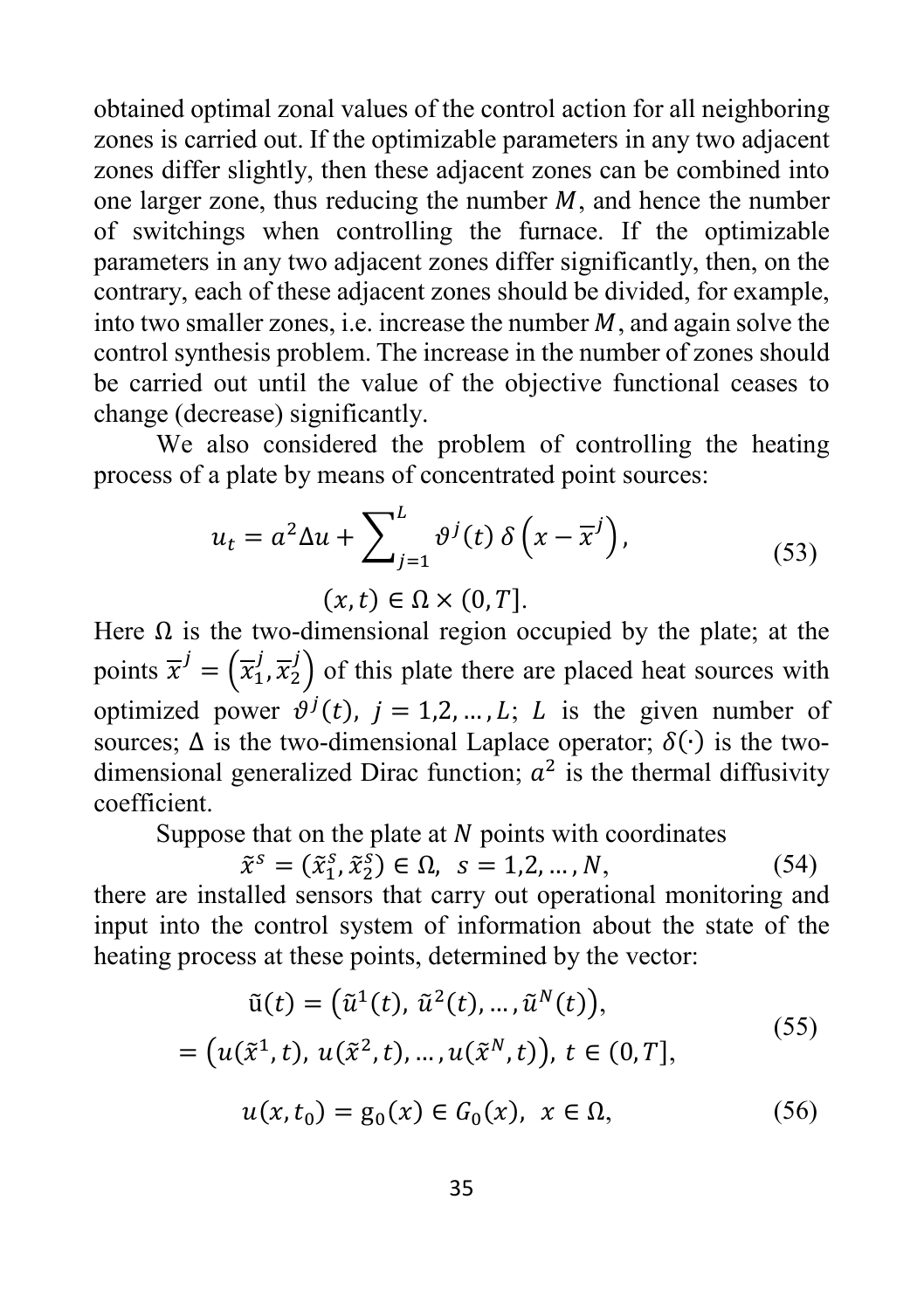obtained optimal zonal values of the control action for all neighboring zones is carried out. If the optimizable parameters in any two adjacent zones differ slightly, then these adjacent zones can be combined into one larger zone, thus reducing the number $M$, and hence the number of switchings when controlling the furnace. If the optimizable parameters in any two adjacent zones differ significantly, then, on the contrary, each of these adjacent zones should be divided, for example, into two smaller zones, i.e. increase the number $M$, and again solve the control synthesis problem. The increase in the number of zones should be carried out until the value of the objective functional ceases to change (decrease) significantly.

We also considered the problem of controlling the heating process of a plate by means of concentrated point sources:

$$u_t = a^2 \Delta u + \sum_{j=1}^{L} \vartheta^j(t)\, \delta\left(x - \overline{x}^j\right), \tag{53}$$

$$(x, t) \in \Omega \times (0, T].$$

Here $\Omega$ is the two-dimensional region occupied by the plate; at the points $\overline{x}^j = \left(\overline{x}_1^j, \overline{x}_2^j\right)$ of this plate there are placed heat sources with optimized power $\vartheta^j(t)$, $j = 1,2, \dots, L$; $L$ is the given number of sources; $\Delta$ is the two-dimensional Laplace operator; $\delta(\cdot)$ is the two-dimensional generalized Dirac function; $a^2$ is the thermal diffusivity coefficient.

Suppose that on the plate at $N$ points with coordinates

$$\tilde{x}^s = (\tilde{x}_1^s, \tilde{x}_2^s) \in \Omega, \;\; s = 1,2, \dots, N, \tag{54}$$

there are installed sensors that carry out operational monitoring and input into the control system of information about the state of the heating process at these points, determined by the vector:

$$\begin{gathered} \tilde{\mathrm{u}}(t) = \left(\tilde{u}^1(t),\, \tilde{u}^2(t), \dots, \tilde{u}^N(t)\right), \\ = \left(u(\tilde{x}^1, t),\, u(\tilde{x}^2, t), \dots, u(\tilde{x}^N, t)\right),\; t \in (0, T], \end{gathered} \tag{55}$$

$$u(x, t_0) = \mathrm{g}_0(x) \in G_0(x), \;\; x \in \Omega, \tag{56}$$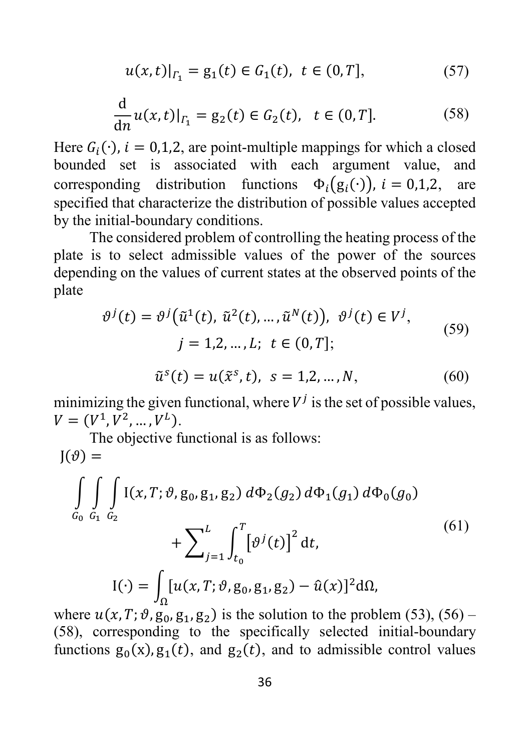$$u(x,t)|_{\Gamma_1} = \mathrm{g}_1(t) \in G_1(t), \;\; t \in (0,T], \tag{57}$$

$$\frac{\mathrm{d}}{\mathrm{d}n} u(x,t)|_{\Gamma_1} = \mathrm{g}_2(t) \in G_2(t), \;\;\; t \in (0,T]. \tag{58}$$

Here $G_i(\cdot)$, $i = 0,1,2$, are point-multiple mappings for which a closed bounded set is associated with each argument value, and corresponding distribution functions $\Phi_i(\mathrm{g}_i(\cdot))$, $i = 0,1,2$, are specified that characterize the distribution of possible values accepted by the initial-boundary conditions.

The considered problem of controlling the heating process of the plate is to select admissible values of the power of the sources depending on the values of current states at the observed points of the plate

$$\vartheta^j(t) = \vartheta^j\big(\tilde{u}^1(t),\, \tilde{u}^2(t), \dots, \tilde{u}^N(t)\big), \;\; \vartheta^j(t) \in V^j, \\ j = 1,2,\dots,L; \;\; t \in (0,T]; \tag{59}$$

$$\tilde{u}^s(t) = u(\tilde{x}^s, t), \;\; s = 1,2,\dots,N, \tag{60}$$

minimizing the given functional, where $V^j$ is the set of possible values, $V = (V^1, V^2, \dots, V^L)$.

The objective functional is as follows:

$$\mathrm{J}(\vartheta) = \\ \int\limits_{G_0}\int\limits_{G_1}\int\limits_{G_2} \mathrm{I}(x,T;\vartheta,\mathrm{g}_0,\mathrm{g}_1,\mathrm{g}_2)\, d\Phi_2(g_2)\, d\Phi_1(g_1)\, d\Phi_0(g_0) \\ + \sum_{j=1}^{L} \int_{t_0}^{T} \big[\vartheta^j(t)\big]^2 \,\mathrm{d}t, \tag{61}$$

$$\mathrm{I}(\cdot) = \int_{\Omega} [u(x,T;\vartheta,\mathrm{g}_0,\mathrm{g}_1,\mathrm{g}_2) - \hat{u}(x)]^2 \mathrm{d}\Omega,$$

where $u(x,T;\vartheta,\mathrm{g}_0,\mathrm{g}_1,\mathrm{g}_2)$ is the solution to the problem (53), (56) – (58), corresponding to the specifically selected initial-boundary functions $\mathrm{g}_0(\mathrm{x}), \mathrm{g}_1(t)$, and $\mathrm{g}_2(t)$, and to admissible control values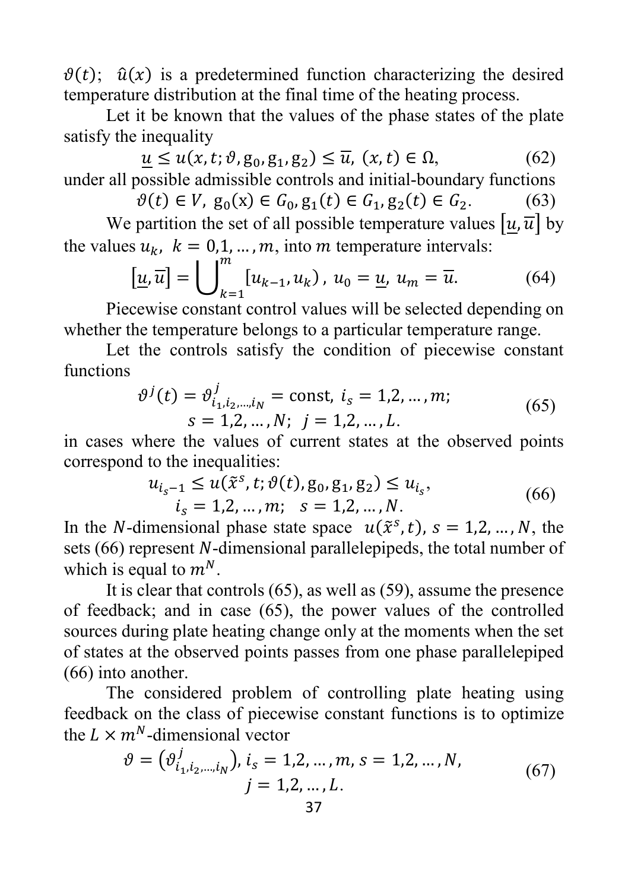$\vartheta(t)$; $\hat{u}(x)$ is a predetermined function characterizing the desired temperature distribution at the final time of the heating process.

Let it be known that the values of the phase states of the plate satisfy the inequality

$$\underline{u} \le u(x, t; \vartheta, g_0, g_1, g_2) \le \overline{u}, \ (x, t) \in \Omega, \tag{62}$$

under all possible admissible controls and initial-boundary functions

$$\vartheta(t) \in V, \ g_0(x) \in G_0, g_1(t) \in G_1, g_2(t) \in G_2. \tag{63}$$

We partition the set of all possible temperature values $[\underline{u}, \overline{u}]$ by the values $u_k$, $k = 0,1, \dots, m$, into $m$ temperature intervals:

$$[\underline{u}, \overline{u}] = \bigcup_{k=1}^{m} [u_{k-1}, u_k), \ u_0 = \underline{u}, \ u_m = \overline{u}. \tag{64}$$

Piecewise constant control values will be selected depending on whether the temperature belongs to a particular temperature range.

Let the controls satisfy the condition of piecewise constant functions

$$\vartheta^j(t) = \vartheta^j_{i_1, i_2, \dots, i_N} = \text{const}, \ i_s = 1,2, \dots, m; \\ s = 1,2, \dots, N; \ \ j = 1,2, \dots, L. \tag{65}$$

in cases where the values of current states at the observed points correspond to the inequalities:

$$u_{i_s - 1} \le u(\tilde{x}^s, t; \vartheta(t), g_0, g_1, g_2) \le u_{i_s}, \\ i_s = 1,2, \dots, m; \ \ s = 1,2, \dots, N. \tag{66}$$

In the $N$-dimensional phase state space $u(\tilde{x}^s, t)$, $s = 1,2, \dots, N$, the sets (66) represent $N$-dimensional parallelepipeds, the total number of which is equal to $m^N$.

It is clear that controls (65), as well as (59), assume the presence of feedback; and in case (65), the power values of the controlled sources during plate heating change only at the moments when the set of states at the observed points passes from one phase parallelepiped (66) into another.

The considered problem of controlling plate heating using feedback on the class of piecewise constant functions is to optimize the $L \times m^N$-dimensional vector

$$\vartheta = \left(\vartheta^j_{i_1, i_2, \dots, i_N}\right), \ i_s = 1,2, \dots, m, \ s = 1,2, \dots, N, \\ j = 1,2, \dots, L. \tag{67}$$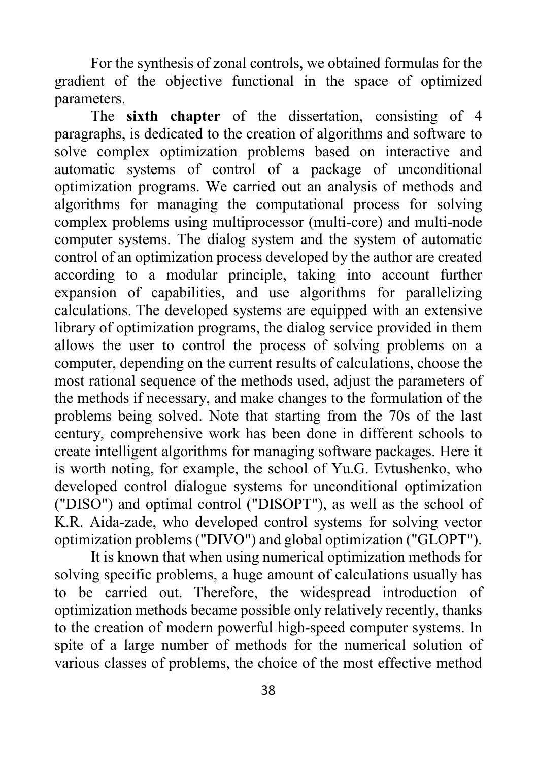For the synthesis of zonal controls, we obtained formulas for the gradient of the objective functional in the space of optimized parameters.

The **sixth chapter** of the dissertation, consisting of 4 paragraphs, is dedicated to the creation of algorithms and software to solve complex optimization problems based on interactive and automatic systems of control of a package of unconditional optimization programs. We carried out an analysis of methods and algorithms for managing the computational process for solving complex problems using multiprocessor (multi-core) and multi-node computer systems. The dialog system and the system of automatic control of an optimization process developed by the author are created according to a modular principle, taking into account further expansion of capabilities, and use algorithms for parallelizing calculations. The developed systems are equipped with an extensive library of optimization programs, the dialog service provided in them allows the user to control the process of solving problems on a computer, depending on the current results of calculations, choose the most rational sequence of the methods used, adjust the parameters of the methods if necessary, and make changes to the formulation of the problems being solved. Note that starting from the 70s of the last century, comprehensive work has been done in different schools to create intelligent algorithms for managing software packages. Here it is worth noting, for example, the school of Yu.G. Evtushenko, who developed control dialogue systems for unconditional optimization ("DISO") and optimal control ("DISOPT"), as well as the school of K.R. Aida-zade, who developed control systems for solving vector optimization problems ("DIVO") and global optimization ("GLOPT").

It is known that when using numerical optimization methods for solving specific problems, a huge amount of calculations usually has to be carried out. Therefore, the widespread introduction of optimization methods became possible only relatively recently, thanks to the creation of modern powerful high-speed computer systems. In spite of a large number of methods for the numerical solution of various classes of problems, the choice of the most effective method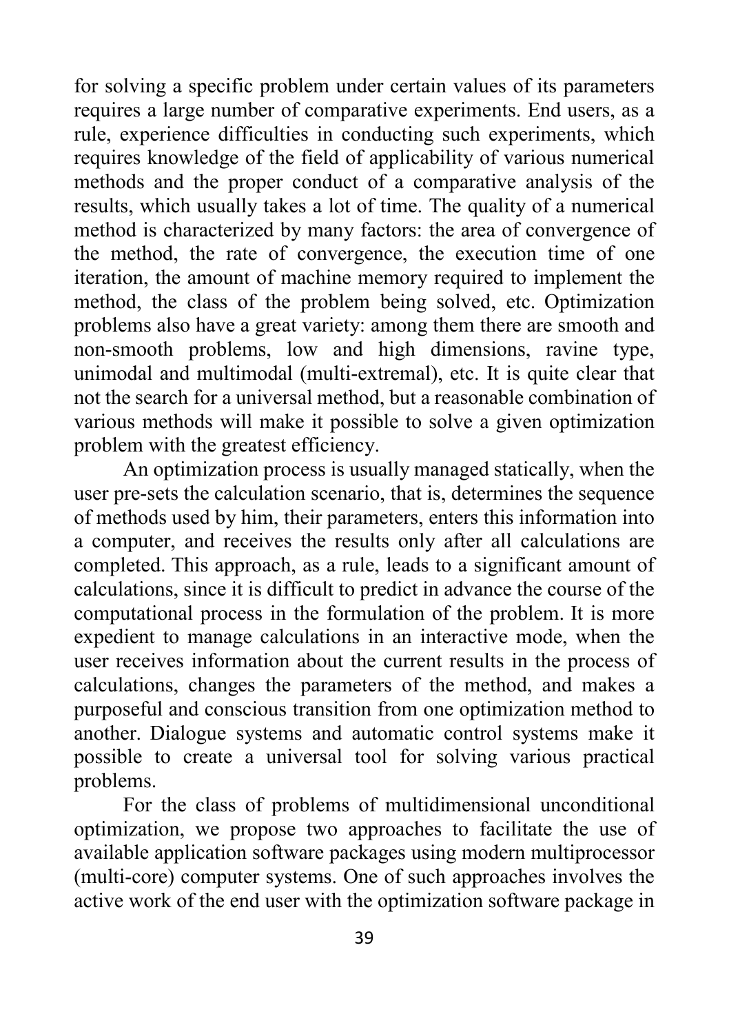for solving a specific problem under certain values of its parameters requires a large number of comparative experiments. End users, as a rule, experience difficulties in conducting such experiments, which requires knowledge of the field of applicability of various numerical methods and the proper conduct of a comparative analysis of the results, which usually takes a lot of time. The quality of a numerical method is characterized by many factors: the area of convergence of the method, the rate of convergence, the execution time of one iteration, the amount of machine memory required to implement the method, the class of the problem being solved, etc. Optimization problems also have a great variety: among them there are smooth and non-smooth problems, low and high dimensions, ravine type, unimodal and multimodal (multi-extremal), etc. It is quite clear that not the search for a universal method, but a reasonable combination of various methods will make it possible to solve a given optimization problem with the greatest efficiency.

An optimization process is usually managed statically, when the user pre-sets the calculation scenario, that is, determines the sequence of methods used by him, their parameters, enters this information into a computer, and receives the results only after all calculations are completed. This approach, as a rule, leads to a significant amount of calculations, since it is difficult to predict in advance the course of the computational process in the formulation of the problem. It is more expedient to manage calculations in an interactive mode, when the user receives information about the current results in the process of calculations, changes the parameters of the method, and makes a purposeful and conscious transition from one optimization method to another. Dialogue systems and automatic control systems make it possible to create a universal tool for solving various practical problems.

For the class of problems of multidimensional unconditional optimization, we propose two approaches to facilitate the use of available application software packages using modern multiprocessor (multi-core) computer systems. One of such approaches involves the active work of the end user with the optimization software package in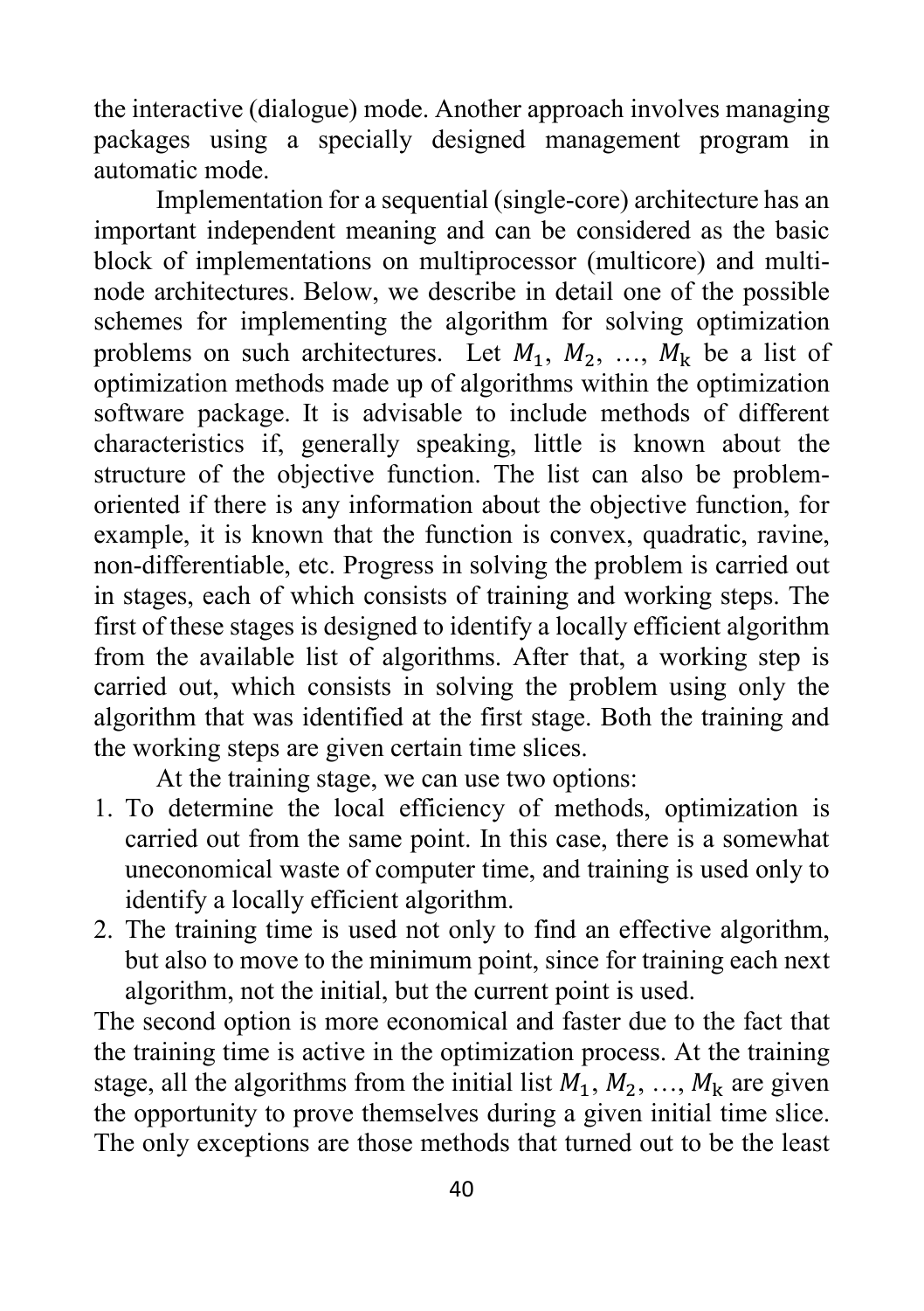the interactive (dialogue) mode. Another approach involves managing packages using a specially designed management program in automatic mode.

Implementation for a sequential (single-core) architecture has an important independent meaning and can be considered as the basic block of implementations on multiprocessor (multicore) and multi-node architectures. Below, we describe in detail one of the possible schemes for implementing the algorithm for solving optimization problems on such architectures. Let $M_1$, $M_2$, …, $M_\mathrm{k}$ be a list of optimization methods made up of algorithms within the optimization software package. It is advisable to include methods of different characteristics if, generally speaking, little is known about the structure of the objective function. The list can also be problem-oriented if there is any information about the objective function, for example, it is known that the function is convex, quadratic, ravine, non-differentiable, etc. Progress in solving the problem is carried out in stages, each of which consists of training and working steps. The first of these stages is designed to identify a locally efficient algorithm from the available list of algorithms. After that, a working step is carried out, which consists in solving the problem using only the algorithm that was identified at the first stage. Both the training and the working steps are given certain time slices.

At the training stage, we can use two options:

1. To determine the local efficiency of methods, optimization is carried out from the same point. In this case, there is a somewhat uneconomical waste of computer time, and training is used only to identify a locally efficient algorithm.
2. The training time is used not only to find an effective algorithm, but also to move to the minimum point, since for training each next algorithm, not the initial, but the current point is used.

The second option is more economical and faster due to the fact that the training time is active in the optimization process. At the training stage, all the algorithms from the initial list $M_1$, $M_2$, …, $M_\mathrm{k}$ are given the opportunity to prove themselves during a given initial time slice. The only exceptions are those methods that turned out to be the least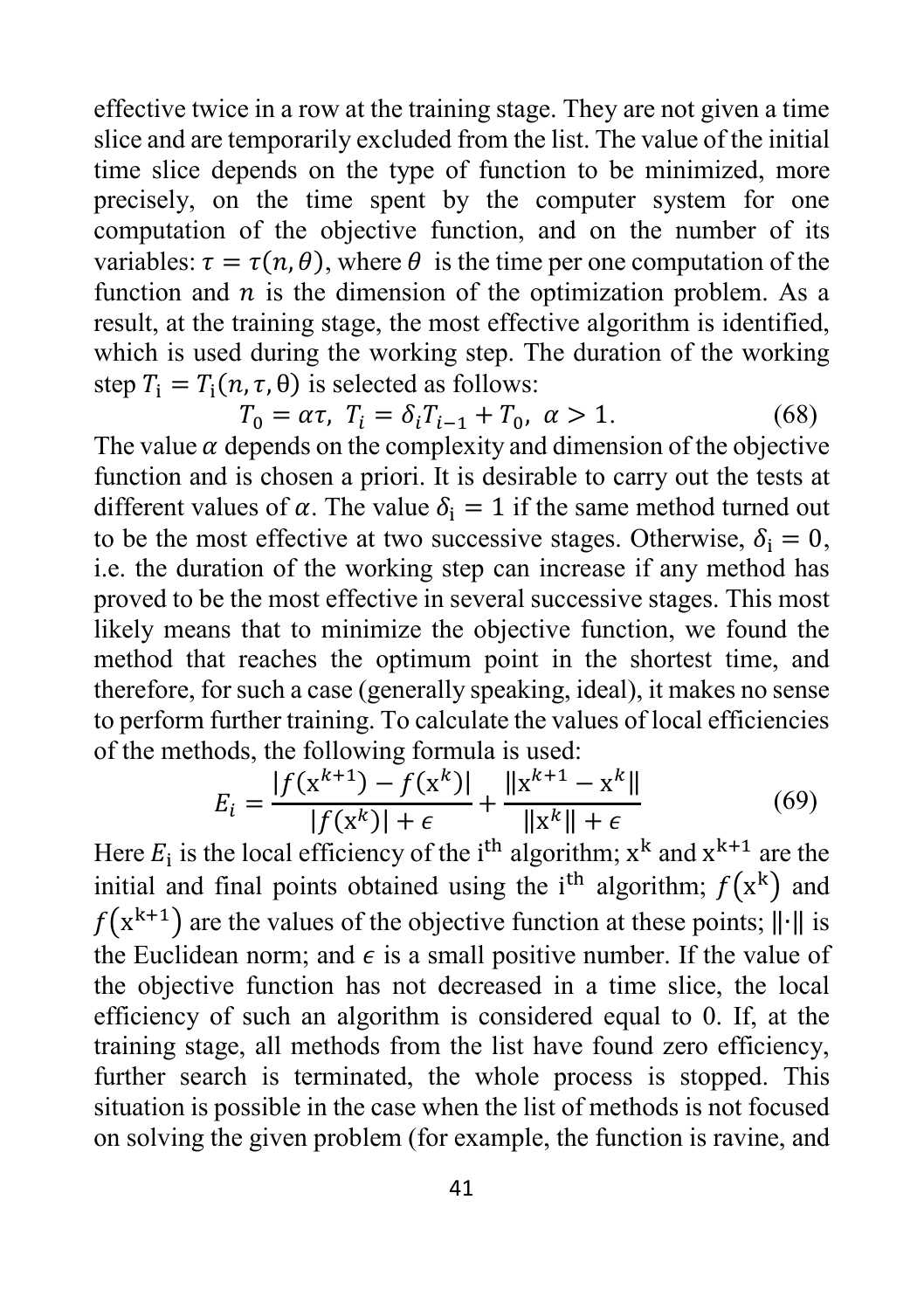effective twice in a row at the training stage. They are not given a time slice and are temporarily excluded from the list. The value of the initial time slice depends on the type of function to be minimized, more precisely, on the time spent by the computer system for one computation of the objective function, and on the number of its variables: $\tau = \tau(n, \theta)$, where $\theta$ is the time per one computation of the function and $n$ is the dimension of the optimization problem. As a result, at the training stage, the most effective algorithm is identified, which is used during the working step. The duration of the working step $T_i = T_i(n, \tau, \theta)$ is selected as follows:

$$T_0 = \alpha\tau,\ T_i = \delta_i T_{i-1} + T_0,\ \alpha > 1. \tag{68}$$

The value $\alpha$ depends on the complexity and dimension of the objective function and is chosen a priori. It is desirable to carry out the tests at different values of $\alpha$. The value $\delta_i = 1$ if the same method turned out to be the most effective at two successive stages. Otherwise, $\delta_i = 0$, i.e. the duration of the working step can increase if any method has proved to be the most effective in several successive stages. This most likely means that to minimize the objective function, we found the method that reaches the optimum point in the shortest time, and therefore, for such a case (generally speaking, ideal), it makes no sense to perform further training. To calculate the values of local efficiencies of the methods, the following formula is used:

$$E_i = \frac{|f(x^{k+1}) - f(x^k)|}{|f(x^k)| + \epsilon} + \frac{\|x^{k+1} - x^k\|}{\|x^k\| + \epsilon} \tag{69}$$

Here $E_i$ is the local efficiency of the $i^{th}$ algorithm; $x^k$ and $x^{k+1}$ are the initial and final points obtained using the $i^{th}$ algorithm; $f(x^k)$ and $f(x^{k+1})$ are the values of the objective function at these points; $\|\cdot\|$ is the Euclidean norm; and $\epsilon$ is a small positive number. If the value of the objective function has not decreased in a time slice, the local efficiency of such an algorithm is considered equal to 0. If, at the training stage, all methods from the list have found zero efficiency, further search is terminated, the whole process is stopped. This situation is possible in the case when the list of methods is not focused on solving the given problem (for example, the function is ravine, and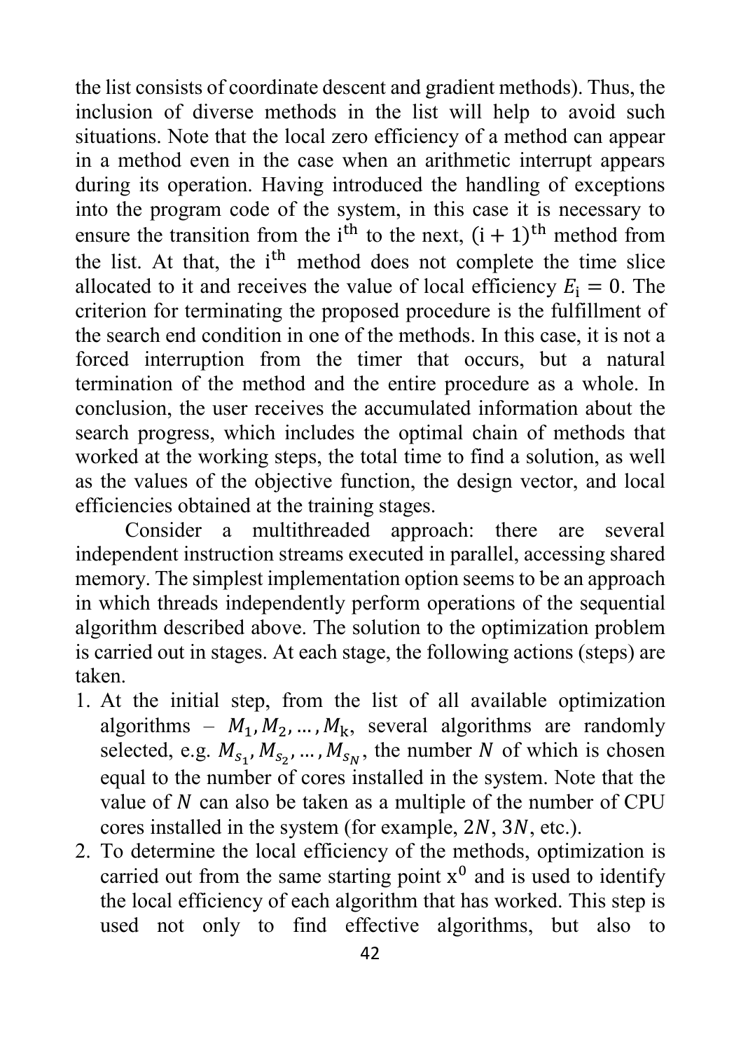the list consists of coordinate descent and gradient methods). Thus, the inclusion of diverse methods in the list will help to avoid such situations. Note that the local zero efficiency of a method can appear in a method even in the case when an arithmetic interrupt appears during its operation. Having introduced the handling of exceptions into the program code of the system, in this case it is necessary to ensure the transition from the $\mathrm{i}^{\mathrm{th}}$ to the next, $(\mathrm{i}+1)^{\mathrm{th}}$ method from the list. At that, the $\mathrm{i}^{\mathrm{th}}$ method does not complete the time slice allocated to it and receives the value of local efficiency $E_{\mathrm{i}} = 0$. The criterion for terminating the proposed procedure is the fulfillment of the search end condition in one of the methods. In this case, it is not a forced interruption from the timer that occurs, but a natural termination of the method and the entire procedure as a whole. In conclusion, the user receives the accumulated information about the search progress, which includes the optimal chain of methods that worked at the working steps, the total time to find a solution, as well as the values of the objective function, the design vector, and local efficiencies obtained at the training stages.

Consider a multithreaded approach: there are several independent instruction streams executed in parallel, accessing shared memory. The simplest implementation option seems to be an approach in which threads independently perform operations of the sequential algorithm described above. The solution to the optimization problem is carried out in stages. At each stage, the following actions (steps) are taken.

1. At the initial step, from the list of all available optimization algorithms – $M_1, M_2, \dots, M_{\mathrm{k}}$, several algorithms are randomly selected, e.g. $M_{s_1}, M_{s_2}, \dots, M_{s_N}$, the number $N$ of which is chosen equal to the number of cores installed in the system. Note that the value of $N$ can also be taken as a multiple of the number of CPU cores installed in the system (for example, $2N$, $3N$, etc.).
2. To determine the local efficiency of the methods, optimization is carried out from the same starting point $\mathrm{x}^0$ and is used to identify the local efficiency of each algorithm that has worked. This step is used not only to find effective algorithms, but also to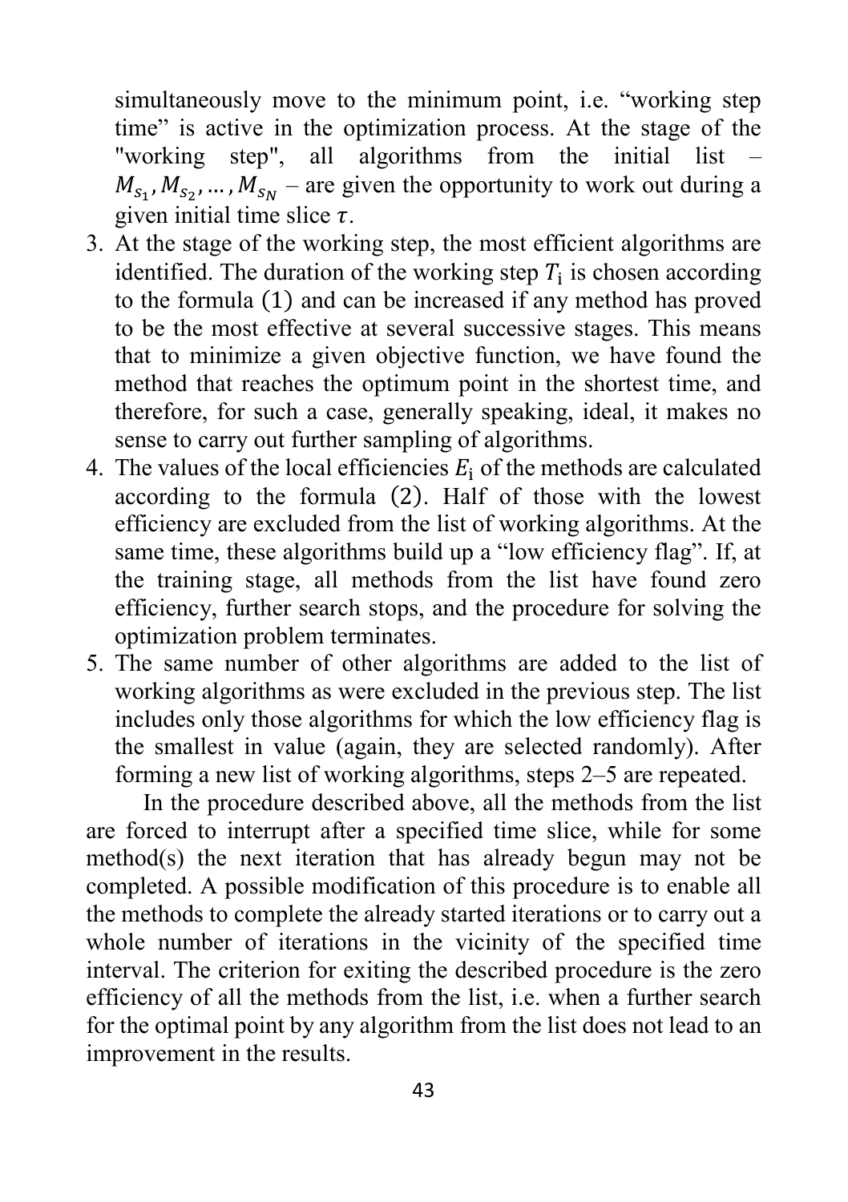simultaneously move to the minimum point, i.e. "working step time" is active in the optimization process. At the stage of the "working step", all algorithms from the initial list – $M_{s_1}, M_{s_2}, \ldots, M_{s_N}$ – are given the opportunity to work out during a given initial time slice $\tau$.

3. At the stage of the working step, the most efficient algorithms are identified. The duration of the working step $T_i$ is chosen according to the formula (1) and can be increased if any method has proved to be the most effective at several successive stages. This means that to minimize a given objective function, we have found the method that reaches the optimum point in the shortest time, and therefore, for such a case, generally speaking, ideal, it makes no sense to carry out further sampling of algorithms.
4. The values of the local efficiencies $E_i$ of the methods are calculated according to the formula (2). Half of those with the lowest efficiency are excluded from the list of working algorithms. At the same time, these algorithms build up a "low efficiency flag". If, at the training stage, all methods from the list have found zero efficiency, further search stops, and the procedure for solving the optimization problem terminates.
5. The same number of other algorithms are added to the list of working algorithms as were excluded in the previous step. The list includes only those algorithms for which the low efficiency flag is the smallest in value (again, they are selected randomly). After forming a new list of working algorithms, steps 2–5 are repeated.

In the procedure described above, all the methods from the list are forced to interrupt after a specified time slice, while for some method(s) the next iteration that has already begun may not be completed. A possible modification of this procedure is to enable all the methods to complete the already started iterations or to carry out a whole number of iterations in the vicinity of the specified time interval. The criterion for exiting the described procedure is the zero efficiency of all the methods from the list, i.e. when a further search for the optimal point by any algorithm from the list does not lead to an improvement in the results.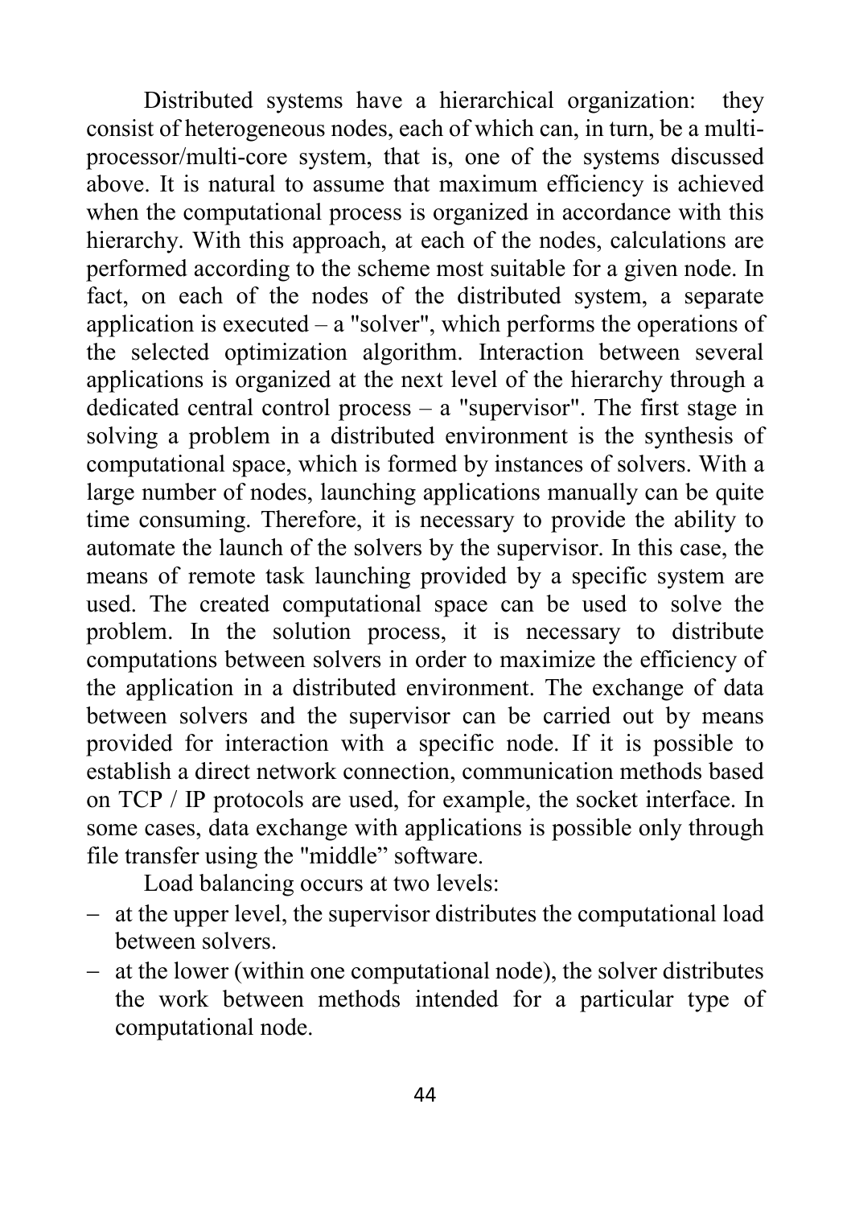Distributed systems have a hierarchical organization: they consist of heterogeneous nodes, each of which can, in turn, be a multi-processor/multi-core system, that is, one of the systems discussed above. It is natural to assume that maximum efficiency is achieved when the computational process is organized in accordance with this hierarchy. With this approach, at each of the nodes, calculations are performed according to the scheme most suitable for a given node. In fact, on each of the nodes of the distributed system, a separate application is executed – a "solver", which performs the operations of the selected optimization algorithm. Interaction between several applications is organized at the next level of the hierarchy through a dedicated central control process – a "supervisor". The first stage in solving a problem in a distributed environment is the synthesis of computational space, which is formed by instances of solvers. With a large number of nodes, launching applications manually can be quite time consuming. Therefore, it is necessary to provide the ability to automate the launch of the solvers by the supervisor. In this case, the means of remote task launching provided by a specific system are used. The created computational space can be used to solve the problem. In the solution process, it is necessary to distribute computations between solvers in order to maximize the efficiency of the application in a distributed environment. The exchange of data between solvers and the supervisor can be carried out by means provided for interaction with a specific node. If it is possible to establish a direct network connection, communication methods based on TCP / IP protocols are used, for example, the socket interface. In some cases, data exchange with applications is possible only through file transfer using the "middle" software.

Load balancing occurs at two levels:

- at the upper level, the supervisor distributes the computational load between solvers.
- at the lower (within one computational node), the solver distributes the work between methods intended for a particular type of computational node.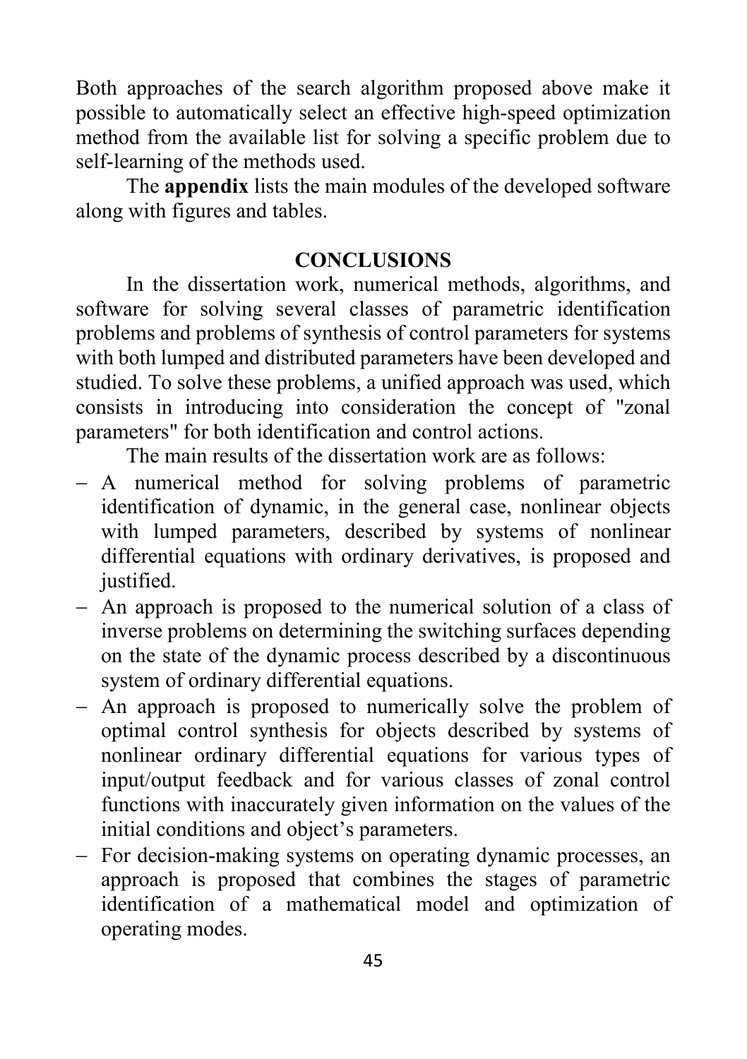Both approaches of the search algorithm proposed above make it possible to automatically select an effective high-speed optimization method from the available list for solving a specific problem due to self-learning of the methods used.

The **appendix** lists the main modules of the developed software along with figures and tables.

## CONCLUSIONS

In the dissertation work, numerical methods, algorithms, and software for solving several classes of parametric identification problems and problems of synthesis of control parameters for systems with both lumped and distributed parameters have been developed and studied. To solve these problems, a unified approach was used, which consists in introducing into consideration the concept of "zonal parameters" for both identification and control actions.

The main results of the dissertation work are as follows:

- A numerical method for solving problems of parametric identification of dynamic, in the general case, nonlinear objects with lumped parameters, described by systems of nonlinear differential equations with ordinary derivatives, is proposed and justified.
- An approach is proposed to the numerical solution of a class of inverse problems on determining the switching surfaces depending on the state of the dynamic process described by a discontinuous system of ordinary differential equations.
- An approach is proposed to numerically solve the problem of optimal control synthesis for objects described by systems of nonlinear ordinary differential equations for various types of input/output feedback and for various classes of zonal control functions with inaccurately given information on the values of the initial conditions and object's parameters.
- For decision-making systems on operating dynamic processes, an approach is proposed that combines the stages of parametric identification of a mathematical model and optimization of operating modes.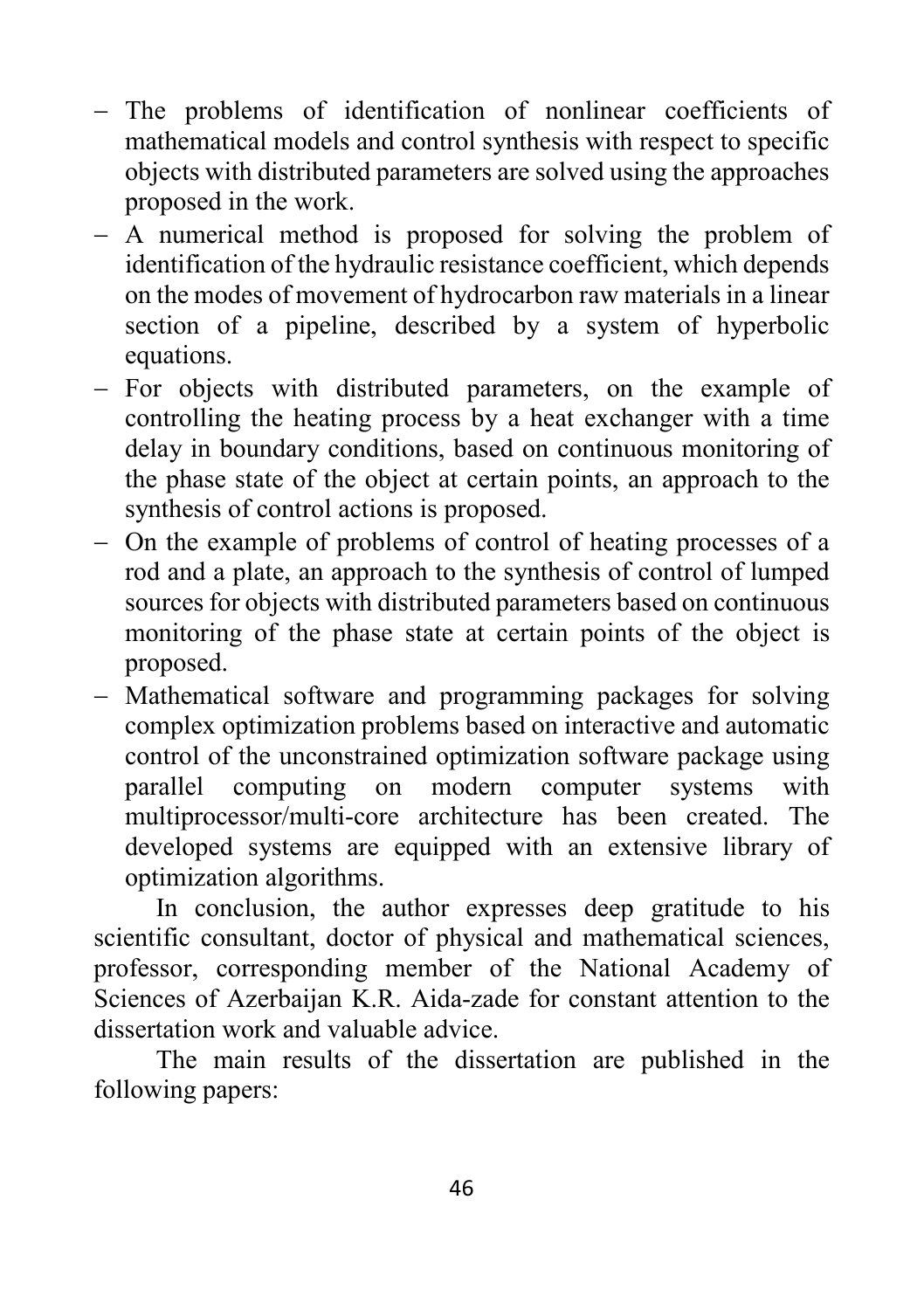- The problems of identification of nonlinear coefficients of mathematical models and control synthesis with respect to specific objects with distributed parameters are solved using the approaches proposed in the work.
- A numerical method is proposed for solving the problem of identification of the hydraulic resistance coefficient, which depends on the modes of movement of hydrocarbon raw materials in a linear section of a pipeline, described by a system of hyperbolic equations.
- For objects with distributed parameters, on the example of controlling the heating process by a heat exchanger with a time delay in boundary conditions, based on continuous monitoring of the phase state of the object at certain points, an approach to the synthesis of control actions is proposed.
- On the example of problems of control of heating processes of a rod and a plate, an approach to the synthesis of control of lumped sources for objects with distributed parameters based on continuous monitoring of the phase state at certain points of the object is proposed.
- Mathematical software and programming packages for solving complex optimization problems based on interactive and automatic control of the unconstrained optimization software package using parallel computing on modern computer systems with multiprocessor/multi-core architecture has been created. The developed systems are equipped with an extensive library of optimization algorithms.

In conclusion, the author expresses deep gratitude to his scientific consultant, doctor of physical and mathematical sciences, professor, corresponding member of the National Academy of Sciences of Azerbaijan K.R. Aida-zade for constant attention to the dissertation work and valuable advice.

The main results of the dissertation are published in the following papers: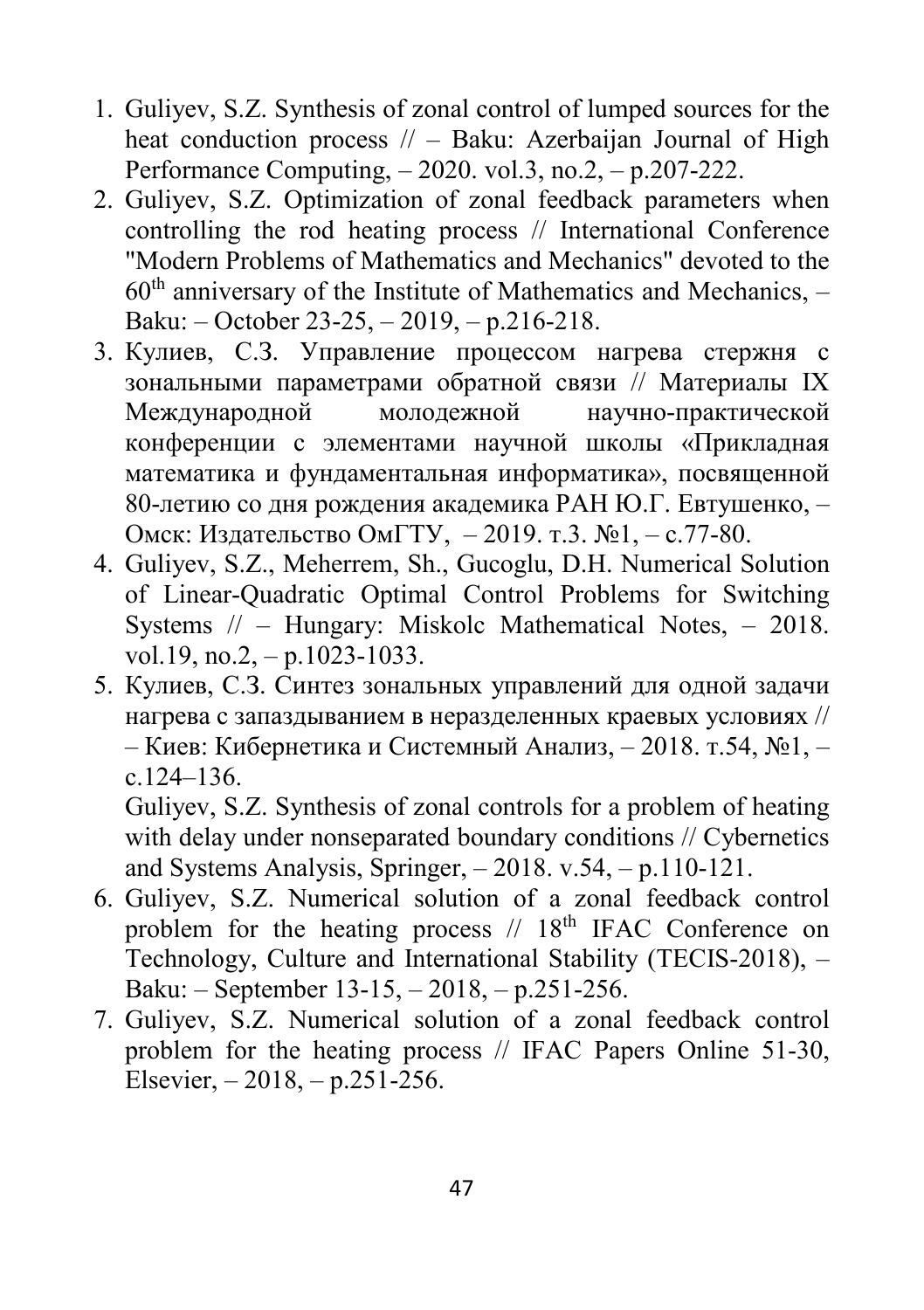1. Guliyev, S.Z. Synthesis of zonal control of lumped sources for the heat conduction process // – Baku: Azerbaijan Journal of High Performance Computing, – 2020. vol.3, no.2, – p.207-222.
2. Guliyev, S.Z. Optimization of zonal feedback parameters when controlling the rod heating process // International Conference "Modern Problems of Mathematics and Mechanics" devoted to the 60th anniversary of the Institute of Mathematics and Mechanics, – Baku: – October 23-25, – 2019, – p.216-218.
3. Кулиев, С.З. Управление процессом нагрева стержня с зональными параметрами обратной связи // Материалы IX Международной молодежной научно-практической конференции с элементами научной школы «Прикладная математика и фундаментальная информатика», посвященной 80-летию со дня рождения академика РАН Ю.Г. Евтушенко, – Омск: Издательство ОмГТУ, – 2019. т.3. №1, – с.77-80.
4. Guliyev, S.Z., Meherrem, Sh., Gucoglu, D.H. Numerical Solution of Linear-Quadratic Optimal Control Problems for Switching Systems // – Hungary: Miskolc Mathematical Notes, – 2018. vol.19, no.2, – p.1023-1033.
5. Кулиев, С.З. Синтез зональных управлений для одной задачи нагрева с запаздыванием в неразделенных краевых условиях // – Киев: Кибернетика и Системный Анализ, – 2018. т.54, №1, – с.124–136.

   Guliyev, S.Z. Synthesis of zonal controls for a problem of heating with delay under nonseparated boundary conditions // Cybernetics and Systems Analysis, Springer, – 2018. v.54, – p.110-121.
6. Guliyev, S.Z. Numerical solution of a zonal feedback control problem for the heating process // 18th IFAC Conference on Technology, Culture and International Stability (TECIS-2018), – Baku: – September 13-15, – 2018, – p.251-256.
7. Guliyev, S.Z. Numerical solution of a zonal feedback control problem for the heating process // IFAC Papers Online 51-30, Elsevier, – 2018, – p.251-256.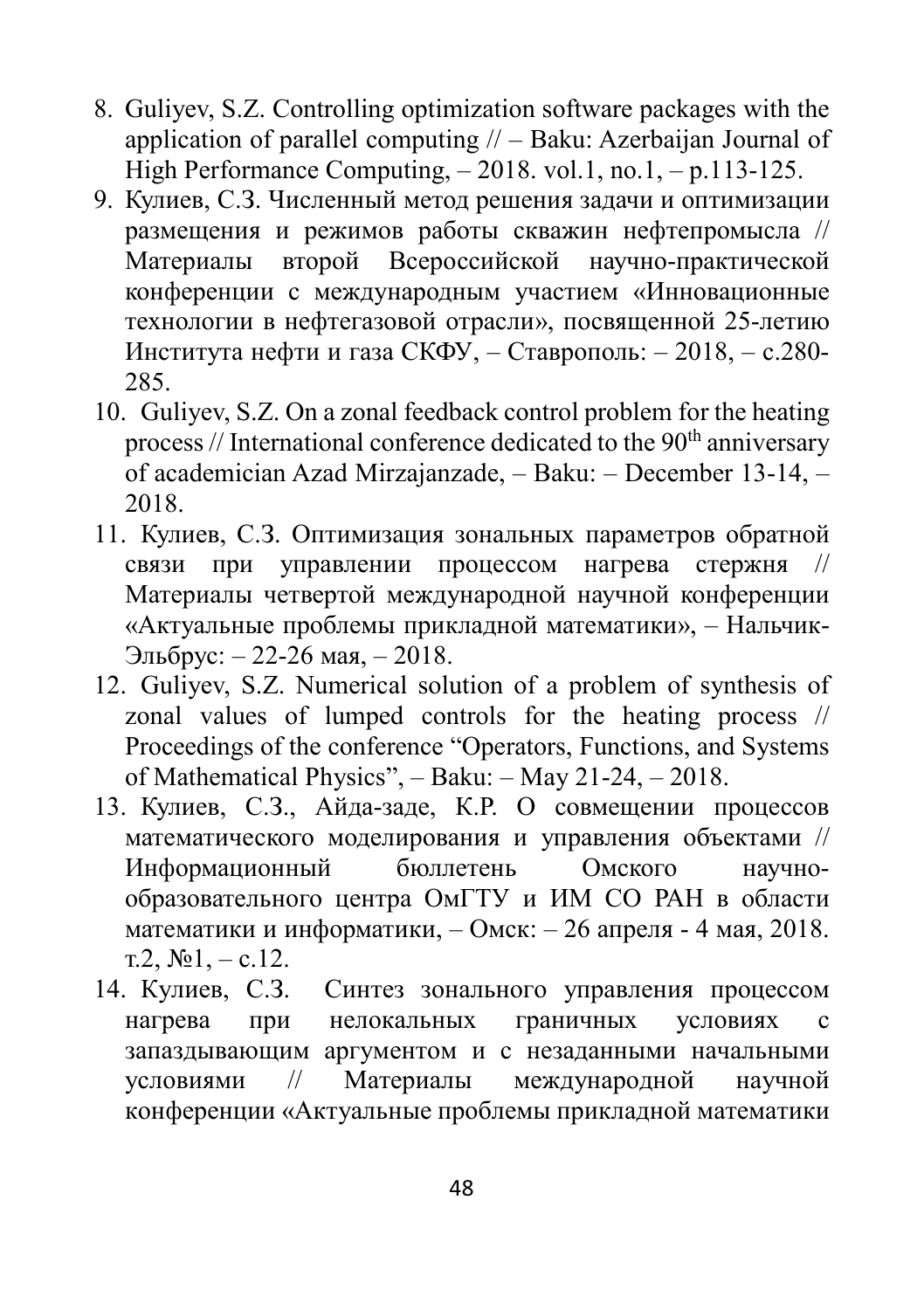8. Guliyev, S.Z. Controlling optimization software packages with the application of parallel computing // – Baku: Azerbaijan Journal of High Performance Computing, – 2018. vol.1, no.1, – p.113-125.
9. Кулиев, С.З. Численный метод решения задачи и оптимизации размещения и режимов работы скважин нефтепромысла // Материалы второй Всероссийской научно-практической конференции с международным участием «Инновационные технологии в нефтегазовой отрасли», посвященной 25-летию Института нефти и газа СКФУ, – Ставрополь: – 2018, – с.280-285.
10. Guliyev, S.Z. On a zonal feedback control problem for the heating process // International conference dedicated to the 90th anniversary of academician Azad Mirzajanzade, – Baku: – December 13-14, – 2018.
11. Кулиев, С.З. Оптимизация зональных параметров обратной связи при управлении процессом нагрева стержня // Материалы четвертой международной научной конференции «Актуальные проблемы прикладной математики», – Нальчик-Эльбрус: – 22-26 мая, – 2018.
12. Guliyev, S.Z. Numerical solution of a problem of synthesis of zonal values of lumped controls for the heating process // Proceedings of the conference "Operators, Functions, and Systems of Mathematical Physics", – Baku: – May 21-24, – 2018.
13. Кулиев, С.З., Айда-заде, К.Р. О совмещении процессов математического моделирования и управления объектами // Информационный бюллетень Омского научно-образовательного центра ОмГТУ и ИМ СО РАН в области математики и информатики, – Омск: – 26 апреля - 4 мая, 2018. т.2, №1, – с.12.
14. Кулиев, С.З. Синтез зонального управления процессом нагрева при нелокальных граничных условиях с запаздывающим аргументом и с незаданными начальными условиями // Материалы международной научной конференции «Актуальные проблемы прикладной математики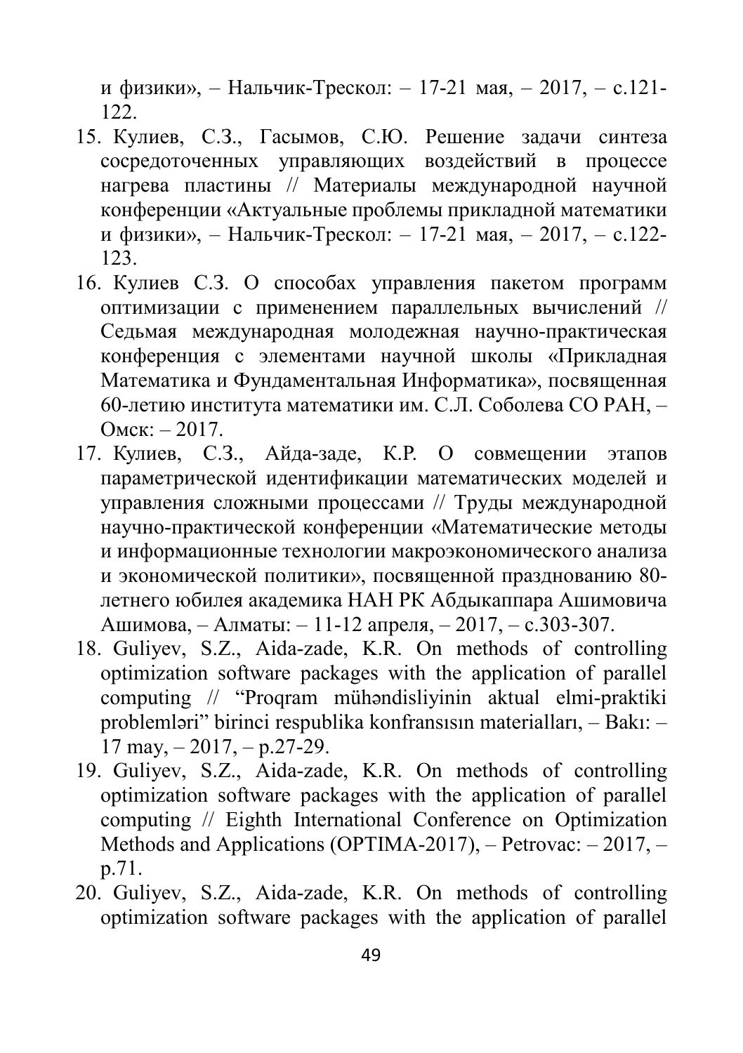и физики», – Нальчик-Терскол: – 17-21 мая, – 2017, – с.121-122.

15. Кулиев, С.З., Гасымов, С.Ю. Решение задачи синтеза сосредоточенных управляющих воздействий в процессе нагрева пластины // Материалы международной научной конференции «Актуальные проблемы прикладной математики и физики», – Нальчик-Терскол: – 17-21 мая, – 2017, – с.122-123.
16. Кулиев С.З. О способах управления пакетом программ оптимизации с применением параллельных вычислений // Седьмая международная молодежная научно-практическая конференция с элементами научной школы «Прикладная Математика и Фундаментальная Информатика», посвященная 60-летию института математики им. С.Л. Соболева СО РАН, – Омск: – 2017.
17. Кулиев, С.З., Айда-заде, К.Р. О совмещении этапов параметрической идентификации математических моделей и управления сложными процессами // Труды международной научно-практической конференции «Математические методы и информационные технологии макроэкономического анализа и экономической политики», посвященной празднованию 80-летнего юбилея академика НАН РК Абдыкаппара Ашимовича Ашимова, – Алматы: – 11-12 апреля, – 2017, – с.303-307.
18. Guliyev, S.Z., Aida-zade, K.R. On methods of controlling optimization software packages with the application of parallel computing // "Proqram mühəndisliyinin aktual elmi-praktiki problemləri" birinci respublika konfransısın materialları, – Bakı: – 17 may, – 2017, – p.27-29.
19. Guliyev, S.Z., Aida-zade, K.R. On methods of controlling optimization software packages with the application of parallel computing // Eighth International Conference on Optimization Methods and Applications (OPTIMA-2017), – Petrovac: – 2017, – p.71.
20. Guliyev, S.Z., Aida-zade, K.R. On methods of controlling optimization software packages with the application of parallel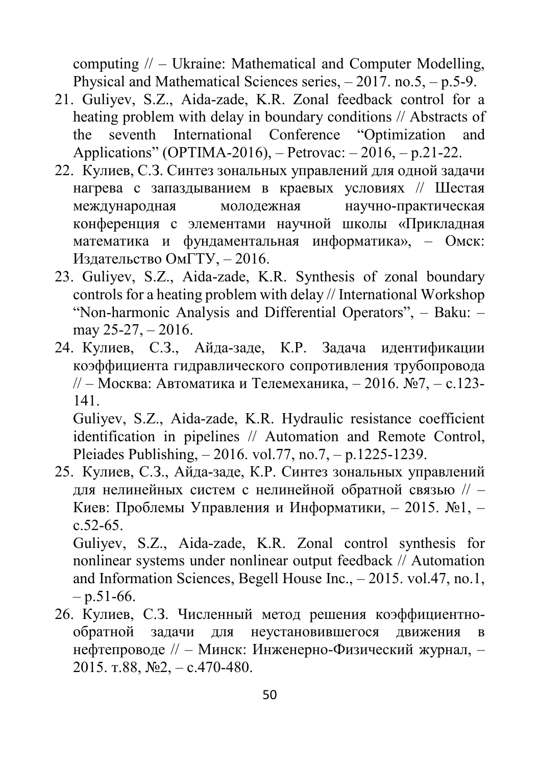computing // – Ukraine: Mathematical and Computer Modelling, Physical and Mathematical Sciences series, – 2017. no.5, – p.5-9.

21. Guliyev, S.Z., Aida-zade, K.R. Zonal feedback control for a heating problem with delay in boundary conditions // Abstracts of the seventh International Conference "Optimization and Applications" (OPTIMA-2016), – Petrovac: – 2016, – p.21-22.
22. Кулиев, С.З. Синтез зональных управлений для одной задачи нагрева с запаздыванием в краевых условиях // Шестая международная молодежная научно-практическая конференция с элементами научной школы «Прикладная математика и фундаментальная информатика», – Омск: Издательство ОмГТУ, – 2016.
23. Guliyev, S.Z., Aida-zade, K.R. Synthesis of zonal boundary controls for a heating problem with delay // International Workshop "Non-harmonic Analysis and Differential Operators", – Baku: – may 25-27, – 2016.
24. Кулиев, С.З., Айда-заде, К.Р. Задача идентификации коэффициента гидравлического сопротивления трубопровода // – Москва: Автоматика и Телемеханика, – 2016. №7, – с.123-141.

    Guliyev, S.Z., Aida-zade, K.R. Hydraulic resistance coefficient identification in pipelines // Automation and Remote Control, Pleiades Publishing, – 2016. vol.77, no.7, – p.1225-1239.
25. Кулиев, С.З., Айда-заде, К.Р. Синтез зональных управлений для нелинейных систем с нелинейной обратной связью // – Киев: Проблемы Управления и Информатики, – 2015. №1, – с.52-65.

    Guliyev, S.Z., Aida-zade, K.R. Zonal control synthesis for nonlinear systems under nonlinear output feedback // Automation and Information Sciences, Begell House Inc., – 2015. vol.47, no.1, – p.51-66.
26. Кулиев, С.З. Численный метод решения коэффициентно-обратной задачи для неустановившегося движения в нефтепроводе // – Минск: Инженерно-Физический журнал, – 2015. т.88, №2, – с.470-480.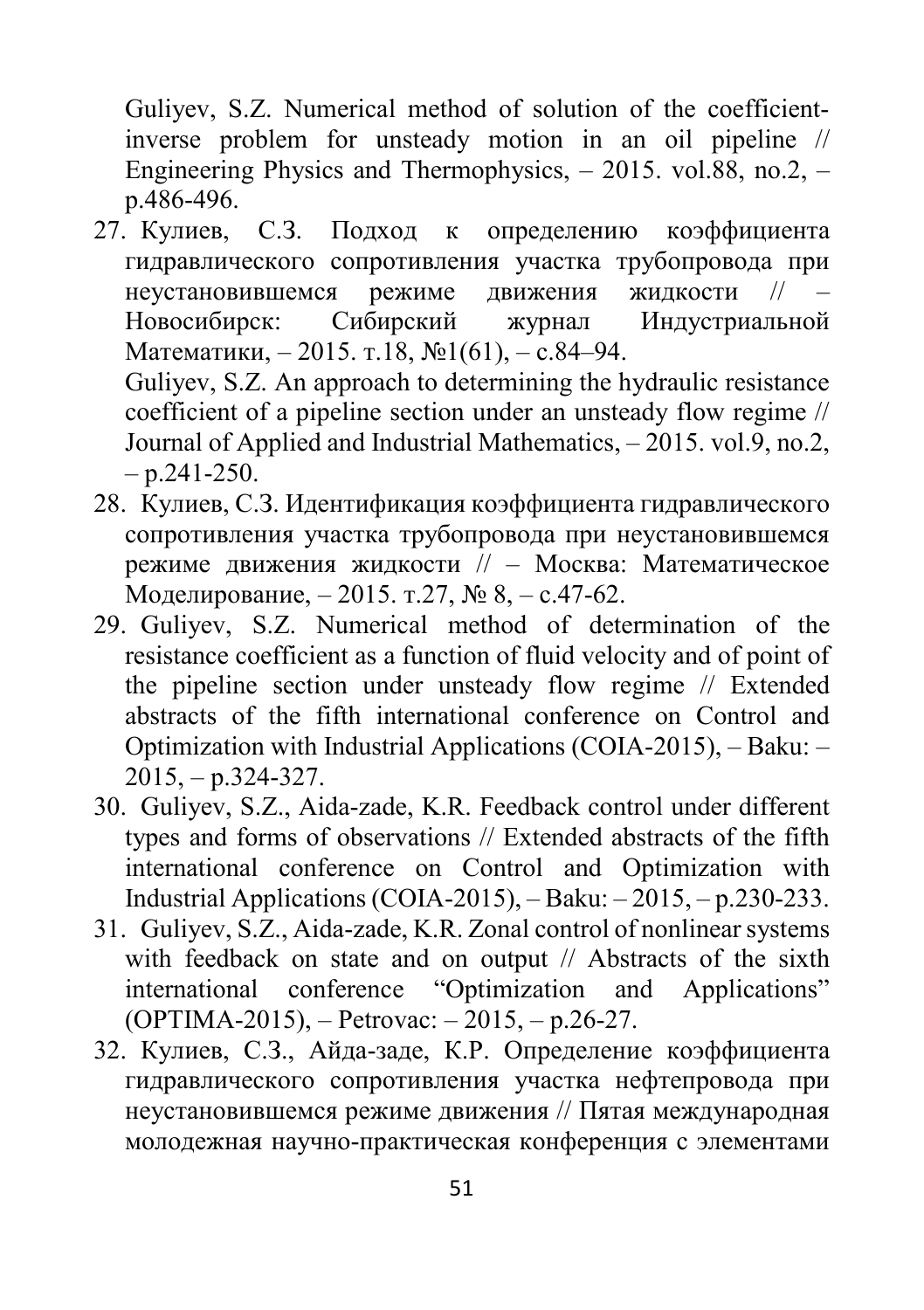Guliyev, S.Z. Numerical method of solution of the coefficient-inverse problem for unsteady motion in an oil pipeline // Engineering Physics and Thermophysics, – 2015. vol.88, no.2, – p.486-496.

27. Кулиев, С.З. Подход к определению коэффициента гидравлического сопротивления участка трубопровода при неустановившемся режиме движения жидкости // – Новосибирск: Сибирский журнал Индустриальной Математики, – 2015. т.18, №1(61), – с.84–94.
   
   Guliyev, S.Z. An approach to determining the hydraulic resistance coefficient of a pipeline section under an unsteady flow regime // Journal of Applied and Industrial Mathematics, – 2015. vol.9, no.2, – p.241-250.
28. Кулиев, С.З. Идентификация коэффициента гидравлического сопротивления участка трубопровода при неустановившемся режиме движения жидкости // – Москва: Математическое Моделирование, – 2015. т.27, № 8, – с.47-62.
29. Guliyev, S.Z. Numerical method of determination of the resistance coefficient as a function of fluid velocity and of point of the pipeline section under unsteady flow regime // Extended abstracts of the fifth international conference on Control and Optimization with Industrial Applications (COIA-2015), – Baku: – 2015, – p.324-327.
30. Guliyev, S.Z., Aida-zade, K.R. Feedback control under different types and forms of observations // Extended abstracts of the fifth international conference on Control and Optimization with Industrial Applications (COIA-2015), – Baku: – 2015, – p.230-233.
31. Guliyev, S.Z., Aida-zade, K.R. Zonal control of nonlinear systems with feedback on state and on output // Abstracts of the sixth international conference "Optimization and Applications" (OPTIMA-2015), – Petrovac: – 2015, – p.26-27.
32. Кулиев, С.З., Айда-заде, К.Р. Определение коэффициента гидравлического сопротивления участка нефтепровода при неустановившемся режиме движения // Пятая международная молодежная научно-практическая конференция с элементами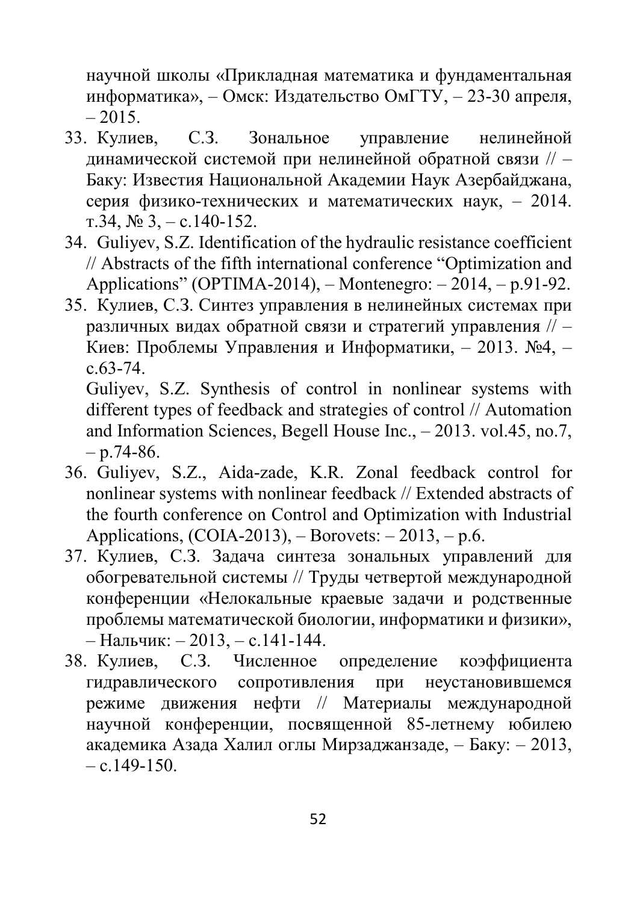научной школы «Прикладная математика и фундаментальная информатика», – Омск: Издательство ОмГТУ, – 23-30 апреля, – 2015.

33. Кулиев, С.З. Зональное управление нелинейной динамической системой при нелинейной обратной связи // – Баку: Известия Национальной Академии Наук Азербайджана, серия физико-технических и математических наук, – 2014. т.34, № 3, – с.140-152.
34. Guliyev, S.Z. Identification of the hydraulic resistance coefficient // Abstracts of the fifth international conference "Optimization and Applications" (OPTIMA-2014), – Montenegro: – 2014, – p.91-92.
35. Кулиев, С.З. Синтез управления в нелинейных системах при различных видах обратной связи и стратегий управления // – Киев: Проблемы Управления и Информатики, – 2013. №4, – с.63-74.

    Guliyev, S.Z. Synthesis of control in nonlinear systems with different types of feedback and strategies of control // Automation and Information Sciences, Begell House Inc., – 2013. vol.45, no.7, – p.74-86.
36. Guliyev, S.Z., Aida-zade, K.R. Zonal feedback control for nonlinear systems with nonlinear feedback // Extended abstracts of the fourth conference on Control and Optimization with Industrial Applications, (COIA-2013), – Borovets: – 2013, – p.6.
37. Кулиев, С.З. Задача синтеза зональных управлений для обогревательной системы // Труды четвертой международной конференции «Нелокальные краевые задачи и родственные проблемы математической биологии, информатики и физики», – Нальчик: – 2013, – с.141-144.
38. Кулиев, С.З. Численное определение коэффициента гидравлического сопротивления при неустановившемся режиме движения нефти // Материалы международной научной конференции, посвященной 85-летнему юбилею академика Азада Халил оглы Мирзаджанзаде, – Баку: – 2013, – с.149-150.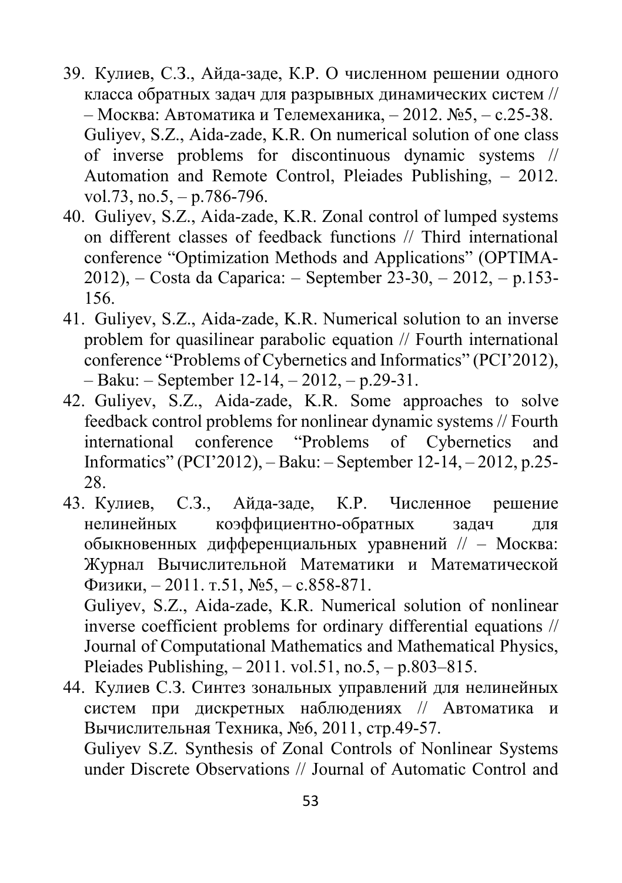39. Кулиев, С.З., Айда-заде, К.Р. О численном решении одного класса обратных задач для разрывных динамических систем // – Москва: Автоматика и Телемеханика, – 2012. №5, – с.25-38.
    Guliyev, S.Z., Aida-zade, K.R. On numerical solution of one class of inverse problems for discontinuous dynamic systems // Automation and Remote Control, Pleiades Publishing, – 2012. vol.73, no.5, – p.786-796.
40. Guliyev, S.Z., Aida-zade, K.R. Zonal control of lumped systems on different classes of feedback functions // Third international conference "Optimization Methods and Applications" (OPTIMA-2012), – Costa da Caparica: – September 23-30, – 2012, – p.153-156.
41. Guliyev, S.Z., Aida-zade, K.R. Numerical solution to an inverse problem for quasilinear parabolic equation // Fourth international conference "Problems of Cybernetics and Informatics" (PCI'2012), – Baku: – September 12-14, – 2012, – p.29-31.
42. Guliyev, S.Z., Aida-zade, K.R. Some approaches to solve feedback control problems for nonlinear dynamic systems // Fourth international conference "Problems of Cybernetics and Informatics" (PCI'2012), – Baku: – September 12-14, – 2012, p.25-28.
43. Кулиев, С.З., Айда-заде, К.Р. Численное решение нелинейных коэффициентно-обратных задач для обыкновенных дифференциальных уравнений // – Москва: Журнал Вычислительной Математики и Математической Физики, – 2011. т.51, №5, – с.858-871.
    Guliyev, S.Z., Aida-zade, K.R. Numerical solution of nonlinear inverse coefficient problems for ordinary differential equations // Journal of Computational Mathematics and Mathematical Physics, Pleiades Publishing, – 2011. vol.51, no.5, – p.803–815.
44. Кулиев С.З. Синтез зональных управлений для нелинейных систем при дискретных наблюдениях // Автоматика и Вычислительная Техника, №6, 2011, стр.49-57.
    Guliyev S.Z. Synthesis of Zonal Controls of Nonlinear Systems under Discrete Observations // Journal of Automatic Control and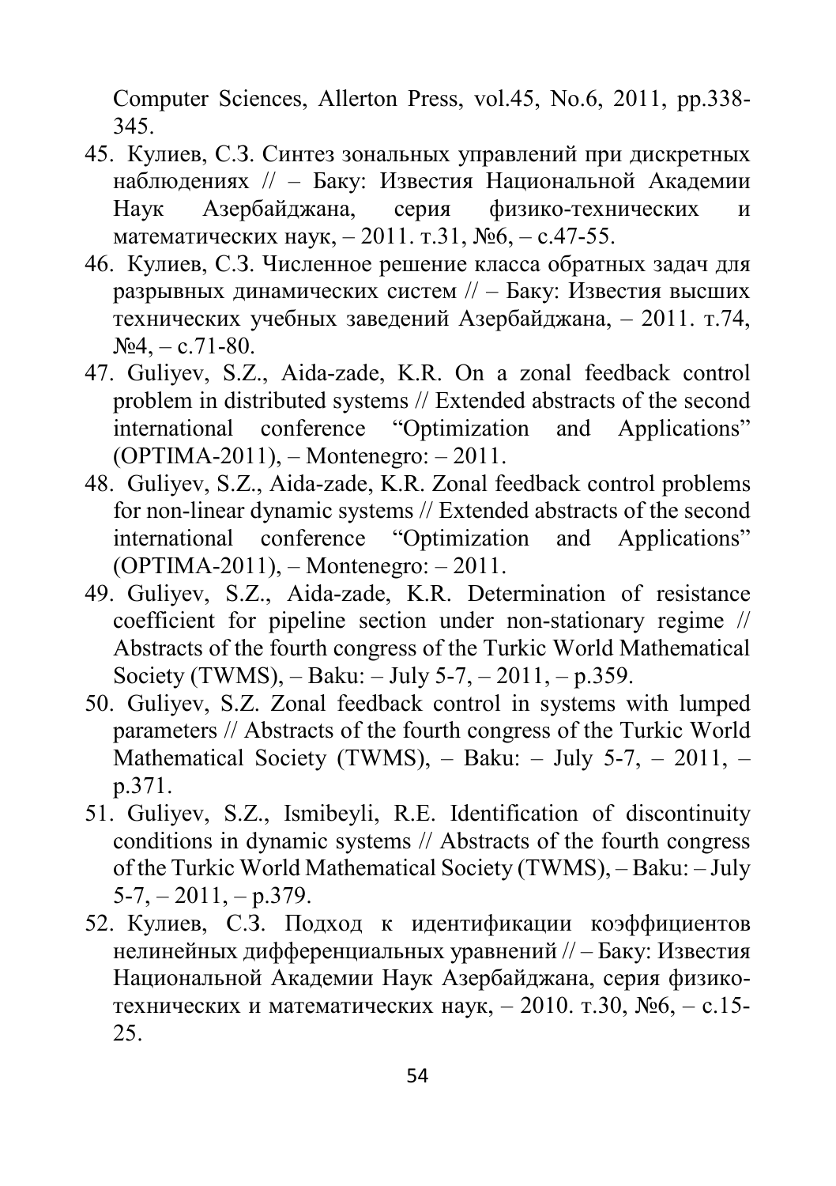Computer Sciences, Allerton Press, vol.45, No.6, 2011, pp.338-345.

45. Кулиев, С.З. Синтез зональных управлений при дискретных наблюдениях // – Баку: Известия Национальной Академии Наук Азербайджана, серия физико-технических и математических наук, – 2011. т.31, №6, – с.47-55.
46. Кулиев, С.З. Численное решение класса обратных задач для разрывных динамических систем // – Баку: Известия высших технических учебных заведений Азербайджана, – 2011. т.74, №4, – с.71-80.
47. Guliyev, S.Z., Aida-zade, K.R. On a zonal feedback control problem in distributed systems // Extended abstracts of the second international conference "Optimization and Applications" (OPTIMA-2011), – Montenegro: – 2011.
48. Guliyev, S.Z., Aida-zade, K.R. Zonal feedback control problems for non-linear dynamic systems // Extended abstracts of the second international conference "Optimization and Applications" (OPTIMA-2011), – Montenegro: – 2011.
49. Guliyev, S.Z., Aida-zade, K.R. Determination of resistance coefficient for pipeline section under non-stationary regime // Abstracts of the fourth congress of the Turkic World Mathematical Society (TWMS), – Baku: – July 5-7, – 2011, – p.359.
50. Guliyev, S.Z. Zonal feedback control in systems with lumped parameters // Abstracts of the fourth congress of the Turkic World Mathematical Society (TWMS), – Baku: – July 5-7, – 2011, – p.371.
51. Guliyev, S.Z., Ismibeyli, R.E. Identification of discontinuity conditions in dynamic systems // Abstracts of the fourth congress of the Turkic World Mathematical Society (TWMS), – Baku: – July 5-7, – 2011, – p.379.
52. Кулиев, С.З. Подход к идентификации коэффициентов нелинейных дифференциальных уравнений // – Баку: Известия Национальной Академии Наук Азербайджана, серия физико-технических и математических наук, – 2010. т.30, №6, – с.15-25.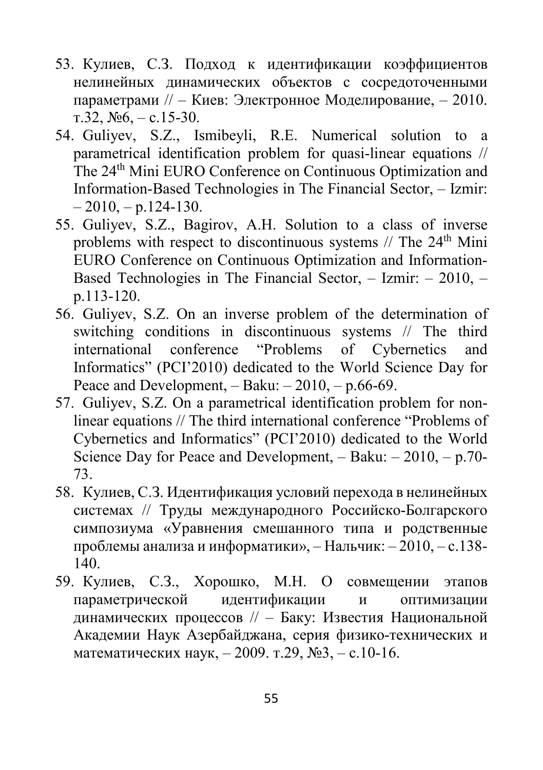53. Кулиев, С.З. Подход к идентификации коэффициентов нелинейных динамических объектов с сосредоточенными параметрами // – Киев: Электронное Моделирование, – 2010. т.32, №6, – с.15-30.
54. Guliyev, S.Z., Ismibeyli, R.E. Numerical solution to a parametrical identification problem for quasi-linear equations // The 24th Mini EURO Conference on Continuous Optimization and Information-Based Technologies in The Financial Sector, – Izmir: – 2010, – p.124-130.
55. Guliyev, S.Z., Bagirov, A.H. Solution to a class of inverse problems with respect to discontinuous systems // The 24th Mini EURO Conference on Continuous Optimization and Information-Based Technologies in The Financial Sector, – Izmir: – 2010, – p.113-120.
56. Guliyev, S.Z. On an inverse problem of the determination of switching conditions in discontinuous systems // The third international conference "Problems of Cybernetics and Informatics" (PCI'2010) dedicated to the World Science Day for Peace and Development, – Baku: – 2010, – p.66-69.
57. Guliyev, S.Z. On a parametrical identification problem for non-linear equations // The third international conference "Problems of Cybernetics and Informatics" (PCI'2010) dedicated to the World Science Day for Peace and Development, – Baku: – 2010, – p.70-73.
58. Кулиев, С.З. Идентификация условий перехода в нелинейных системах // Труды международного Российско-Болгарского симпозиума «Уравнения смешанного типа и родственные проблемы анализа и информатики», – Нальчик: – 2010, – с.138-140.
59. Кулиев, С.З., Хорошко, М.Н. О совмещении этапов параметрической идентификации и оптимизации динамических процессов // – Баку: Известия Национальной Академии Наук Азербайджана, серия физико-технических и математических наук, – 2009. т.29, №3, – с.10-16.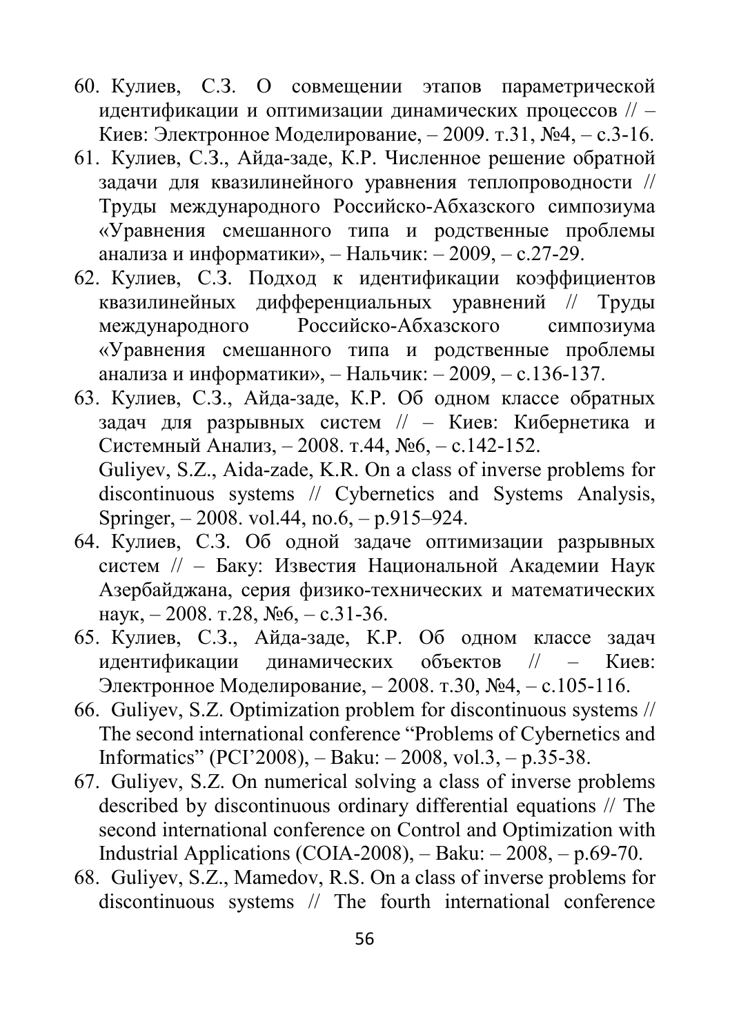60. Кулиев, С.З. О совмещении этапов параметрической идентификации и оптимизации динамических процессов // – Киев: Электронное Моделирование, – 2009. т.31, №4, – с.3-16.
61. Кулиев, С.З., Айда-заде, К.Р. Численное решение обратной задачи для квазилинейного уравнения теплопроводности // Труды международного Российско-Абхазского симпозиума «Уравнения смешанного типа и родственные проблемы анализа и информатики», – Нальчик: – 2009, – с.27-29.
62. Кулиев, С.З. Подход к идентификации коэффициентов квазилинейных дифференциальных уравнений // Труды международного Российско-Абхазского симпозиума «Уравнения смешанного типа и родственные проблемы анализа и информатики», – Нальчик: – 2009, – с.136-137.
63. Кулиев, С.З., Айда-заде, К.Р. Об одном классе обратных задач для разрывных систем // – Киев: Кибернетика и Системный Анализ, – 2008. т.44, №6, – с.142-152.
    Guliyev, S.Z., Aida-zade, K.R. On a class of inverse problems for discontinuous systems // Cybernetics and Systems Analysis, Springer, – 2008. vol.44, no.6, – p.915–924.
64. Кулиев, С.З. Об одной задаче оптимизации разрывных систем // – Баку: Известия Национальной Академии Наук Азербайджана, серия физико-технических и математических наук, – 2008. т.28, №6, – с.31-36.
65. Кулиев, С.З., Айда-заде, К.Р. Об одном классе задач идентификации динамических объектов // – Киев: Электронное Моделирование, – 2008. т.30, №4, – с.105-116.
66. Guliyev, S.Z. Optimization problem for discontinuous systems // The second international conference "Problems of Cybernetics and Informatics" (PCI'2008), – Baku: – 2008, vol.3, – p.35-38.
67. Guliyev, S.Z. On numerical solving a class of inverse problems described by discontinuous ordinary differential equations // The second international conference on Control and Optimization with Industrial Applications (COIA-2008), – Baku: – 2008, – p.69-70.
68. Guliyev, S.Z., Mamedov, R.S. On a class of inverse problems for discontinuous systems // The fourth international conference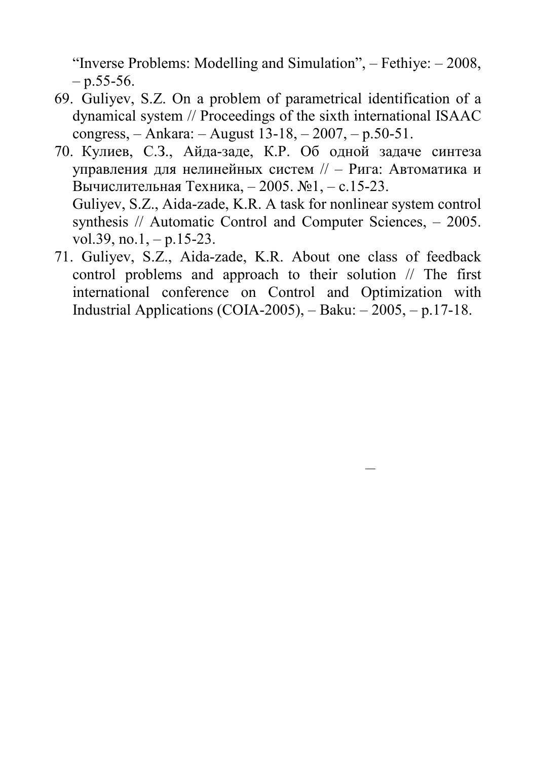"Inverse Problems: Modelling and Simulation", – Fethiye: – 2008, – p.55-56.

69. Guliyev, S.Z. On a problem of parametrical identification of a dynamical system // Proceedings of the sixth international ISAAC congress, – Ankara: – August 13-18, – 2007, – p.50-51.
70. Кулиев, С.З., Айда-заде, К.Р. Об одной задаче синтеза управления для нелинейных систем // – Рига: Автоматика и Вычислительная Техника, – 2005. №1, – с.15-23.
    Guliyev, S.Z., Aida-zade, K.R. A task for nonlinear system control synthesis // Automatic Control and Computer Sciences, – 2005. vol.39, no.1, – p.15-23.
71. Guliyev, S.Z., Aida-zade, K.R. About one class of feedback control problems and approach to their solution // The first international conference on Control and Optimization with Industrial Applications (COIA-2005), – Baku: – 2005, – p.17-18.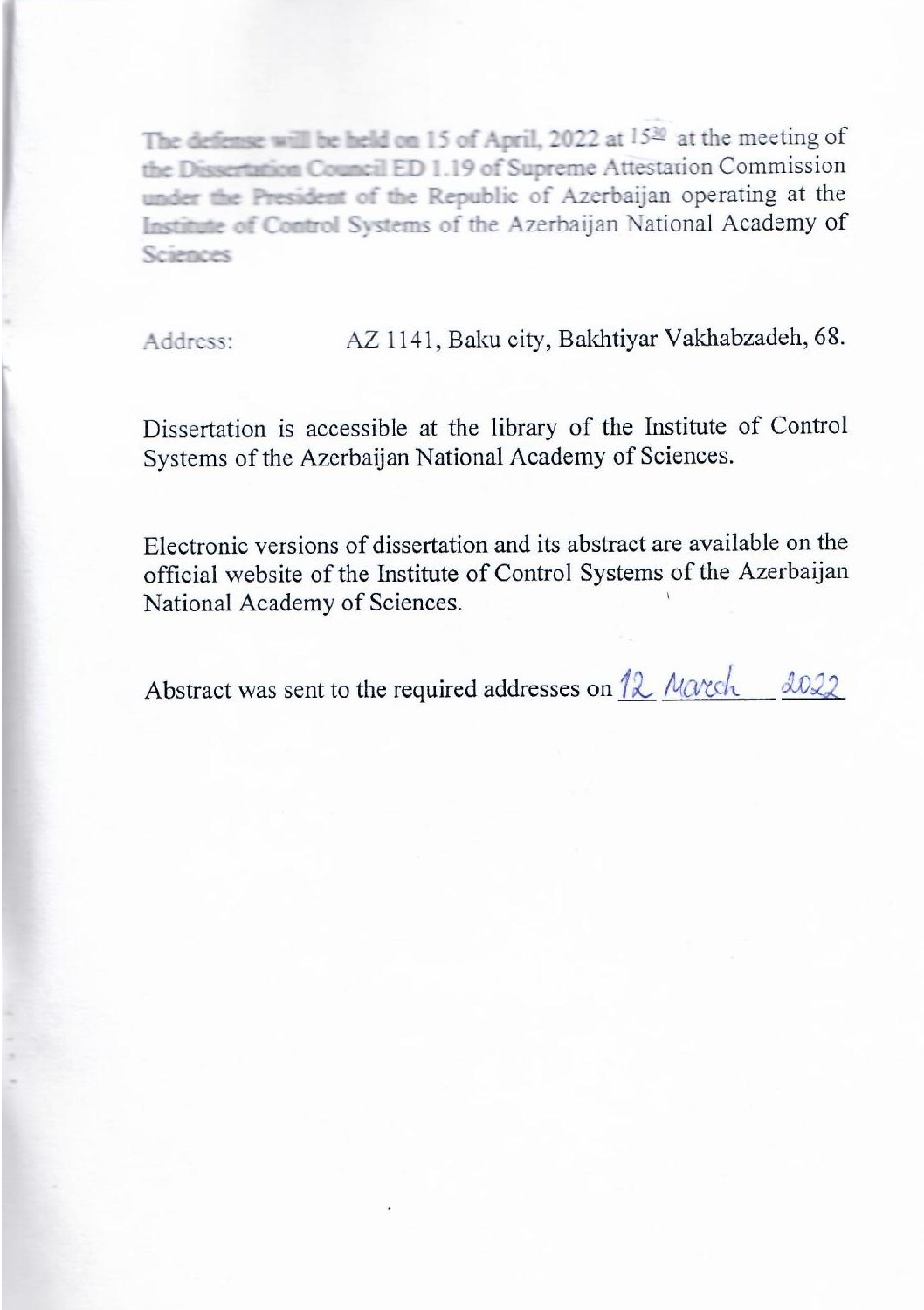The defense will be held on 15 of April, 2022 at $15^{30}$ at the meeting of the Dissertation Council ED 1.19 of Supreme Attestation Commission under the President of the Republic of Azerbaijan operating at the Institute of Control Systems of the Azerbaijan National Academy of Sciences

Address: AZ 1141, Baku city, Bakhtiyar Vakhabzadeh, 68.

Dissertation is accessible at the library of the Institute of Control Systems of the Azerbaijan National Academy of Sciences.

Electronic versions of dissertation and its abstract are available on the official website of the Institute of Control Systems of the Azerbaijan National Academy of Sciences.

Abstract was sent to the required addresses on 12 March 2022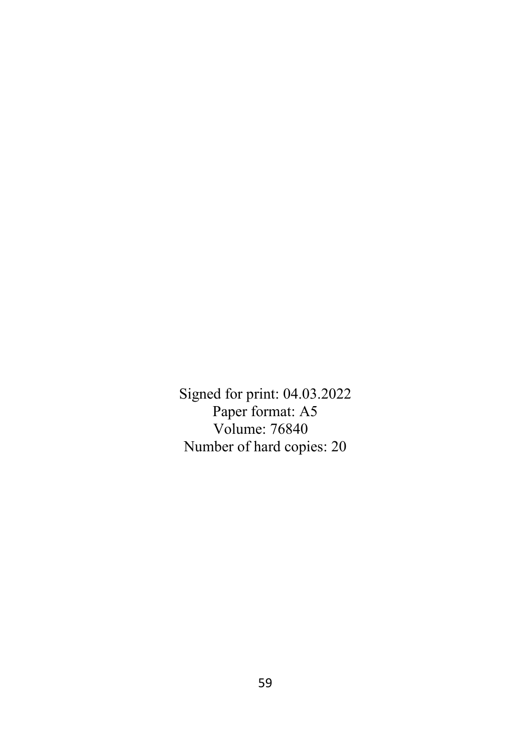Signed for print: 04.03.2022
Paper format: A5
Volume: 76840
Number of hard copies: 20